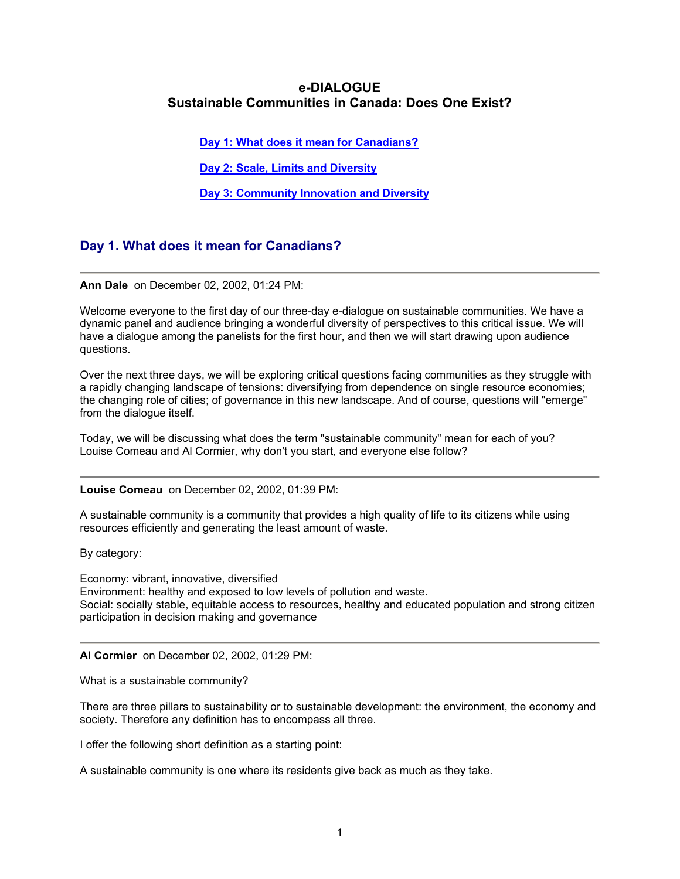# e-DIALOGUE
# Sustainable Communities in Canada: Does One Exist?

**Day 1: What does it mean for Canadians?**

**Day 2: Scale, Limits and Diversity**

**Day 3: Community Innovation and Diversity**

## Day 1. What does it mean for Canadians?

---

**Ann Dale** on December 02, 2002, 01:24 PM:

Welcome everyone to the first day of our three-day e-dialogue on sustainable communities. We have a dynamic panel and audience bringing a wonderful diversity of perspectives to this critical issue. We will have a dialogue among the panelists for the first hour, and then we will start drawing upon audience questions.

Over the next three days, we will be exploring critical questions facing communities as they struggle with a rapidly changing landscape of tensions: diversifying from dependence on single resource economies; the changing role of cities; of governance in this new landscape. And of course, questions will "emerge" from the dialogue itself.

Today, we will be discussing what does the term "sustainable community" mean for each of you? Louise Comeau and Al Cormier, why don't you start, and everyone else follow?

---

**Louise Comeau** on December 02, 2002, 01:39 PM:

A sustainable community is a community that provides a high quality of life to its citizens while using resources efficiently and generating the least amount of waste.

By category:

Economy: vibrant, innovative, diversified
Environment: healthy and exposed to low levels of pollution and waste.
Social: socially stable, equitable access to resources, healthy and educated population and strong citizen participation in decision making and governance

---

**Al Cormier** on December 02, 2002, 01:29 PM:

What is a sustainable community?

There are three pillars to sustainability or to sustainable development: the environment, the economy and society. Therefore any definition has to encompass all three.

I offer the following short definition as a starting point:

A sustainable community is one where its residents give back as much as they take.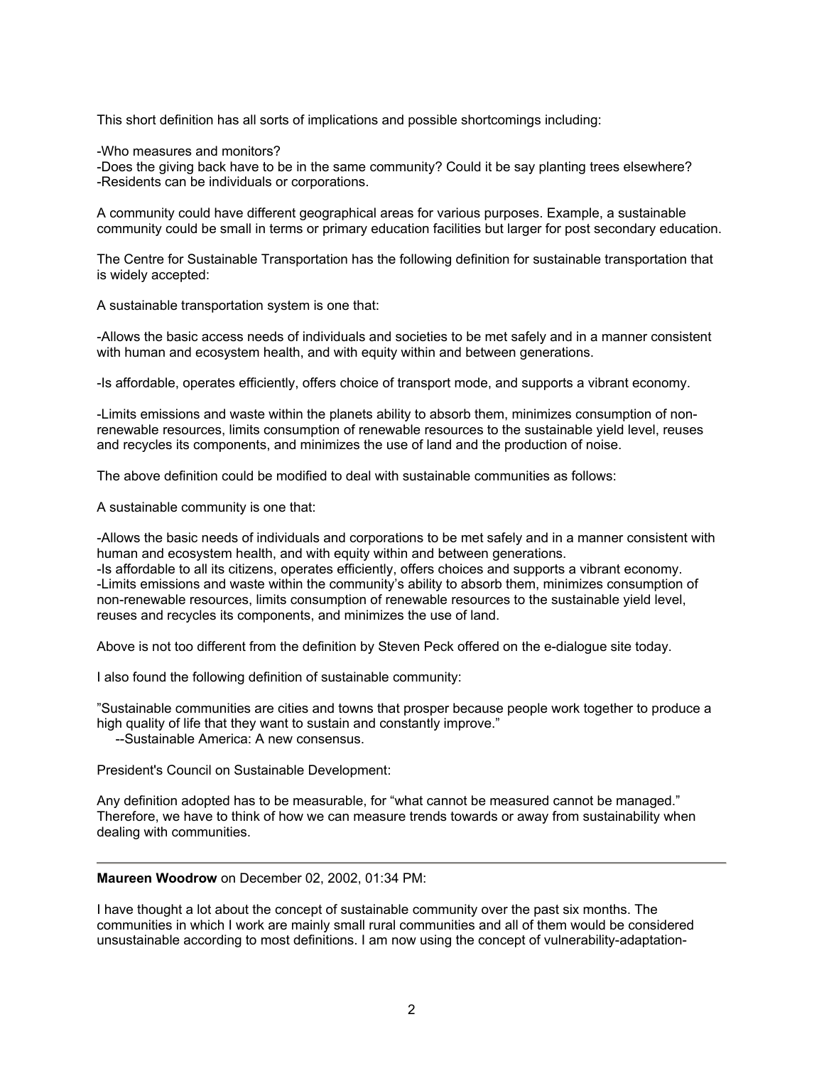This short definition has all sorts of implications and possible shortcomings including:

-Who measures and monitors?
-Does the giving back have to be in the same community? Could it be say planting trees elsewhere?
-Residents can be individuals or corporations.

A community could have different geographical areas for various purposes. Example, a sustainable community could be small in terms or primary education facilities but larger for post secondary education.

The Centre for Sustainable Transportation has the following definition for sustainable transportation that is widely accepted:

A sustainable transportation system is one that:

-Allows the basic access needs of individuals and societies to be met safely and in a manner consistent with human and ecosystem health, and with equity within and between generations.

-Is affordable, operates efficiently, offers choice of transport mode, and supports a vibrant economy.

-Limits emissions and waste within the planets ability to absorb them, minimizes consumption of non-renewable resources, limits consumption of renewable resources to the sustainable yield level, reuses and recycles its components, and minimizes the use of land and the production of noise.

The above definition could be modified to deal with sustainable communities as follows:

A sustainable community is one that:

-Allows the basic needs of individuals and corporations to be met safely and in a manner consistent with human and ecosystem health, and with equity within and between generations.
-Is affordable to all its citizens, operates efficiently, offers choices and supports a vibrant economy.
-Limits emissions and waste within the community's ability to absorb them, minimizes consumption of non-renewable resources, limits consumption of renewable resources to the sustainable yield level, reuses and recycles its components, and minimizes the use of land.

Above is not too different from the definition by Steven Peck offered on the e-dialogue site today.

I also found the following definition of sustainable community:

"Sustainable communities are cities and towns that prosper because people work together to produce a high quality of life that they want to sustain and constantly improve."
--Sustainable America: A new consensus.

President's Council on Sustainable Development:

Any definition adopted has to be measurable, for "what cannot be measured cannot be managed." Therefore, we have to think of how we can measure trends towards or away from sustainability when dealing with communities.

---

**Maureen Woodrow** on December 02, 2002, 01:34 PM:

I have thought a lot about the concept of sustainable community over the past six months. The communities in which I work are mainly small rural communities and all of them would be considered unsustainable according to most definitions. I am now using the concept of vulnerability-adaptation-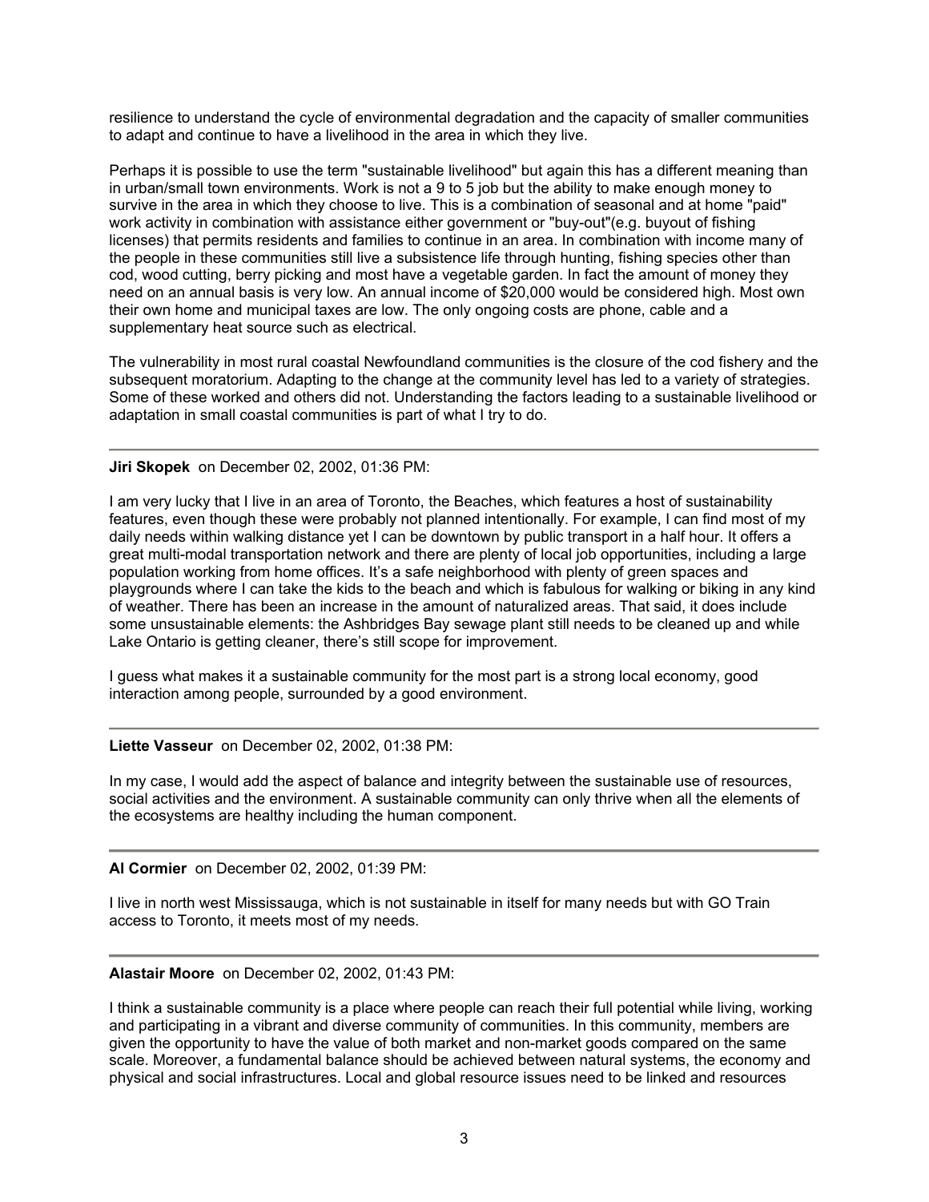resilience to understand the cycle of environmental degradation and the capacity of smaller communities to adapt and continue to have a livelihood in the area in which they live.

Perhaps it is possible to use the term "sustainable livelihood" but again this has a different meaning than in urban/small town environments. Work is not a 9 to 5 job but the ability to make enough money to survive in the area in which they choose to live. This is a combination of seasonal and at home "paid" work activity in combination with assistance either government or "buy-out"(e.g. buyout of fishing licenses) that permits residents and families to continue in an area. In combination with income many of the people in these communities still live a subsistence life through hunting, fishing species other than cod, wood cutting, berry picking and most have a vegetable garden. In fact the amount of money they need on an annual basis is very low. An annual income of $20,000 would be considered high. Most own their own home and municipal taxes are low. The only ongoing costs are phone, cable and a supplementary heat source such as electrical.

The vulnerability in most rural coastal Newfoundland communities is the closure of the cod fishery and the subsequent moratorium. Adapting to the change at the community level has led to a variety of strategies. Some of these worked and others did not. Understanding the factors leading to a sustainable livelihood or adaptation in small coastal communities is part of what I try to do.

---

**Jiri Skopek** on December 02, 2002, 01:36 PM:

I am very lucky that I live in an area of Toronto, the Beaches, which features a host of sustainability features, even though these were probably not planned intentionally. For example, I can find most of my daily needs within walking distance yet I can be downtown by public transport in a half hour. It offers a great multi-modal transportation network and there are plenty of local job opportunities, including a large population working from home offices. It's a safe neighborhood with plenty of green spaces and playgrounds where I can take the kids to the beach and which is fabulous for walking or biking in any kind of weather. There has been an increase in the amount of naturalized areas. That said, it does include some unsustainable elements: the Ashbridges Bay sewage plant still needs to be cleaned up and while Lake Ontario is getting cleaner, there's still scope for improvement.

I guess what makes it a sustainable community for the most part is a strong local economy, good interaction among people, surrounded by a good environment.

---

**Liette Vasseur** on December 02, 2002, 01:38 PM:

In my case, I would add the aspect of balance and integrity between the sustainable use of resources, social activities and the environment. A sustainable community can only thrive when all the elements of the ecosystems are healthy including the human component.

---

**Al Cormier** on December 02, 2002, 01:39 PM:

I live in north west Mississauga, which is not sustainable in itself for many needs but with GO Train access to Toronto, it meets most of my needs.

---

**Alastair Moore** on December 02, 2002, 01:43 PM:

I think a sustainable community is a place where people can reach their full potential while living, working and participating in a vibrant and diverse community of communities. In this community, members are given the opportunity to have the value of both market and non-market goods compared on the same scale. Moreover, a fundamental balance should be achieved between natural systems, the economy and physical and social infrastructures. Local and global resource issues need to be linked and resources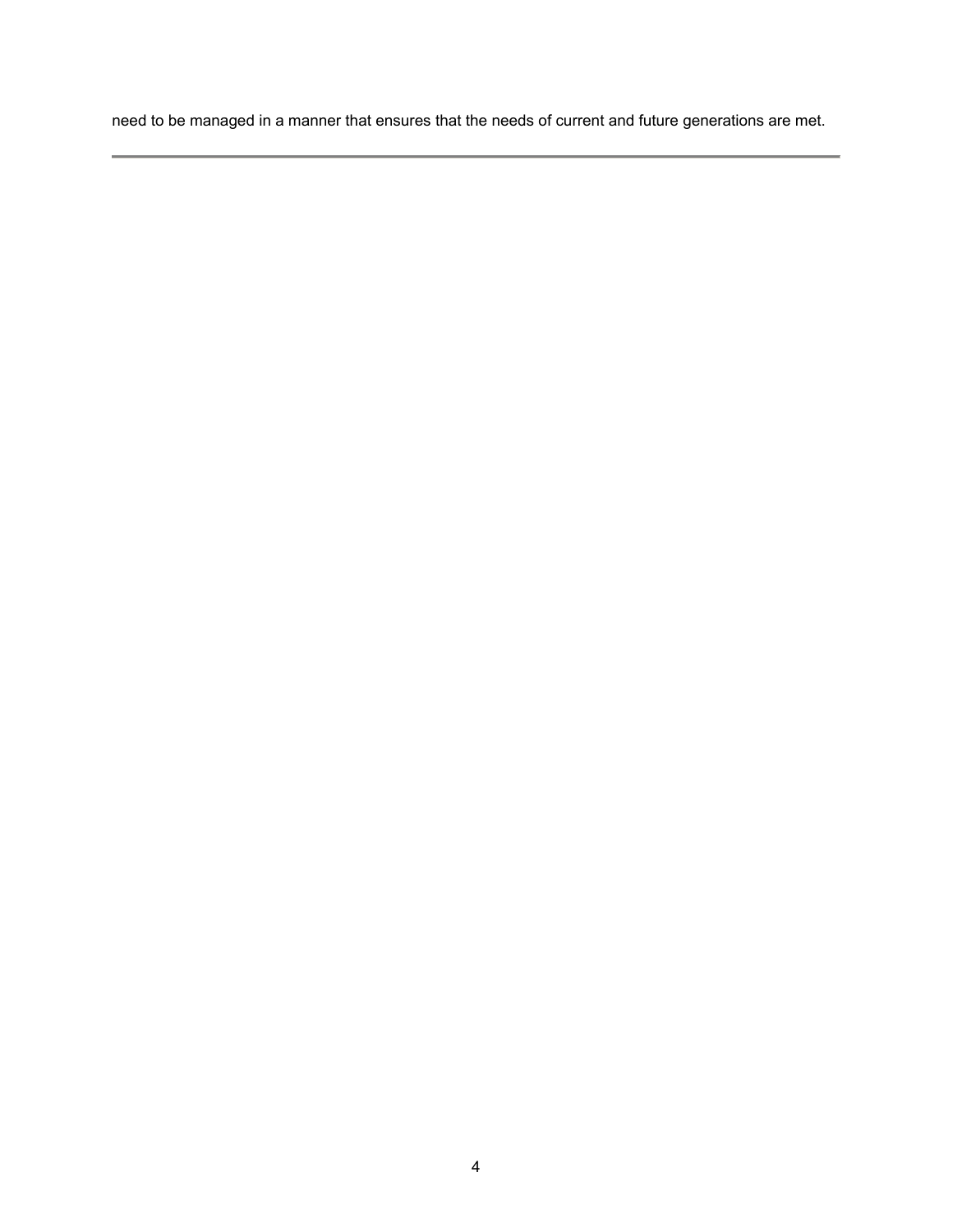need to be managed in a manner that ensures that the needs of current and future generations are met.

---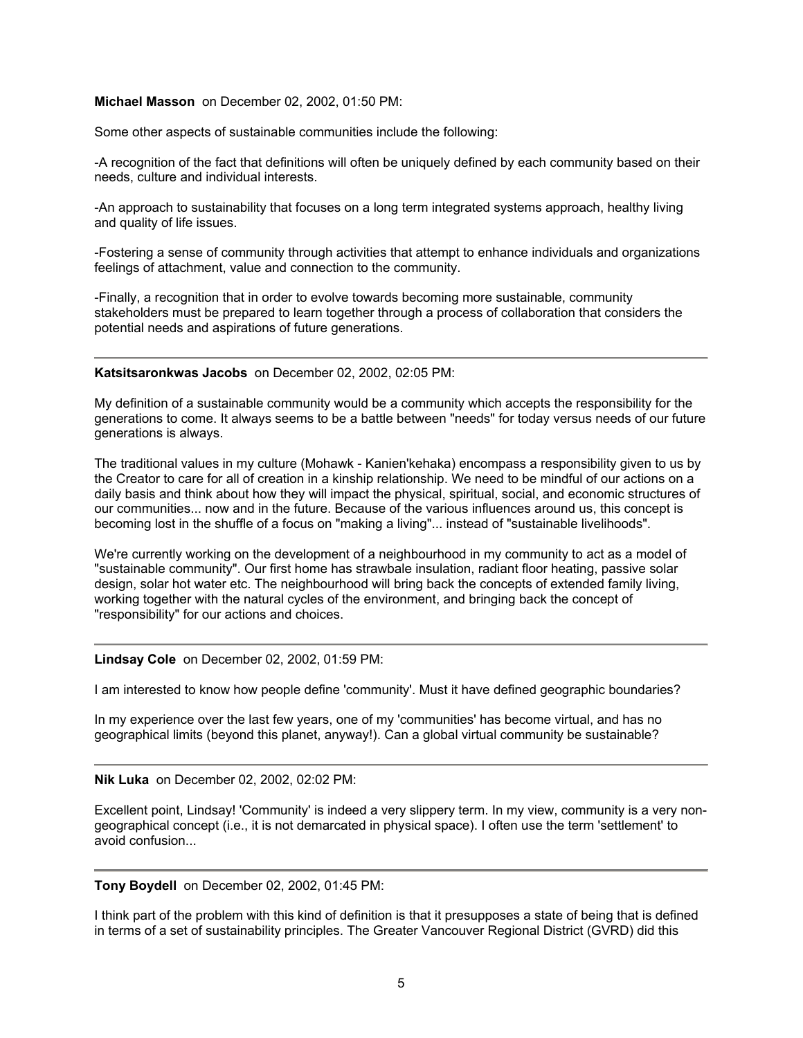**Michael Masson** on December 02, 2002, 01:50 PM:

Some other aspects of sustainable communities include the following:

-A recognition of the fact that definitions will often be uniquely defined by each community based on their needs, culture and individual interests.

-An approach to sustainability that focuses on a long term integrated systems approach, healthy living and quality of life issues.

-Fostering a sense of community through activities that attempt to enhance individuals and organizations feelings of attachment, value and connection to the community.

-Finally, a recognition that in order to evolve towards becoming more sustainable, community stakeholders must be prepared to learn together through a process of collaboration that considers the potential needs and aspirations of future generations.

---

**Katsitsaronkwas Jacobs** on December 02, 2002, 02:05 PM:

My definition of a sustainable community would be a community which accepts the responsibility for the generations to come. It always seems to be a battle between "needs" for today versus needs of our future generations is always.

The traditional values in my culture (Mohawk - Kanien'kehaka) encompass a responsibility given to us by the Creator to care for all of creation in a kinship relationship. We need to be mindful of our actions on a daily basis and think about how they will impact the physical, spiritual, social, and economic structures of our communities... now and in the future. Because of the various influences around us, this concept is becoming lost in the shuffle of a focus on "making a living"... instead of "sustainable livelihoods".

We're currently working on the development of a neighbourhood in my community to act as a model of "sustainable community". Our first home has strawbale insulation, radiant floor heating, passive solar design, solar hot water etc. The neighbourhood will bring back the concepts of extended family living, working together with the natural cycles of the environment, and bringing back the concept of "responsibility" for our actions and choices.

---

**Lindsay Cole** on December 02, 2002, 01:59 PM:

I am interested to know how people define 'community'. Must it have defined geographic boundaries?

In my experience over the last few years, one of my 'communities' has become virtual, and has no geographical limits (beyond this planet, anyway!). Can a global virtual community be sustainable?

---

**Nik Luka** on December 02, 2002, 02:02 PM:

Excellent point, Lindsay! 'Community' is indeed a very slippery term. In my view, community is a very non-geographical concept (i.e., it is not demarcated in physical space). I often use the term 'settlement' to avoid confusion...

---

**Tony Boydell** on December 02, 2002, 01:45 PM:

I think part of the problem with this kind of definition is that it presupposes a state of being that is defined in terms of a set of sustainability principles. The Greater Vancouver Regional District (GVRD) did this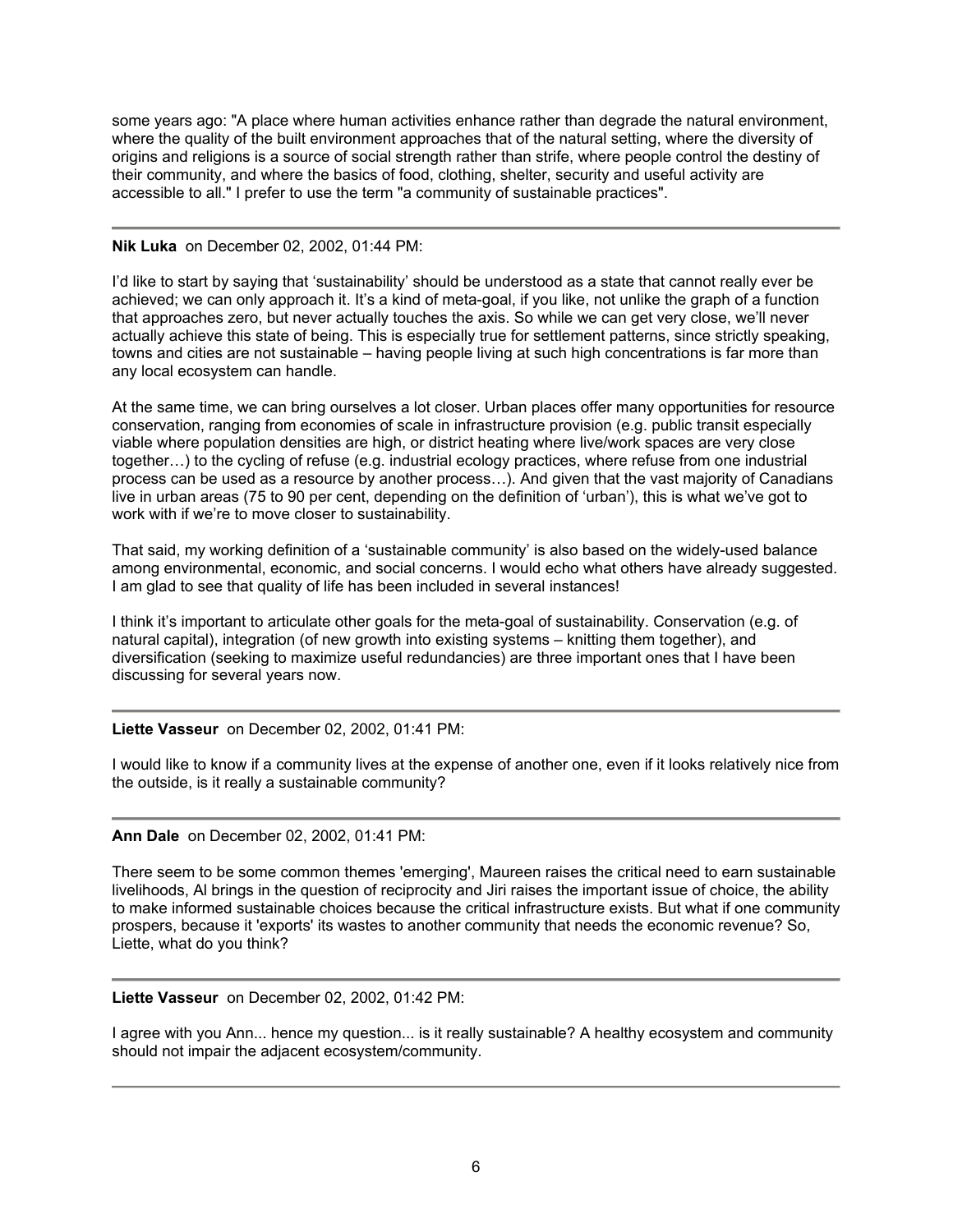some years ago: "A place where human activities enhance rather than degrade the natural environment, where the quality of the built environment approaches that of the natural setting, where the diversity of origins and religions is a source of social strength rather than strife, where people control the destiny of their community, and where the basics of food, clothing, shelter, security and useful activity are accessible to all." I prefer to use the term "a community of sustainable practices".

---

**Nik Luka** on December 02, 2002, 01:44 PM:

I'd like to start by saying that 'sustainability' should be understood as a state that cannot really ever be achieved; we can only approach it. It's a kind of meta-goal, if you like, not unlike the graph of a function that approaches zero, but never actually touches the axis. So while we can get very close, we'll never actually achieve this state of being. This is especially true for settlement patterns, since strictly speaking, towns and cities are not sustainable – having people living at such high concentrations is far more than any local ecosystem can handle.

At the same time, we can bring ourselves a lot closer. Urban places offer many opportunities for resource conservation, ranging from economies of scale in infrastructure provision (e.g. public transit especially viable where population densities are high, or district heating where live/work spaces are very close together…) to the cycling of refuse (e.g. industrial ecology practices, where refuse from one industrial process can be used as a resource by another process…). And given that the vast majority of Canadians live in urban areas (75 to 90 per cent, depending on the definition of 'urban'), this is what we've got to work with if we're to move closer to sustainability.

That said, my working definition of a 'sustainable community' is also based on the widely-used balance among environmental, economic, and social concerns. I would echo what others have already suggested. I am glad to see that quality of life has been included in several instances!

I think it's important to articulate other goals for the meta-goal of sustainability. Conservation (e.g. of natural capital), integration (of new growth into existing systems – knitting them together), and diversification (seeking to maximize useful redundancies) are three important ones that I have been discussing for several years now.

---

**Liette Vasseur** on December 02, 2002, 01:41 PM:

I would like to know if a community lives at the expense of another one, even if it looks relatively nice from the outside, is it really a sustainable community?

---

**Ann Dale** on December 02, 2002, 01:41 PM:

There seem to be some common themes 'emerging', Maureen raises the critical need to earn sustainable livelihoods, Al brings in the question of reciprocity and Jiri raises the important issue of choice, the ability to make informed sustainable choices because the critical infrastructure exists. But what if one community prospers, because it 'exports' its wastes to another community that needs the economic revenue? So, Liette, what do you think?

---

**Liette Vasseur** on December 02, 2002, 01:42 PM:

I agree with you Ann... hence my question... is it really sustainable? A healthy ecosystem and community should not impair the adjacent ecosystem/community.

---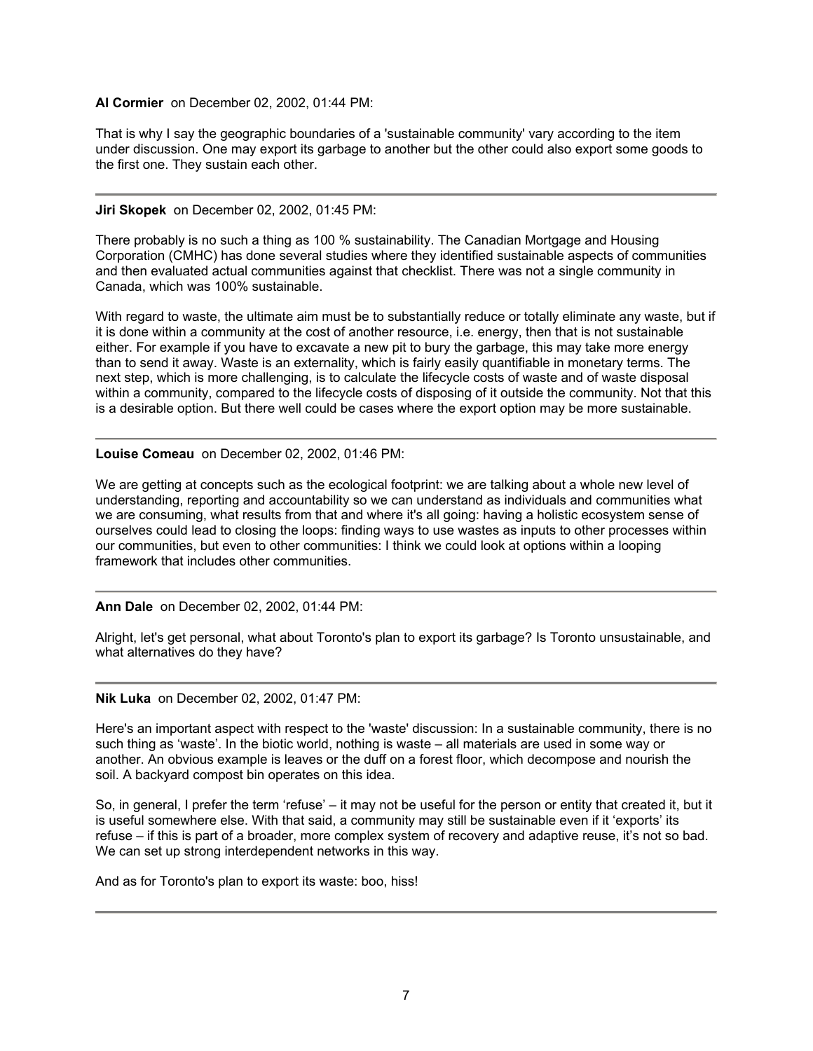**Al Cormier** on December 02, 2002, 01:44 PM:

That is why I say the geographic boundaries of a 'sustainable community' vary according to the item under discussion. One may export its garbage to another but the other could also export some goods to the first one. They sustain each other.

---

**Jiri Skopek** on December 02, 2002, 01:45 PM:

There probably is no such a thing as 100 % sustainability. The Canadian Mortgage and Housing Corporation (CMHC) has done several studies where they identified sustainable aspects of communities and then evaluated actual communities against that checklist. There was not a single community in Canada, which was 100% sustainable.

With regard to waste, the ultimate aim must be to substantially reduce or totally eliminate any waste, but if it is done within a community at the cost of another resource, i.e. energy, then that is not sustainable either. For example if you have to excavate a new pit to bury the garbage, this may take more energy than to send it away. Waste is an externality, which is fairly easily quantifiable in monetary terms. The next step, which is more challenging, is to calculate the lifecycle costs of waste and of waste disposal within a community, compared to the lifecycle costs of disposing of it outside the community. Not that this is a desirable option. But there well could be cases where the export option may be more sustainable.

---

**Louise Comeau** on December 02, 2002, 01:46 PM:

We are getting at concepts such as the ecological footprint: we are talking about a whole new level of understanding, reporting and accountability so we can understand as individuals and communities what we are consuming, what results from that and where it's all going: having a holistic ecosystem sense of ourselves could lead to closing the loops: finding ways to use wastes as inputs to other processes within our communities, but even to other communities: I think we could look at options within a looping framework that includes other communities.

---

**Ann Dale** on December 02, 2002, 01:44 PM:

Alright, let's get personal, what about Toronto's plan to export its garbage? Is Toronto unsustainable, and what alternatives do they have?

---

**Nik Luka** on December 02, 2002, 01:47 PM:

Here's an important aspect with respect to the 'waste' discussion: In a sustainable community, there is no such thing as 'waste'. In the biotic world, nothing is waste – all materials are used in some way or another. An obvious example is leaves or the duff on a forest floor, which decompose and nourish the soil. A backyard compost bin operates on this idea.

So, in general, I prefer the term 'refuse' – it may not be useful for the person or entity that created it, but it is useful somewhere else. With that said, a community may still be sustainable even if it 'exports' its refuse – if this is part of a broader, more complex system of recovery and adaptive reuse, it's not so bad. We can set up strong interdependent networks in this way.

And as for Toronto's plan to export its waste: boo, hiss!

---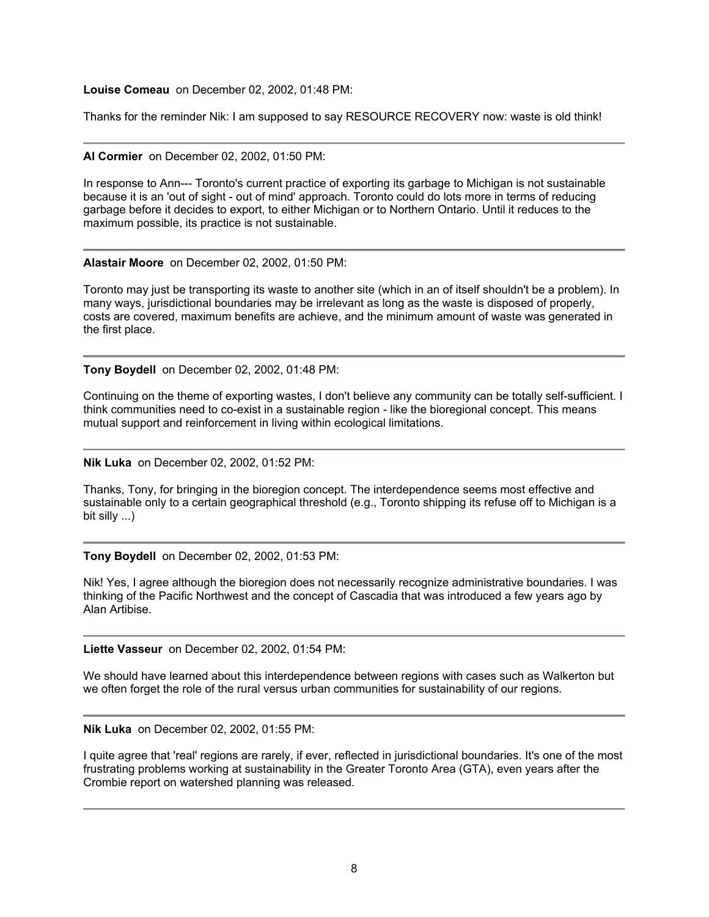**Louise Comeau** on December 02, 2002, 01:48 PM:

Thanks for the reminder Nik: I am supposed to say RESOURCE RECOVERY now: waste is old think!

---

**Al Cormier** on December 02, 2002, 01:50 PM:

In response to Ann--- Toronto's current practice of exporting its garbage to Michigan is not sustainable because it is an 'out of sight - out of mind' approach. Toronto could do lots more in terms of reducing garbage before it decides to export, to either Michigan or to Northern Ontario. Until it reduces to the maximum possible, its practice is not sustainable.

---

**Alastair Moore** on December 02, 2002, 01:50 PM:

Toronto may just be transporting its waste to another site (which in an of itself shouldn't be a problem). In many ways, jurisdictional boundaries may be irrelevant as long as the waste is disposed of properly, costs are covered, maximum benefits are achieve, and the minimum amount of waste was generated in the first place.

---

**Tony Boydell** on December 02, 2002, 01:48 PM:

Continuing on the theme of exporting wastes, I don't believe any community can be totally self-sufficient. I think communities need to co-exist in a sustainable region - like the bioregional concept. This means mutual support and reinforcement in living within ecological limitations.

---

**Nik Luka** on December 02, 2002, 01:52 PM:

Thanks, Tony, for bringing in the bioregion concept. The interdependence seems most effective and sustainable only to a certain geographical threshold (e.g., Toronto shipping its refuse off to Michigan is a bit silly ...)

---

**Tony Boydell** on December 02, 2002, 01:53 PM:

Nik! Yes, I agree although the bioregion does not necessarily recognize administrative boundaries. I was thinking of the Pacific Northwest and the concept of Cascadia that was introduced a few years ago by Alan Artibise.

---

**Liette Vasseur** on December 02, 2002, 01:54 PM:

We should have learned about this interdependence between regions with cases such as Walkerton but we often forget the role of the rural versus urban communities for sustainability of our regions.

---

**Nik Luka** on December 02, 2002, 01:55 PM:

I quite agree that 'real' regions are rarely, if ever, reflected in jurisdictional boundaries. It's one of the most frustrating problems working at sustainability in the Greater Toronto Area (GTA), even years after the Crombie report on watershed planning was released.

---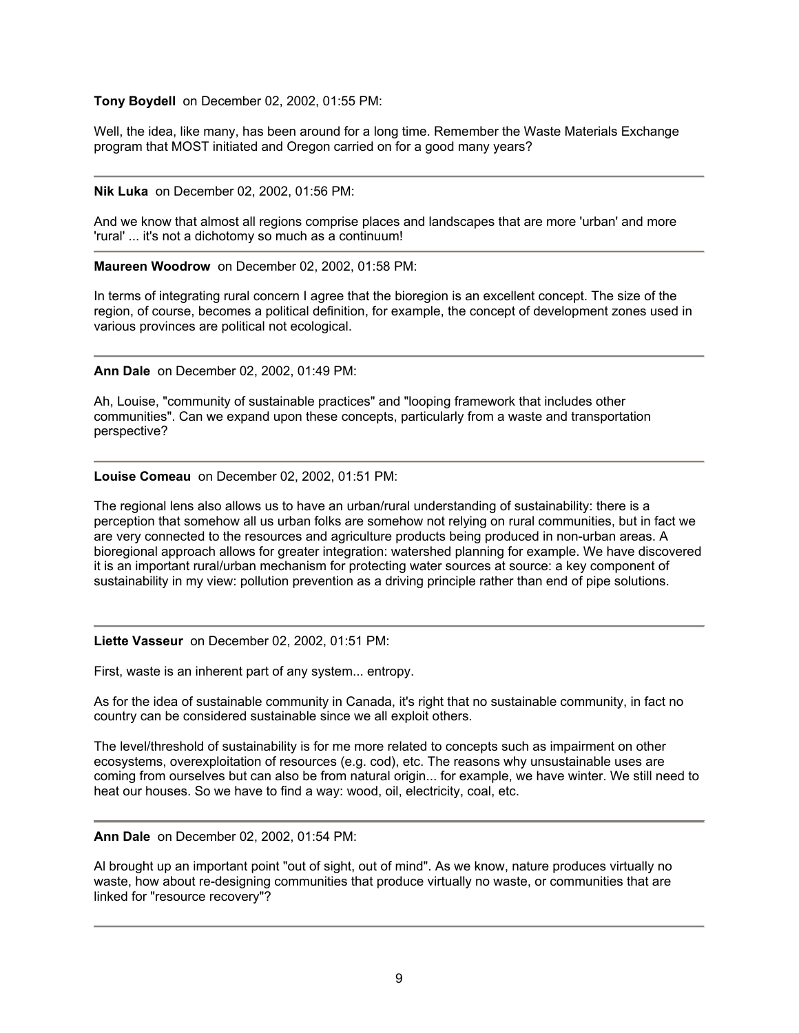**Tony Boydell** on December 02, 2002, 01:55 PM:

Well, the idea, like many, has been around for a long time. Remember the Waste Materials Exchange program that MOST initiated and Oregon carried on for a good many years?

---

**Nik Luka** on December 02, 2002, 01:56 PM:

And we know that almost all regions comprise places and landscapes that are more 'urban' and more 'rural' ... it's not a dichotomy so much as a continuum!

---

**Maureen Woodrow** on December 02, 2002, 01:58 PM:

In terms of integrating rural concern I agree that the bioregion is an excellent concept. The size of the region, of course, becomes a political definition, for example, the concept of development zones used in various provinces are political not ecological.

---

**Ann Dale** on December 02, 2002, 01:49 PM:

Ah, Louise, "community of sustainable practices" and "looping framework that includes other communities". Can we expand upon these concepts, particularly from a waste and transportation perspective?

---

**Louise Comeau** on December 02, 2002, 01:51 PM:

The regional lens also allows us to have an urban/rural understanding of sustainability: there is a perception that somehow all us urban folks are somehow not relying on rural communities, but in fact we are very connected to the resources and agriculture products being produced in non-urban areas. A bioregional approach allows for greater integration: watershed planning for example. We have discovered it is an important rural/urban mechanism for protecting water sources at source: a key component of sustainability in my view: pollution prevention as a driving principle rather than end of pipe solutions.

---

**Liette Vasseur** on December 02, 2002, 01:51 PM:

First, waste is an inherent part of any system... entropy.

As for the idea of sustainable community in Canada, it's right that no sustainable community, in fact no country can be considered sustainable since we all exploit others.

The level/threshold of sustainability is for me more related to concepts such as impairment on other ecosystems, overexploitation of resources (e.g. cod), etc. The reasons why unsustainable uses are coming from ourselves but can also be from natural origin... for example, we have winter. We still need to heat our houses. So we have to find a way: wood, oil, electricity, coal, etc.

---

**Ann Dale** on December 02, 2002, 01:54 PM:

Al brought up an important point "out of sight, out of mind". As we know, nature produces virtually no waste, how about re-designing communities that produce virtually no waste, or communities that are linked for "resource recovery"?

---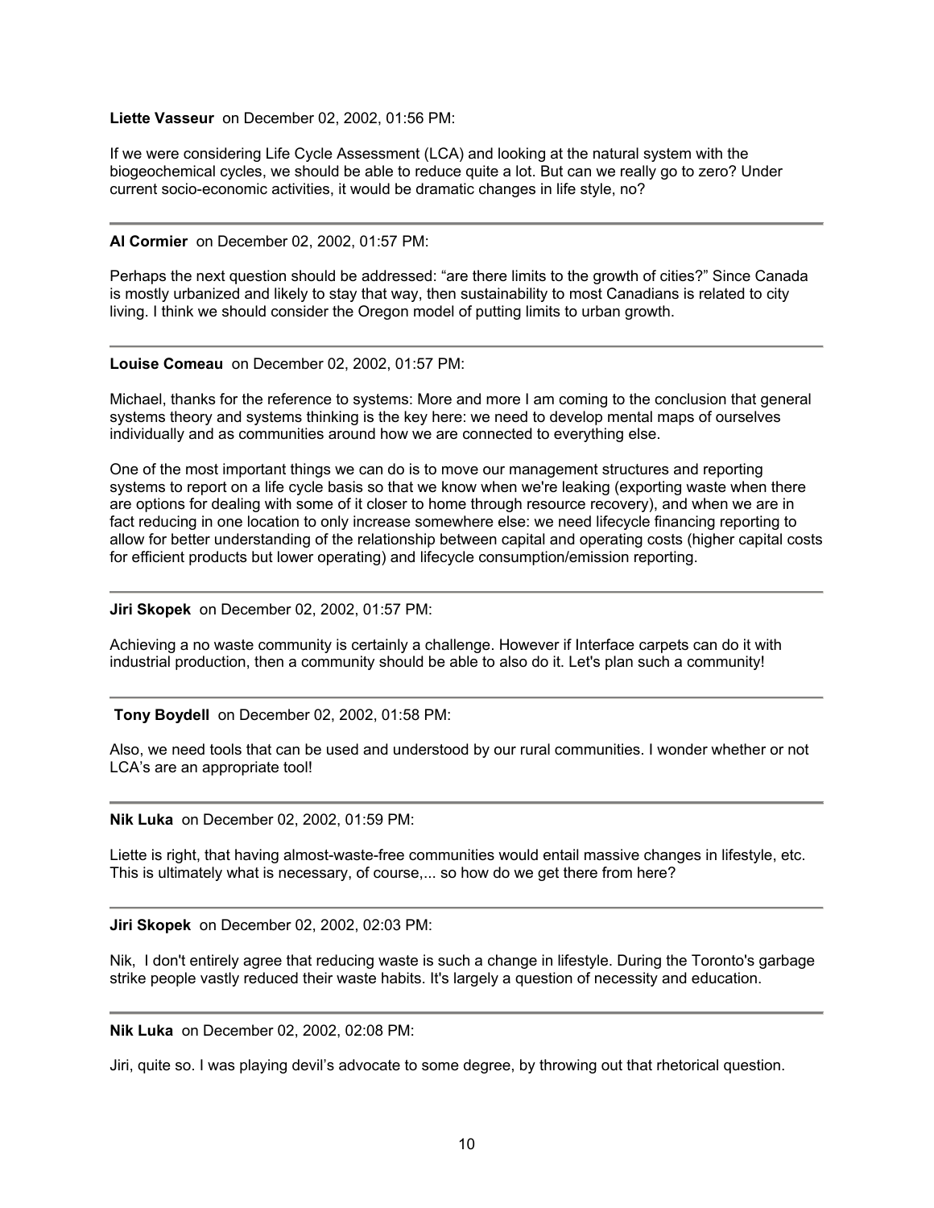**Liette Vasseur** on December 02, 2002, 01:56 PM:

If we were considering Life Cycle Assessment (LCA) and looking at the natural system with the biogeochemical cycles, we should be able to reduce quite a lot. But can we really go to zero? Under current socio-economic activities, it would be dramatic changes in life style, no?

---

**Al Cormier** on December 02, 2002, 01:57 PM:

Perhaps the next question should be addressed: “are there limits to the growth of cities?” Since Canada is mostly urbanized and likely to stay that way, then sustainability to most Canadians is related to city living. I think we should consider the Oregon model of putting limits to urban growth.

---

**Louise Comeau** on December 02, 2002, 01:57 PM:

Michael, thanks for the reference to systems: More and more I am coming to the conclusion that general systems theory and systems thinking is the key here: we need to develop mental maps of ourselves individually and as communities around how we are connected to everything else.

One of the most important things we can do is to move our management structures and reporting systems to report on a life cycle basis so that we know when we're leaking (exporting waste when there are options for dealing with some of it closer to home through resource recovery), and when we are in fact reducing in one location to only increase somewhere else: we need lifecycle financing reporting to allow for better understanding of the relationship between capital and operating costs (higher capital costs for efficient products but lower operating) and lifecycle consumption/emission reporting.

---

**Jiri Skopek** on December 02, 2002, 01:57 PM:

Achieving a no waste community is certainly a challenge. However if Interface carpets can do it with industrial production, then a community should be able to also do it. Let's plan such a community!

---

**Tony Boydell** on December 02, 2002, 01:58 PM:

Also, we need tools that can be used and understood by our rural communities. I wonder whether or not LCA’s are an appropriate tool!

---

**Nik Luka** on December 02, 2002, 01:59 PM:

Liette is right, that having almost-waste-free communities would entail massive changes in lifestyle, etc. This is ultimately what is necessary, of course,... so how do we get there from here?

---

**Jiri Skopek** on December 02, 2002, 02:03 PM:

Nik, I don't entirely agree that reducing waste is such a change in lifestyle. During the Toronto's garbage strike people vastly reduced their waste habits. It's largely a question of necessity and education.

---

**Nik Luka** on December 02, 2002, 02:08 PM:

Jiri, quite so. I was playing devil’s advocate to some degree, by throwing out that rhetorical question.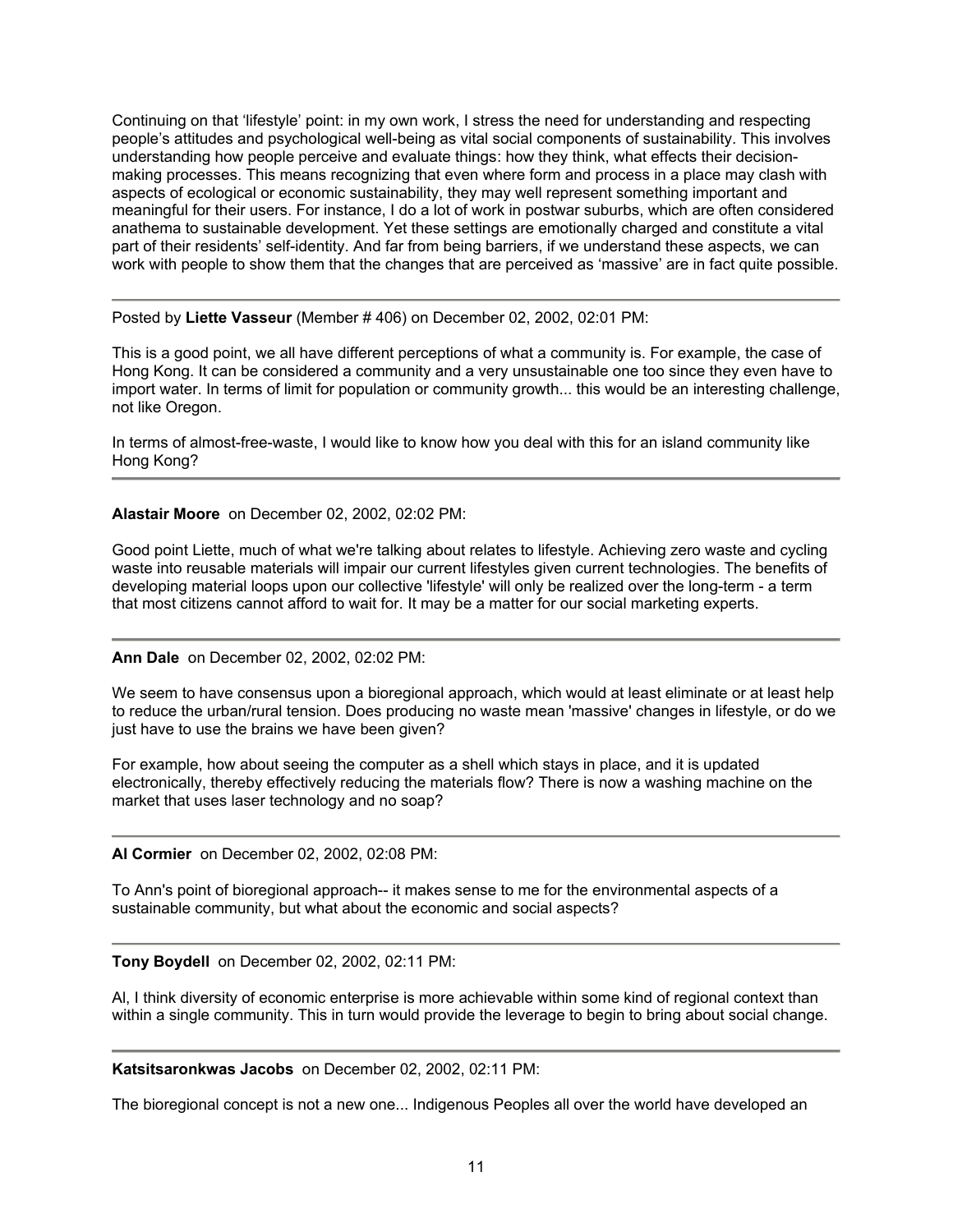Continuing on that 'lifestyle' point: in my own work, I stress the need for understanding and respecting people's attitudes and psychological well-being as vital social components of sustainability. This involves understanding how people perceive and evaluate things: how they think, what effects their decision-making processes. This means recognizing that even where form and process in a place may clash with aspects of ecological or economic sustainability, they may well represent something important and meaningful for their users. For instance, I do a lot of work in postwar suburbs, which are often considered anathema to sustainable development. Yet these settings are emotionally charged and constitute a vital part of their residents' self-identity. And far from being barriers, if we understand these aspects, we can work with people to show them that the changes that are perceived as 'massive' are in fact quite possible.

---

Posted by **Liette Vasseur** (Member # 406) on December 02, 2002, 02:01 PM:

This is a good point, we all have different perceptions of what a community is. For example, the case of Hong Kong. It can be considered a community and a very unsustainable one too since they even have to import water. In terms of limit for population or community growth... this would be an interesting challenge, not like Oregon.

In terms of almost-free-waste, I would like to know how you deal with this for an island community like Hong Kong?

---

**Alastair Moore** on December 02, 2002, 02:02 PM:

Good point Liette, much of what we're talking about relates to lifestyle. Achieving zero waste and cycling waste into reusable materials will impair our current lifestyles given current technologies. The benefits of developing material loops upon our collective 'lifestyle' will only be realized over the long-term - a term that most citizens cannot afford to wait for. It may be a matter for our social marketing experts.

---

**Ann Dale** on December 02, 2002, 02:02 PM:

We seem to have consensus upon a bioregional approach, which would at least eliminate or at least help to reduce the urban/rural tension. Does producing no waste mean 'massive' changes in lifestyle, or do we just have to use the brains we have been given?

For example, how about seeing the computer as a shell which stays in place, and it is updated electronically, thereby effectively reducing the materials flow? There is now a washing machine on the market that uses laser technology and no soap?

---

**Al Cormier** on December 02, 2002, 02:08 PM:

To Ann's point of bioregional approach-- it makes sense to me for the environmental aspects of a sustainable community, but what about the economic and social aspects?

---

**Tony Boydell** on December 02, 2002, 02:11 PM:

Al, I think diversity of economic enterprise is more achievable within some kind of regional context than within a single community. This in turn would provide the leverage to begin to bring about social change.

---

**Katsitsaronkwas Jacobs** on December 02, 2002, 02:11 PM:

The bioregional concept is not a new one... Indigenous Peoples all over the world have developed an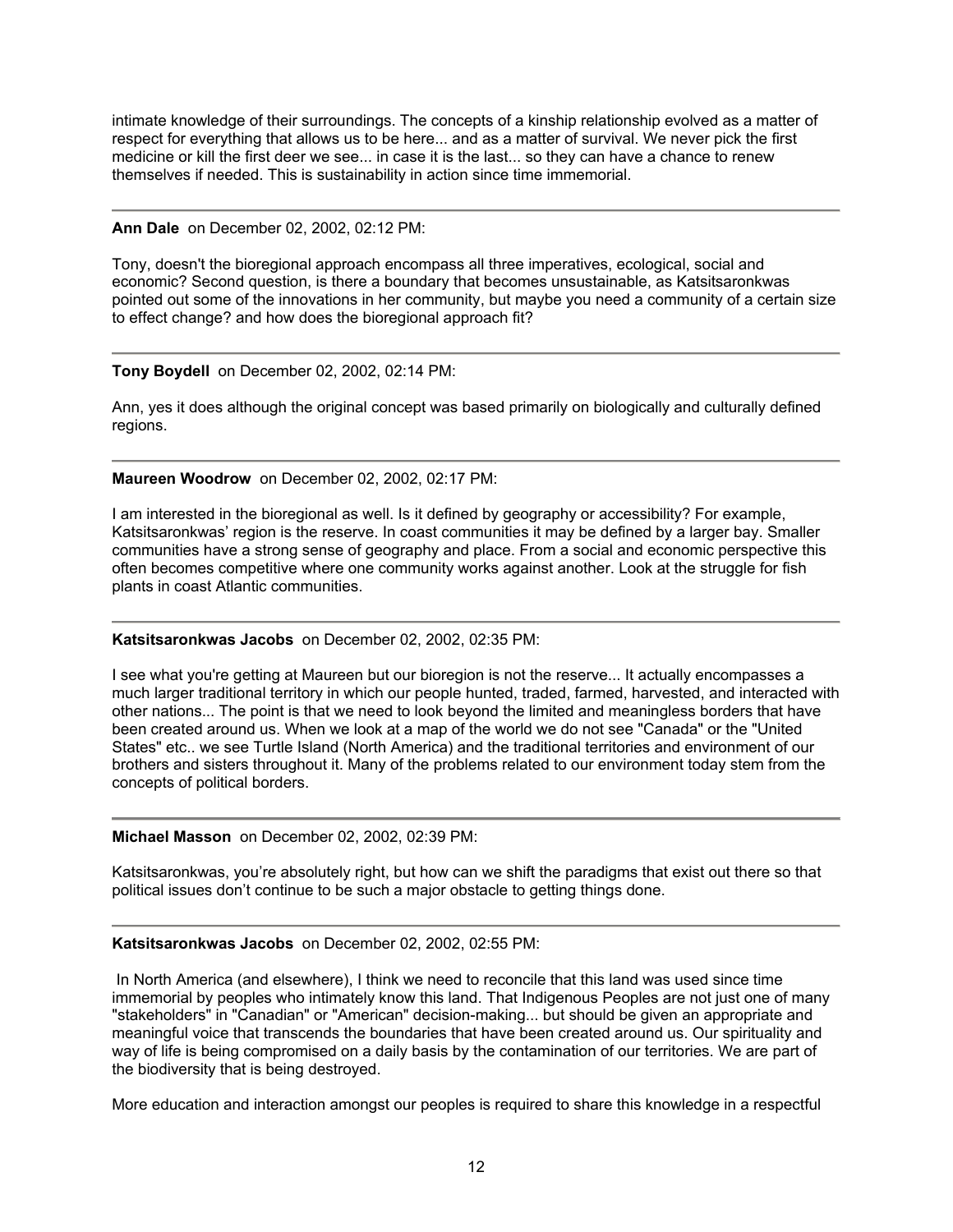intimate knowledge of their surroundings. The concepts of a kinship relationship evolved as a matter of respect for everything that allows us to be here... and as a matter of survival. We never pick the first medicine or kill the first deer we see... in case it is the last... so they can have a chance to renew themselves if needed. This is sustainability in action since time immemorial.

---

**Ann Dale** on December 02, 2002, 02:12 PM:

Tony, doesn't the bioregional approach encompass all three imperatives, ecological, social and economic? Second question, is there a boundary that becomes unsustainable, as Katsitsaronkwas pointed out some of the innovations in her community, but maybe you need a community of a certain size to effect change? and how does the bioregional approach fit?

---

**Tony Boydell** on December 02, 2002, 02:14 PM:

Ann, yes it does although the original concept was based primarily on biologically and culturally defined regions.

---

**Maureen Woodrow** on December 02, 2002, 02:17 PM:

I am interested in the bioregional as well. Is it defined by geography or accessibility? For example, Katsitsaronkwas' region is the reserve. In coast communities it may be defined by a larger bay. Smaller communities have a strong sense of geography and place. From a social and economic perspective this often becomes competitive where one community works against another. Look at the struggle for fish plants in coast Atlantic communities.

---

**Katsitsaronkwas Jacobs** on December 02, 2002, 02:35 PM:

I see what you're getting at Maureen but our bioregion is not the reserve... It actually encompasses a much larger traditional territory in which our people hunted, traded, farmed, harvested, and interacted with other nations... The point is that we need to look beyond the limited and meaningless borders that have been created around us. When we look at a map of the world we do not see "Canada" or the "United States" etc.. we see Turtle Island (North America) and the traditional territories and environment of our brothers and sisters throughout it. Many of the problems related to our environment today stem from the concepts of political borders.

---

**Michael Masson** on December 02, 2002, 02:39 PM:

Katsitsaronkwas, you're absolutely right, but how can we shift the paradigms that exist out there so that political issues don't continue to be such a major obstacle to getting things done.

---

**Katsitsaronkwas Jacobs** on December 02, 2002, 02:55 PM:

In North America (and elsewhere), I think we need to reconcile that this land was used since time immemorial by peoples who intimately know this land. That Indigenous Peoples are not just one of many "stakeholders" in "Canadian" or "American" decision-making... but should be given an appropriate and meaningful voice that transcends the boundaries that have been created around us. Our spirituality and way of life is being compromised on a daily basis by the contamination of our territories. We are part of the biodiversity that is being destroyed.

More education and interaction amongst our peoples is required to share this knowledge in a respectful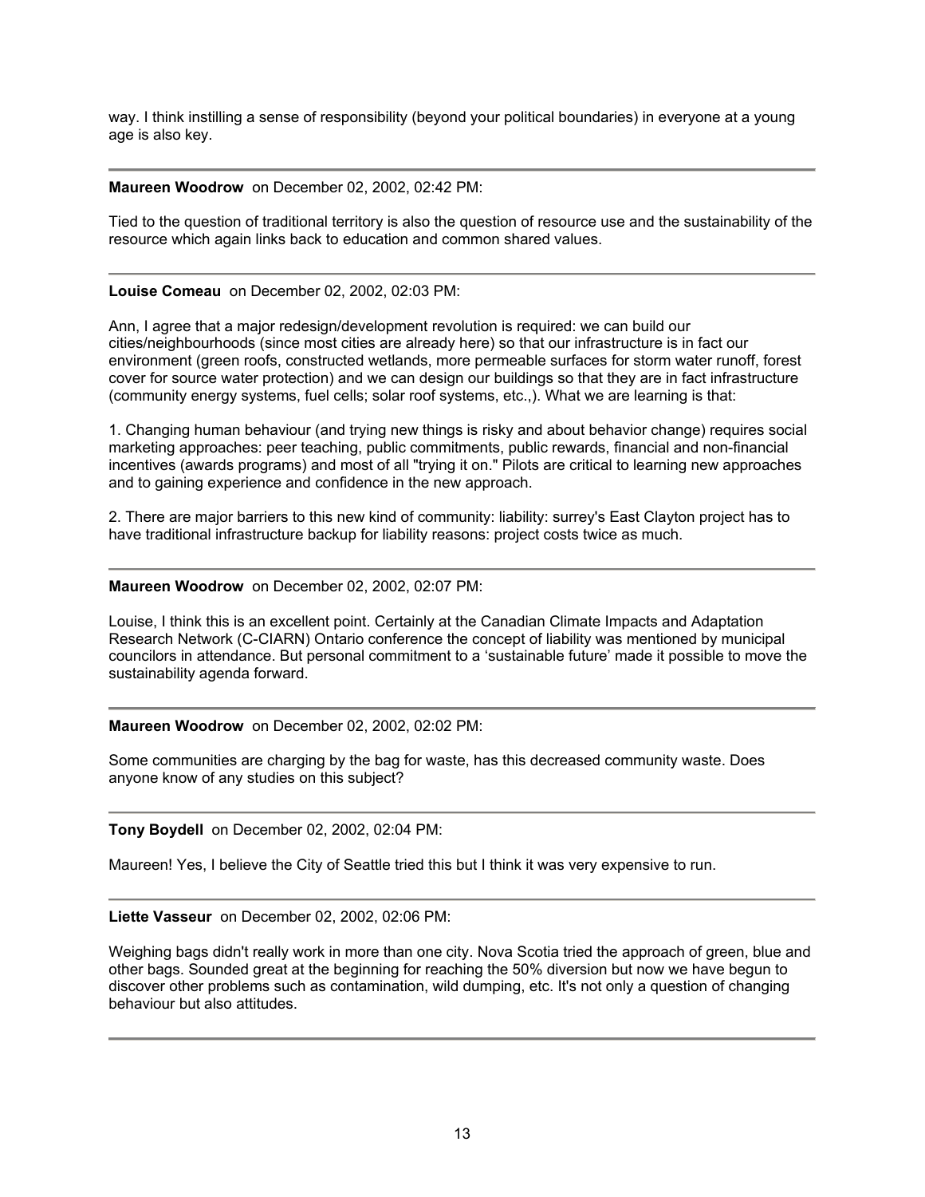way. I think instilling a sense of responsibility (beyond your political boundaries) in everyone at a young age is also key.

---

**Maureen Woodrow** on December 02, 2002, 02:42 PM:

Tied to the question of traditional territory is also the question of resource use and the sustainability of the resource which again links back to education and common shared values.

---

**Louise Comeau** on December 02, 2002, 02:03 PM:

Ann, I agree that a major redesign/development revolution is required: we can build our cities/neighbourhoods (since most cities are already here) so that our infrastructure is in fact our environment (green roofs, constructed wetlands, more permeable surfaces for storm water runoff, forest cover for source water protection) and we can design our buildings so that they are in fact infrastructure (community energy systems, fuel cells; solar roof systems, etc.,). What we are learning is that:

1. Changing human behaviour (and trying new things is risky and about behavior change) requires social marketing approaches: peer teaching, public commitments, public rewards, financial and non-financial incentives (awards programs) and most of all "trying it on." Pilots are critical to learning new approaches and to gaining experience and confidence in the new approach.

2. There are major barriers to this new kind of community: liability: surrey's East Clayton project has to have traditional infrastructure backup for liability reasons: project costs twice as much.

---

**Maureen Woodrow** on December 02, 2002, 02:07 PM:

Louise, I think this is an excellent point. Certainly at the Canadian Climate Impacts and Adaptation Research Network (C-CIARN) Ontario conference the concept of liability was mentioned by municipal councilors in attendance. But personal commitment to a 'sustainable future' made it possible to move the sustainability agenda forward.

---

**Maureen Woodrow** on December 02, 2002, 02:02 PM:

Some communities are charging by the bag for waste, has this decreased community waste. Does anyone know of any studies on this subject?

---

**Tony Boydell** on December 02, 2002, 02:04 PM:

Maureen! Yes, I believe the City of Seattle tried this but I think it was very expensive to run.

---

**Liette Vasseur** on December 02, 2002, 02:06 PM:

Weighing bags didn't really work in more than one city. Nova Scotia tried the approach of green, blue and other bags. Sounded great at the beginning for reaching the 50% diversion but now we have begun to discover other problems such as contamination, wild dumping, etc. It's not only a question of changing behaviour but also attitudes.

---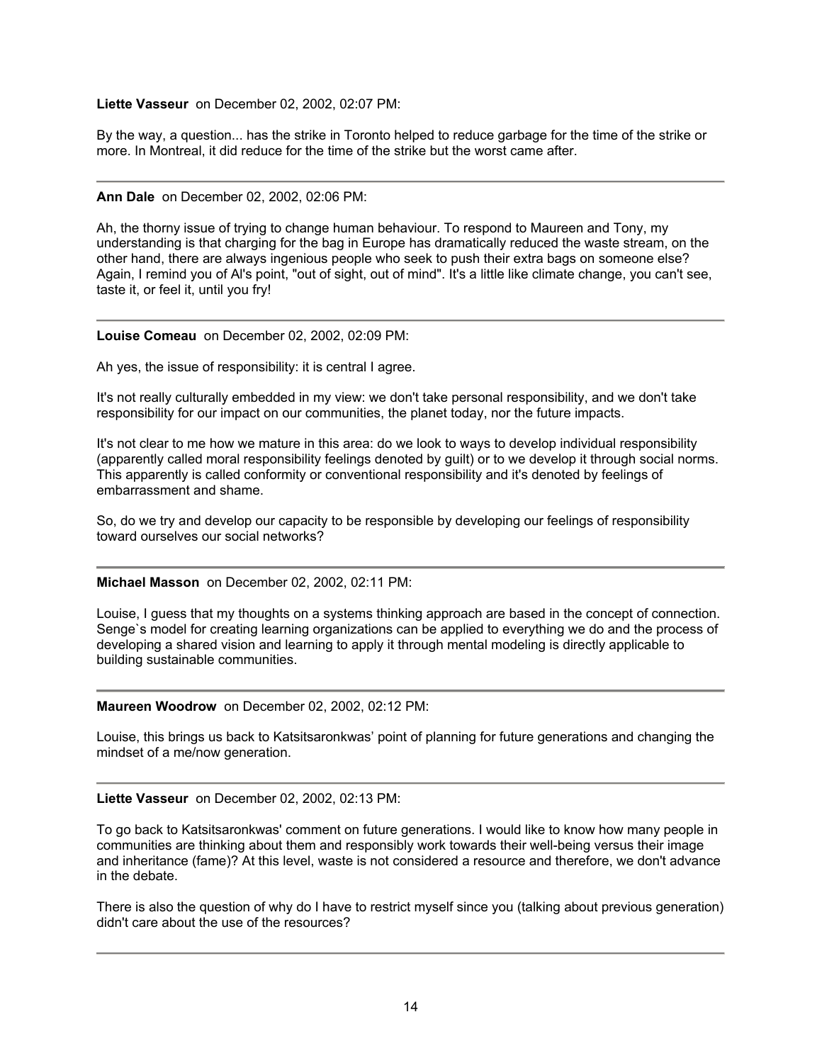**Liette Vasseur** on December 02, 2002, 02:07 PM:

By the way, a question... has the strike in Toronto helped to reduce garbage for the time of the strike or more. In Montreal, it did reduce for the time of the strike but the worst came after.

---

**Ann Dale** on December 02, 2002, 02:06 PM:

Ah, the thorny issue of trying to change human behaviour. To respond to Maureen and Tony, my understanding is that charging for the bag in Europe has dramatically reduced the waste stream, on the other hand, there are always ingenious people who seek to push their extra bags on someone else? Again, I remind you of Al's point, "out of sight, out of mind". It's a little like climate change, you can't see, taste it, or feel it, until you fry!

---

**Louise Comeau** on December 02, 2002, 02:09 PM:

Ah yes, the issue of responsibility: it is central I agree.

It's not really culturally embedded in my view: we don't take personal responsibility, and we don't take responsibility for our impact on our communities, the planet today, nor the future impacts.

It's not clear to me how we mature in this area: do we look to ways to develop individual responsibility (apparently called moral responsibility feelings denoted by guilt) or to we develop it through social norms. This apparently is called conformity or conventional responsibility and it's denoted by feelings of embarrassment and shame.

So, do we try and develop our capacity to be responsible by developing our feelings of responsibility toward ourselves our social networks?

---

**Michael Masson** on December 02, 2002, 02:11 PM:

Louise, I guess that my thoughts on a systems thinking approach are based in the concept of connection. Senge`s model for creating learning organizations can be applied to everything we do and the process of developing a shared vision and learning to apply it through mental modeling is directly applicable to building sustainable communities.

---

**Maureen Woodrow** on December 02, 2002, 02:12 PM:

Louise, this brings us back to Katsitsaronkwas' point of planning for future generations and changing the mindset of a me/now generation.

---

**Liette Vasseur** on December 02, 2002, 02:13 PM:

To go back to Katsitsaronkwas' comment on future generations. I would like to know how many people in communities are thinking about them and responsibly work towards their well-being versus their image and inheritance (fame)? At this level, waste is not considered a resource and therefore, we don't advance in the debate.

There is also the question of why do I have to restrict myself since you (talking about previous generation) didn't care about the use of the resources?

---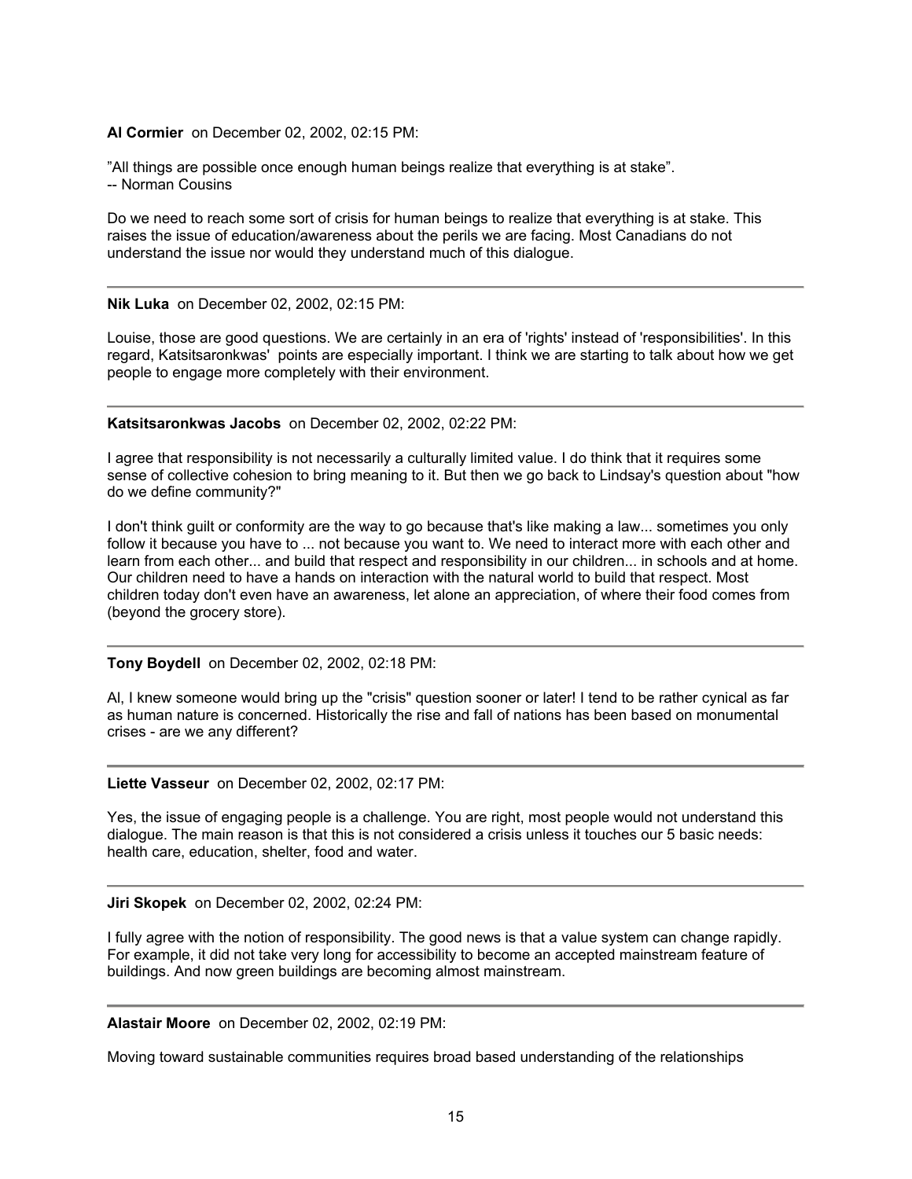**Al Cormier** on December 02, 2002, 02:15 PM:

”All things are possible once enough human beings realize that everything is at stake”.
-- Norman Cousins

Do we need to reach some sort of crisis for human beings to realize that everything is at stake. This raises the issue of education/awareness about the perils we are facing. Most Canadians do not understand the issue nor would they understand much of this dialogue.

---

**Nik Luka** on December 02, 2002, 02:15 PM:

Louise, those are good questions. We are certainly in an era of 'rights' instead of 'responsibilities'. In this regard, Katsitsaronkwas' points are especially important. I think we are starting to talk about how we get people to engage more completely with their environment.

---

**Katsitsaronkwas Jacobs** on December 02, 2002, 02:22 PM:

I agree that responsibility is not necessarily a culturally limited value. I do think that it requires some sense of collective cohesion to bring meaning to it. But then we go back to Lindsay's question about "how do we define community?"

I don't think guilt or conformity are the way to go because that's like making a law... sometimes you only follow it because you have to ... not because you want to. We need to interact more with each other and learn from each other... and build that respect and responsibility in our children... in schools and at home. Our children need to have a hands on interaction with the natural world to build that respect. Most children today don't even have an awareness, let alone an appreciation, of where their food comes from (beyond the grocery store).

---

**Tony Boydell** on December 02, 2002, 02:18 PM:

Al, I knew someone would bring up the "crisis" question sooner or later! I tend to be rather cynical as far as human nature is concerned. Historically the rise and fall of nations has been based on monumental crises - are we any different?

---

**Liette Vasseur** on December 02, 2002, 02:17 PM:

Yes, the issue of engaging people is a challenge. You are right, most people would not understand this dialogue. The main reason is that this is not considered a crisis unless it touches our 5 basic needs: health care, education, shelter, food and water.

---

**Jiri Skopek** on December 02, 2002, 02:24 PM:

I fully agree with the notion of responsibility. The good news is that a value system can change rapidly. For example, it did not take very long for accessibility to become an accepted mainstream feature of buildings. And now green buildings are becoming almost mainstream.

---

**Alastair Moore** on December 02, 2002, 02:19 PM:

Moving toward sustainable communities requires broad based understanding of the relationships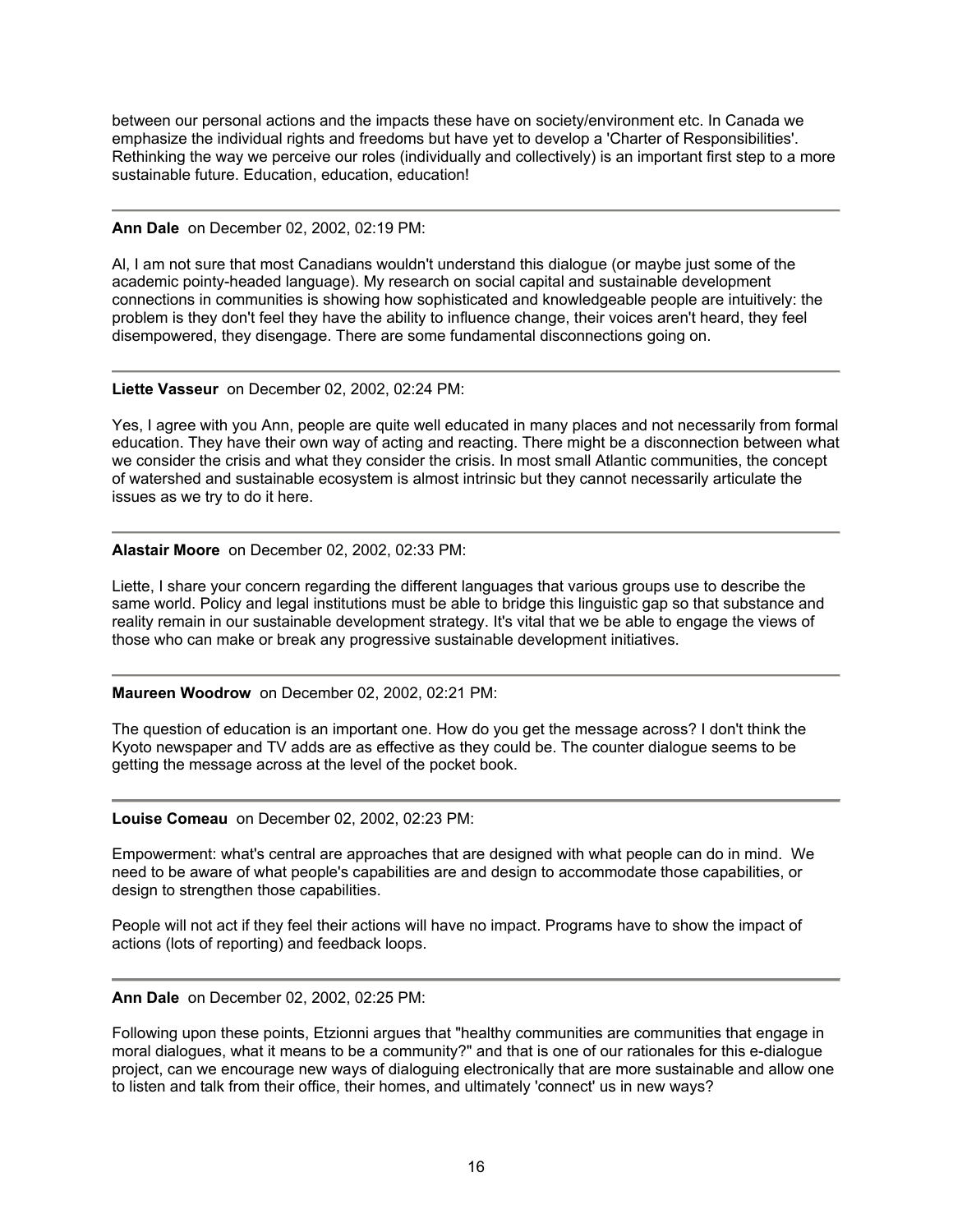between our personal actions and the impacts these have on society/environment etc. In Canada we emphasize the individual rights and freedoms but have yet to develop a 'Charter of Responsibilities'. Rethinking the way we perceive our roles (individually and collectively) is an important first step to a more sustainable future. Education, education, education!

---

**Ann Dale** on December 02, 2002, 02:19 PM:

Al, I am not sure that most Canadians wouldn't understand this dialogue (or maybe just some of the academic pointy-headed language). My research on social capital and sustainable development connections in communities is showing how sophisticated and knowledgeable people are intuitively: the problem is they don't feel they have the ability to influence change, their voices aren't heard, they feel disempowered, they disengage. There are some fundamental disconnections going on.

---

**Liette Vasseur** on December 02, 2002, 02:24 PM:

Yes, I agree with you Ann, people are quite well educated in many places and not necessarily from formal education. They have their own way of acting and reacting. There might be a disconnection between what we consider the crisis and what they consider the crisis. In most small Atlantic communities, the concept of watershed and sustainable ecosystem is almost intrinsic but they cannot necessarily articulate the issues as we try to do it here.

---

**Alastair Moore** on December 02, 2002, 02:33 PM:

Liette, I share your concern regarding the different languages that various groups use to describe the same world. Policy and legal institutions must be able to bridge this linguistic gap so that substance and reality remain in our sustainable development strategy. It's vital that we be able to engage the views of those who can make or break any progressive sustainable development initiatives.

---

**Maureen Woodrow** on December 02, 2002, 02:21 PM:

The question of education is an important one. How do you get the message across? I don't think the Kyoto newspaper and TV adds are as effective as they could be. The counter dialogue seems to be getting the message across at the level of the pocket book.

---

**Louise Comeau** on December 02, 2002, 02:23 PM:

Empowerment: what's central are approaches that are designed with what people can do in mind. We need to be aware of what people's capabilities are and design to accommodate those capabilities, or design to strengthen those capabilities.

People will not act if they feel their actions will have no impact. Programs have to show the impact of actions (lots of reporting) and feedback loops.

---

**Ann Dale** on December 02, 2002, 02:25 PM:

Following upon these points, Etzionni argues that "healthy communities are communities that engage in moral dialogues, what it means to be a community?" and that is one of our rationales for this e-dialogue project, can we encourage new ways of dialoguing electronically that are more sustainable and allow one to listen and talk from their office, their homes, and ultimately 'connect' us in new ways?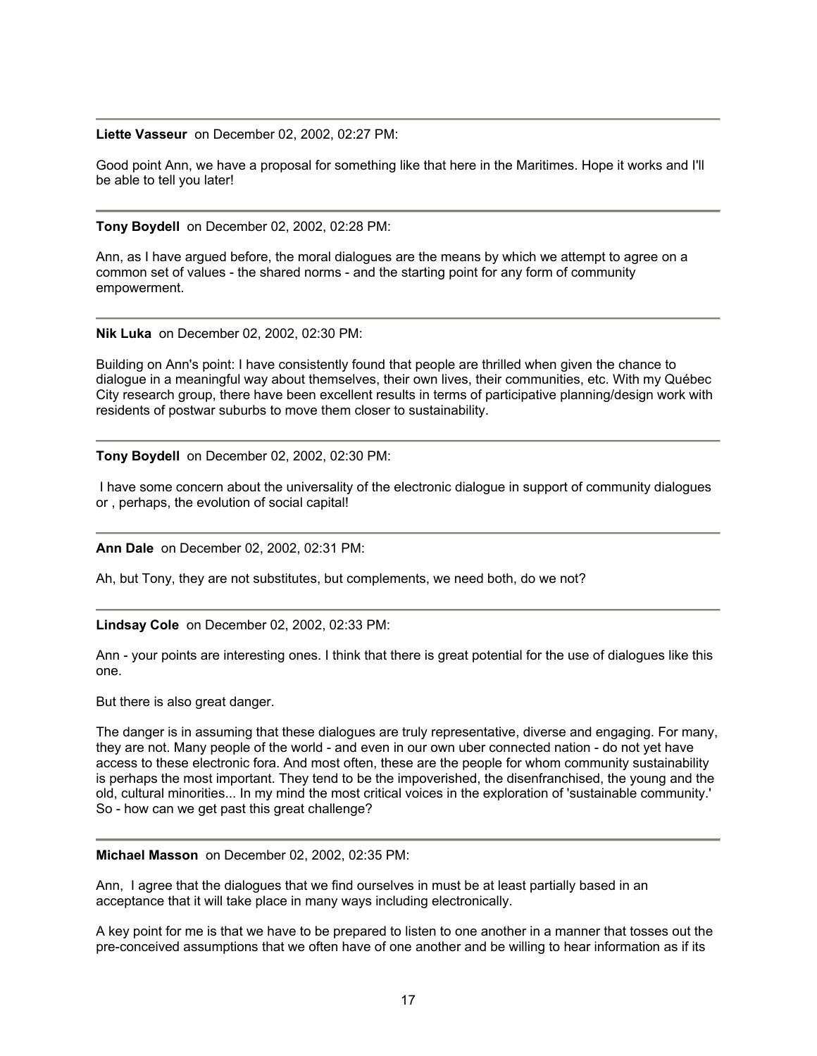---

**Liette Vasseur** on December 02, 2002, 02:27 PM:

Good point Ann, we have a proposal for something like that here in the Maritimes. Hope it works and I'll be able to tell you later!

---

**Tony Boydell** on December 02, 2002, 02:28 PM:

Ann, as I have argued before, the moral dialogues are the means by which we attempt to agree on a common set of values - the shared norms - and the starting point for any form of community empowerment.

---

**Nik Luka** on December 02, 2002, 02:30 PM:

Building on Ann's point: I have consistently found that people are thrilled when given the chance to dialogue in a meaningful way about themselves, their own lives, their communities, etc. With my Québec City research group, there have been excellent results in terms of participative planning/design work with residents of postwar suburbs to move them closer to sustainability.

---

**Tony Boydell** on December 02, 2002, 02:30 PM:

I have some concern about the universality of the electronic dialogue in support of community dialogues or , perhaps, the evolution of social capital!

---

**Ann Dale** on December 02, 2002, 02:31 PM:

Ah, but Tony, they are not substitutes, but complements, we need both, do we not?

---

**Lindsay Cole** on December 02, 2002, 02:33 PM:

Ann - your points are interesting ones. I think that there is great potential for the use of dialogues like this one.

But there is also great danger.

The danger is in assuming that these dialogues are truly representative, diverse and engaging. For many, they are not. Many people of the world - and even in our own uber connected nation - do not yet have access to these electronic fora. And most often, these are the people for whom community sustainability is perhaps the most important. They tend to be the impoverished, the disenfranchised, the young and the old, cultural minorities... In my mind the most critical voices in the exploration of 'sustainable community.' So - how can we get past this great challenge?

---

**Michael Masson** on December 02, 2002, 02:35 PM:

Ann, I agree that the dialogues that we find ourselves in must be at least partially based in an acceptance that it will take place in many ways including electronically.

A key point for me is that we have to be prepared to listen to one another in a manner that tosses out the pre-conceived assumptions that we often have of one another and be willing to hear information as if its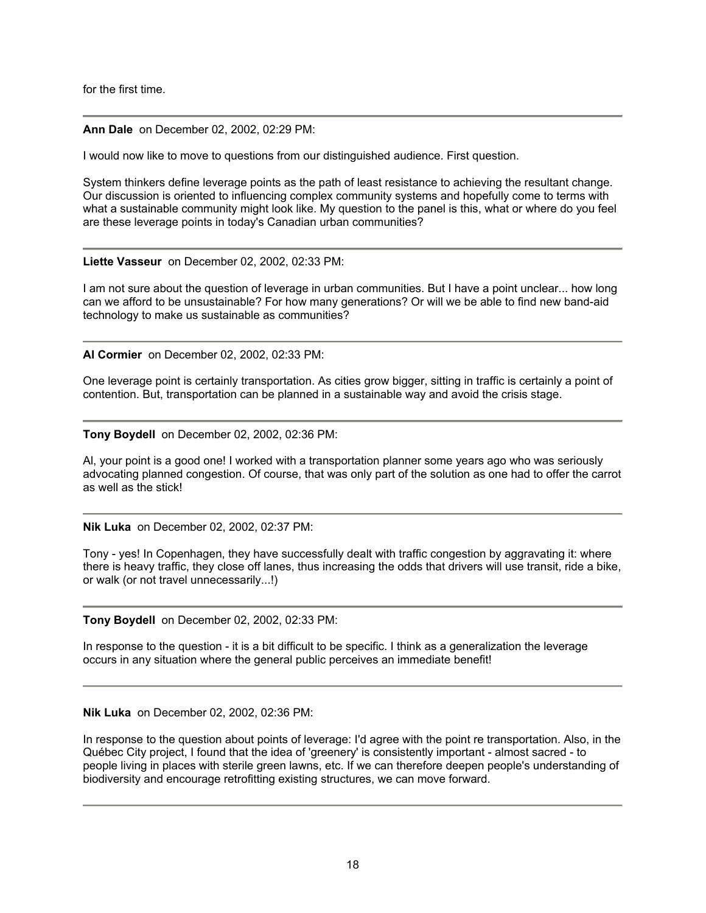for the first time.

---

**Ann Dale** on December 02, 2002, 02:29 PM:

I would now like to move to questions from our distinguished audience. First question.

System thinkers define leverage points as the path of least resistance to achieving the resultant change. Our discussion is oriented to influencing complex community systems and hopefully come to terms with what a sustainable community might look like. My question to the panel is this, what or where do you feel are these leverage points in today's Canadian urban communities?

---

**Liette Vasseur** on December 02, 2002, 02:33 PM:

I am not sure about the question of leverage in urban communities. But I have a point unclear... how long can we afford to be unsustainable? For how many generations? Or will we be able to find new band-aid technology to make us sustainable as communities?

---

**Al Cormier** on December 02, 2002, 02:33 PM:

One leverage point is certainly transportation. As cities grow bigger, sitting in traffic is certainly a point of contention. But, transportation can be planned in a sustainable way and avoid the crisis stage.

---

**Tony Boydell** on December 02, 2002, 02:36 PM:

Al, your point is a good one! I worked with a transportation planner some years ago who was seriously advocating planned congestion. Of course, that was only part of the solution as one had to offer the carrot as well as the stick!

---

**Nik Luka** on December 02, 2002, 02:37 PM:

Tony - yes! In Copenhagen, they have successfully dealt with traffic congestion by aggravating it: where there is heavy traffic, they close off lanes, thus increasing the odds that drivers will use transit, ride a bike, or walk (or not travel unnecessarily...!)

---

**Tony Boydell** on December 02, 2002, 02:33 PM:

In response to the question - it is a bit difficult to be specific. I think as a generalization the leverage occurs in any situation where the general public perceives an immediate benefit!

---

**Nik Luka** on December 02, 2002, 02:36 PM:

In response to the question about points of leverage: I'd agree with the point re transportation. Also, in the Québec City project, I found that the idea of 'greenery' is consistently important - almost sacred - to people living in places with sterile green lawns, etc. If we can therefore deepen people's understanding of biodiversity and encourage retrofitting existing structures, we can move forward.

---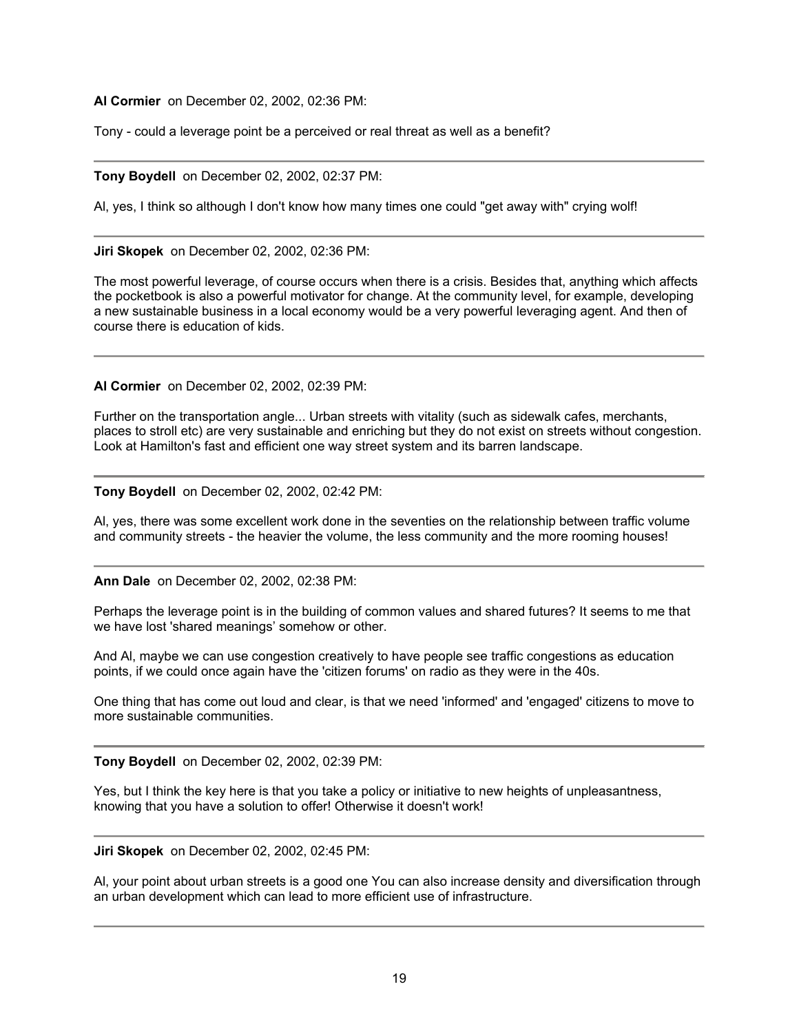**Al Cormier** on December 02, 2002, 02:36 PM:

Tony - could a leverage point be a perceived or real threat as well as a benefit?

---

**Tony Boydell** on December 02, 2002, 02:37 PM:

Al, yes, I think so although I don't know how many times one could "get away with" crying wolf!

---

**Jiri Skopek** on December 02, 2002, 02:36 PM:

The most powerful leverage, of course occurs when there is a crisis. Besides that, anything which affects the pocketbook is also a powerful motivator for change. At the community level, for example, developing a new sustainable business in a local economy would be a very powerful leveraging agent. And then of course there is education of kids.

---

**Al Cormier** on December 02, 2002, 02:39 PM:

Further on the transportation angle... Urban streets with vitality (such as sidewalk cafes, merchants, places to stroll etc) are very sustainable and enriching but they do not exist on streets without congestion. Look at Hamilton's fast and efficient one way street system and its barren landscape.

---

**Tony Boydell** on December 02, 2002, 02:42 PM:

Al, yes, there was some excellent work done in the seventies on the relationship between traffic volume and community streets - the heavier the volume, the less community and the more rooming houses!

---

**Ann Dale** on December 02, 2002, 02:38 PM:

Perhaps the leverage point is in the building of common values and shared futures? It seems to me that we have lost 'shared meanings' somehow or other.

And Al, maybe we can use congestion creatively to have people see traffic congestions as education points, if we could once again have the 'citizen forums' on radio as they were in the 40s.

One thing that has come out loud and clear, is that we need 'informed' and 'engaged' citizens to move to more sustainable communities.

---

**Tony Boydell** on December 02, 2002, 02:39 PM:

Yes, but I think the key here is that you take a policy or initiative to new heights of unpleasantness, knowing that you have a solution to offer! Otherwise it doesn't work!

---

**Jiri Skopek** on December 02, 2002, 02:45 PM:

Al, your point about urban streets is a good one You can also increase density and diversification through an urban development which can lead to more efficient use of infrastructure.

---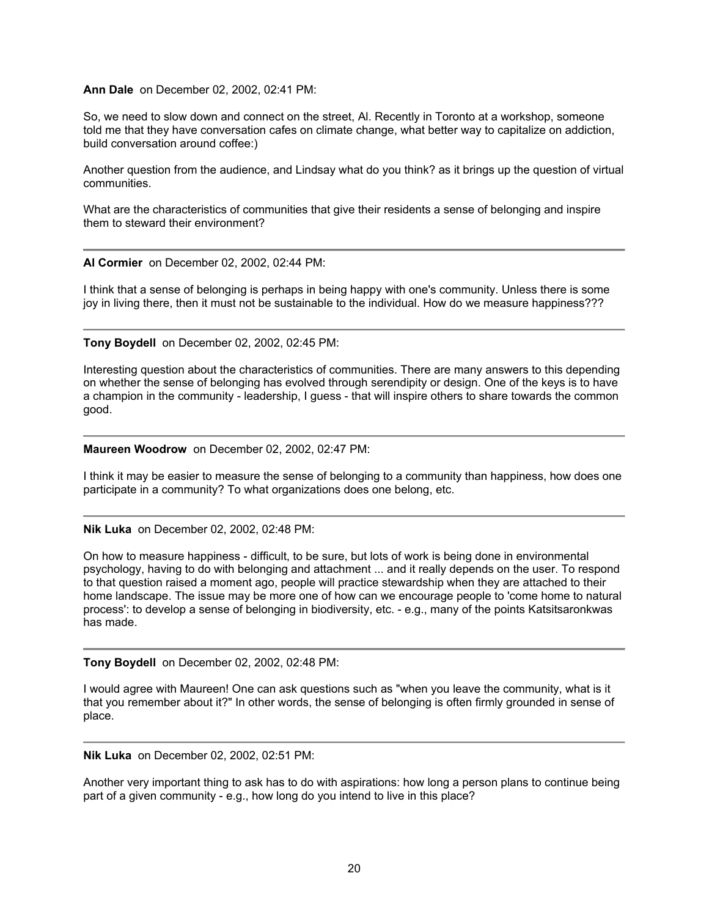**Ann Dale** on December 02, 2002, 02:41 PM:

So, we need to slow down and connect on the street, Al. Recently in Toronto at a workshop, someone told me that they have conversation cafes on climate change, what better way to capitalize on addiction, build conversation around coffee:)

Another question from the audience, and Lindsay what do you think? as it brings up the question of virtual communities.

What are the characteristics of communities that give their residents a sense of belonging and inspire them to steward their environment?

---

**Al Cormier** on December 02, 2002, 02:44 PM:

I think that a sense of belonging is perhaps in being happy with one's community. Unless there is some joy in living there, then it must not be sustainable to the individual. How do we measure happiness???

---

**Tony Boydell** on December 02, 2002, 02:45 PM:

Interesting question about the characteristics of communities. There are many answers to this depending on whether the sense of belonging has evolved through serendipity or design. One of the keys is to have a champion in the community - leadership, I guess - that will inspire others to share towards the common good.

---

**Maureen Woodrow** on December 02, 2002, 02:47 PM:

I think it may be easier to measure the sense of belonging to a community than happiness, how does one participate in a community? To what organizations does one belong, etc.

---

**Nik Luka** on December 02, 2002, 02:48 PM:

On how to measure happiness - difficult, to be sure, but lots of work is being done in environmental psychology, having to do with belonging and attachment ... and it really depends on the user. To respond to that question raised a moment ago, people will practice stewardship when they are attached to their home landscape. The issue may be more one of how can we encourage people to 'come home to natural process': to develop a sense of belonging in biodiversity, etc. - e.g., many of the points Katsitsaronkwas has made.

---

**Tony Boydell** on December 02, 2002, 02:48 PM:

I would agree with Maureen! One can ask questions such as "when you leave the community, what is it that you remember about it?" In other words, the sense of belonging is often firmly grounded in sense of place.

---

**Nik Luka** on December 02, 2002, 02:51 PM:

Another very important thing to ask has to do with aspirations: how long a person plans to continue being part of a given community - e.g., how long do you intend to live in this place?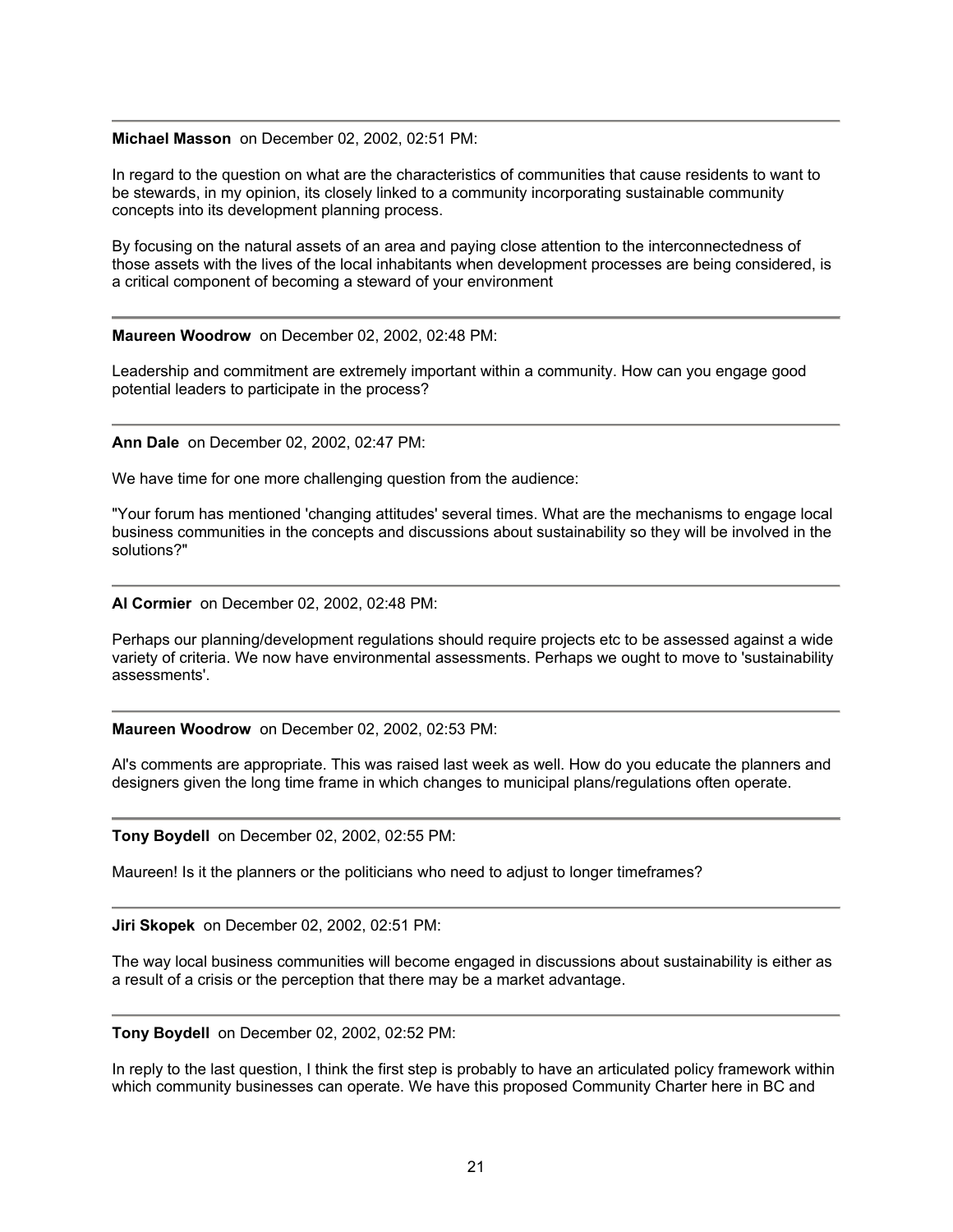---

**Michael Masson** on December 02, 2002, 02:51 PM:

In regard to the question on what are the characteristics of communities that cause residents to want to be stewards, in my opinion, its closely linked to a community incorporating sustainable community concepts into its development planning process.

By focusing on the natural assets of an area and paying close attention to the interconnectedness of those assets with the lives of the local inhabitants when development processes are being considered, is a critical component of becoming a steward of your environment

---

**Maureen Woodrow** on December 02, 2002, 02:48 PM:

Leadership and commitment are extremely important within a community. How can you engage good potential leaders to participate in the process?

---

**Ann Dale** on December 02, 2002, 02:47 PM:

We have time for one more challenging question from the audience:

"Your forum has mentioned 'changing attitudes' several times. What are the mechanisms to engage local business communities in the concepts and discussions about sustainability so they will be involved in the solutions?"

---

**Al Cormier** on December 02, 2002, 02:48 PM:

Perhaps our planning/development regulations should require projects etc to be assessed against a wide variety of criteria. We now have environmental assessments. Perhaps we ought to move to 'sustainability assessments'.

---

**Maureen Woodrow** on December 02, 2002, 02:53 PM:

Al's comments are appropriate. This was raised last week as well. How do you educate the planners and designers given the long time frame in which changes to municipal plans/regulations often operate.

---

**Tony Boydell** on December 02, 2002, 02:55 PM:

Maureen! Is it the planners or the politicians who need to adjust to longer timeframes?

---

**Jiri Skopek** on December 02, 2002, 02:51 PM:

The way local business communities will become engaged in discussions about sustainability is either as a result of a crisis or the perception that there may be a market advantage.

---

**Tony Boydell** on December 02, 2002, 02:52 PM:

In reply to the last question, I think the first step is probably to have an articulated policy framework within which community businesses can operate. We have this proposed Community Charter here in BC and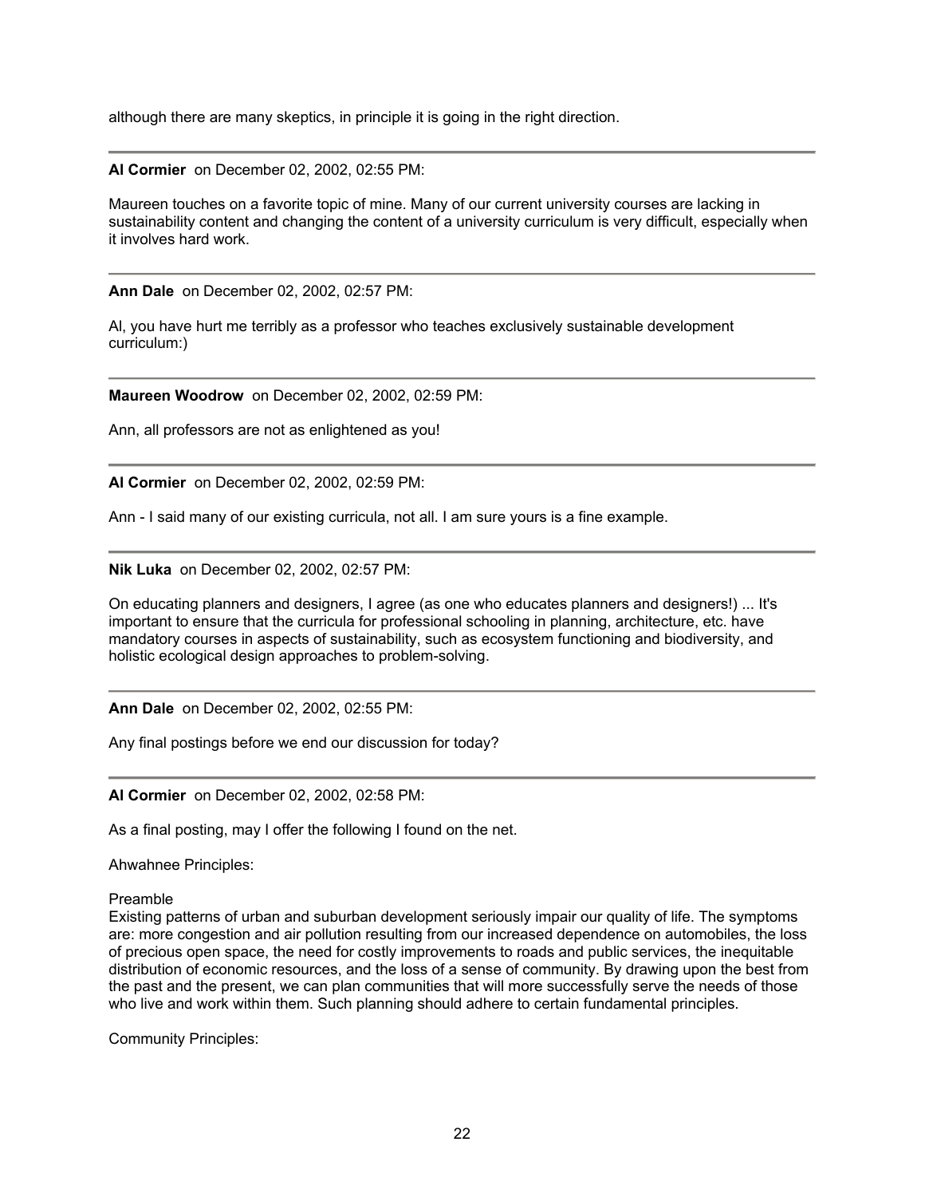although there are many skeptics, in principle it is going in the right direction.

---

**Al Cormier** on December 02, 2002, 02:55 PM:

Maureen touches on a favorite topic of mine. Many of our current university courses are lacking in sustainability content and changing the content of a university curriculum is very difficult, especially when it involves hard work.

---

**Ann Dale** on December 02, 2002, 02:57 PM:

Al, you have hurt me terribly as a professor who teaches exclusively sustainable development curriculum:)

---

**Maureen Woodrow** on December 02, 2002, 02:59 PM:

Ann, all professors are not as enlightened as you!

---

**Al Cormier** on December 02, 2002, 02:59 PM:

Ann - I said many of our existing curricula, not all. I am sure yours is a fine example.

---

**Nik Luka** on December 02, 2002, 02:57 PM:

On educating planners and designers, I agree (as one who educates planners and designers!) ... It's important to ensure that the curricula for professional schooling in planning, architecture, etc. have mandatory courses in aspects of sustainability, such as ecosystem functioning and biodiversity, and holistic ecological design approaches to problem-solving.

---

**Ann Dale** on December 02, 2002, 02:55 PM:

Any final postings before we end our discussion for today?

---

**Al Cormier** on December 02, 2002, 02:58 PM:

As a final posting, may I offer the following I found on the net.

Ahwahnee Principles:

Preamble
Existing patterns of urban and suburban development seriously impair our quality of life. The symptoms are: more congestion and air pollution resulting from our increased dependence on automobiles, the loss of precious open space, the need for costly improvements to roads and public services, the inequitable distribution of economic resources, and the loss of a sense of community. By drawing upon the best from the past and the present, we can plan communities that will more successfully serve the needs of those who live and work within them. Such planning should adhere to certain fundamental principles.

Community Principles: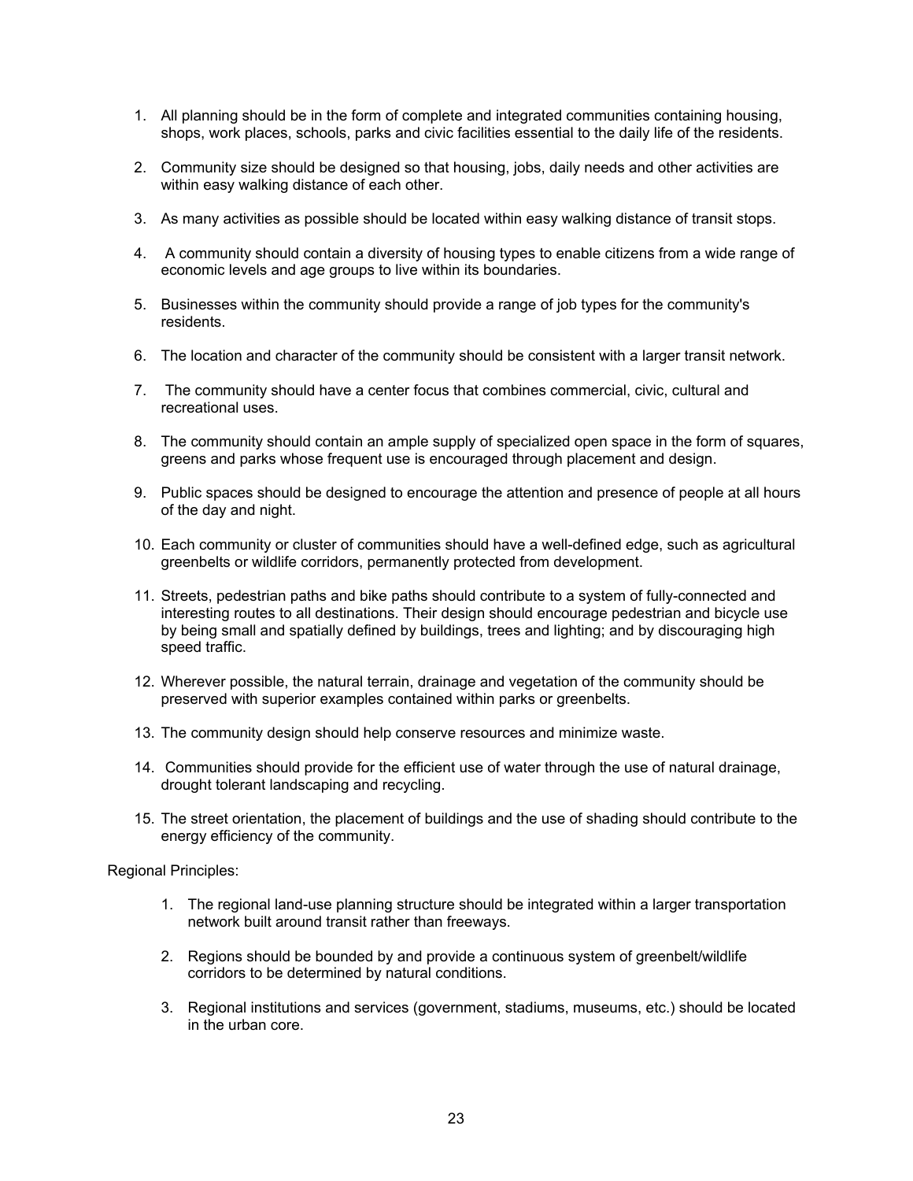1. All planning should be in the form of complete and integrated communities containing housing, shops, work places, schools, parks and civic facilities essential to the daily life of the residents.

2. Community size should be designed so that housing, jobs, daily needs and other activities are within easy walking distance of each other.

3. As many activities as possible should be located within easy walking distance of transit stops.

4. A community should contain a diversity of housing types to enable citizens from a wide range of economic levels and age groups to live within its boundaries.

5. Businesses within the community should provide a range of job types for the community's residents.

6. The location and character of the community should be consistent with a larger transit network.

7. The community should have a center focus that combines commercial, civic, cultural and recreational uses.

8. The community should contain an ample supply of specialized open space in the form of squares, greens and parks whose frequent use is encouraged through placement and design.

9. Public spaces should be designed to encourage the attention and presence of people at all hours of the day and night.

10. Each community or cluster of communities should have a well-defined edge, such as agricultural greenbelts or wildlife corridors, permanently protected from development.

11. Streets, pedestrian paths and bike paths should contribute to a system of fully-connected and interesting routes to all destinations. Their design should encourage pedestrian and bicycle use by being small and spatially defined by buildings, trees and lighting; and by discouraging high speed traffic.

12. Wherever possible, the natural terrain, drainage and vegetation of the community should be preserved with superior examples contained within parks or greenbelts.

13. The community design should help conserve resources and minimize waste.

14. Communities should provide for the efficient use of water through the use of natural drainage, drought tolerant landscaping and recycling.

15. The street orientation, the placement of buildings and the use of shading should contribute to the energy efficiency of the community.

Regional Principles:

1. The regional land-use planning structure should be integrated within a larger transportation network built around transit rather than freeways.

2. Regions should be bounded by and provide a continuous system of greenbelt/wildlife corridors to be determined by natural conditions.

3. Regional institutions and services (government, stadiums, museums, etc.) should be located in the urban core.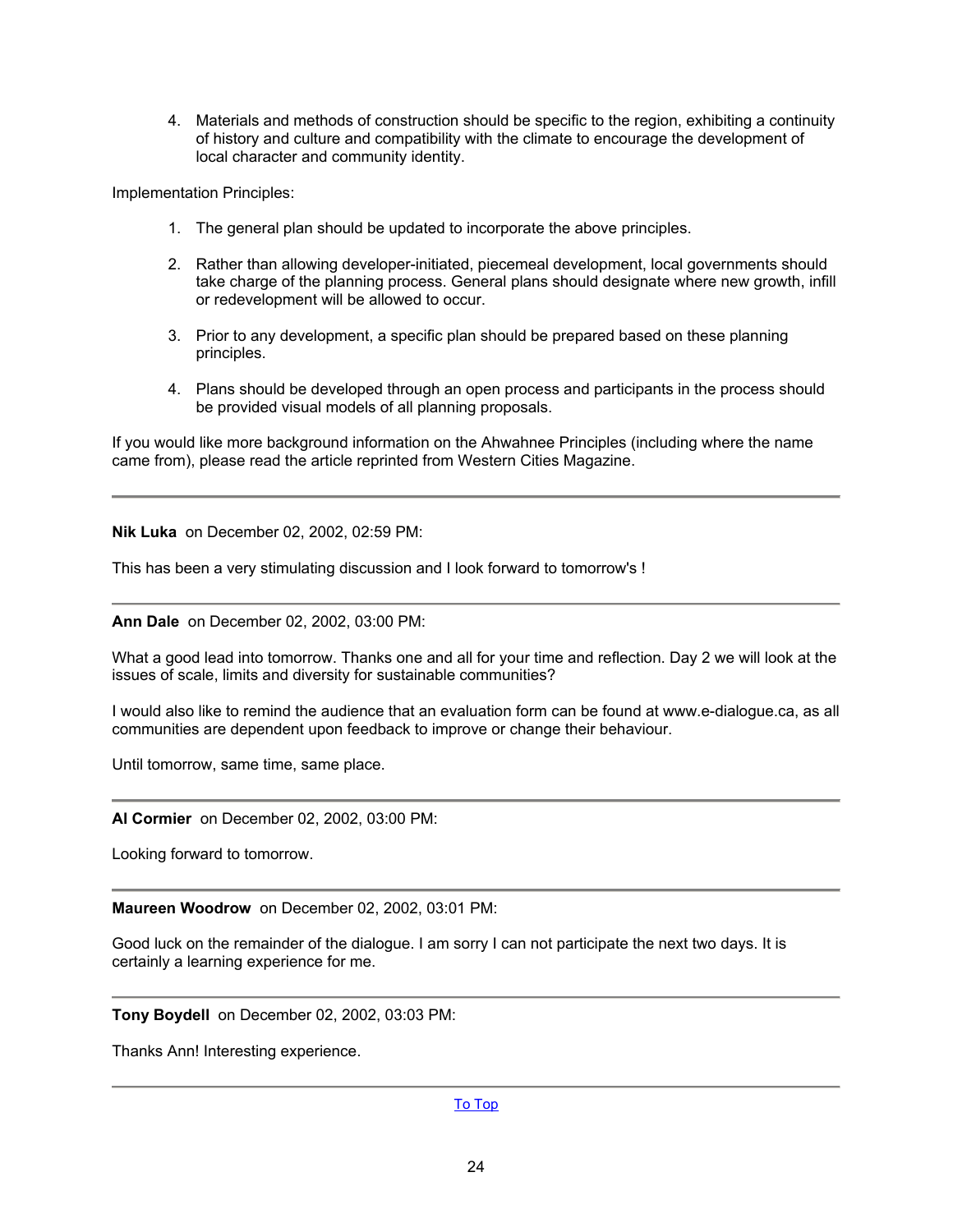4. Materials and methods of construction should be specific to the region, exhibiting a continuity of history and culture and compatibility with the climate to encourage the development of local character and community identity.

Implementation Principles:

1. The general plan should be updated to incorporate the above principles.

2. Rather than allowing developer-initiated, piecemeal development, local governments should take charge of the planning process. General plans should designate where new growth, infill or redevelopment will be allowed to occur.

3. Prior to any development, a specific plan should be prepared based on these planning principles.

4. Plans should be developed through an open process and participants in the process should be provided visual models of all planning proposals.

If you would like more background information on the Ahwahnee Principles (including where the name came from), please read the article reprinted from Western Cities Magazine.

---

**Nik Luka** on December 02, 2002, 02:59 PM:

This has been a very stimulating discussion and I look forward to tomorrow's !

---

**Ann Dale** on December 02, 2002, 03:00 PM:

What a good lead into tomorrow. Thanks one and all for your time and reflection. Day 2 we will look at the issues of scale, limits and diversity for sustainable communities?

I would also like to remind the audience that an evaluation form can be found at www.e-dialogue.ca, as all communities are dependent upon feedback to improve or change their behaviour.

Until tomorrow, same time, same place.

---

**Al Cormier** on December 02, 2002, 03:00 PM:

Looking forward to tomorrow.

---

**Maureen Woodrow** on December 02, 2002, 03:01 PM:

Good luck on the remainder of the dialogue. I am sorry I can not participate the next two days. It is certainly a learning experience for me.

---

**Tony Boydell** on December 02, 2002, 03:03 PM:

Thanks Ann! Interesting experience.

---

To Top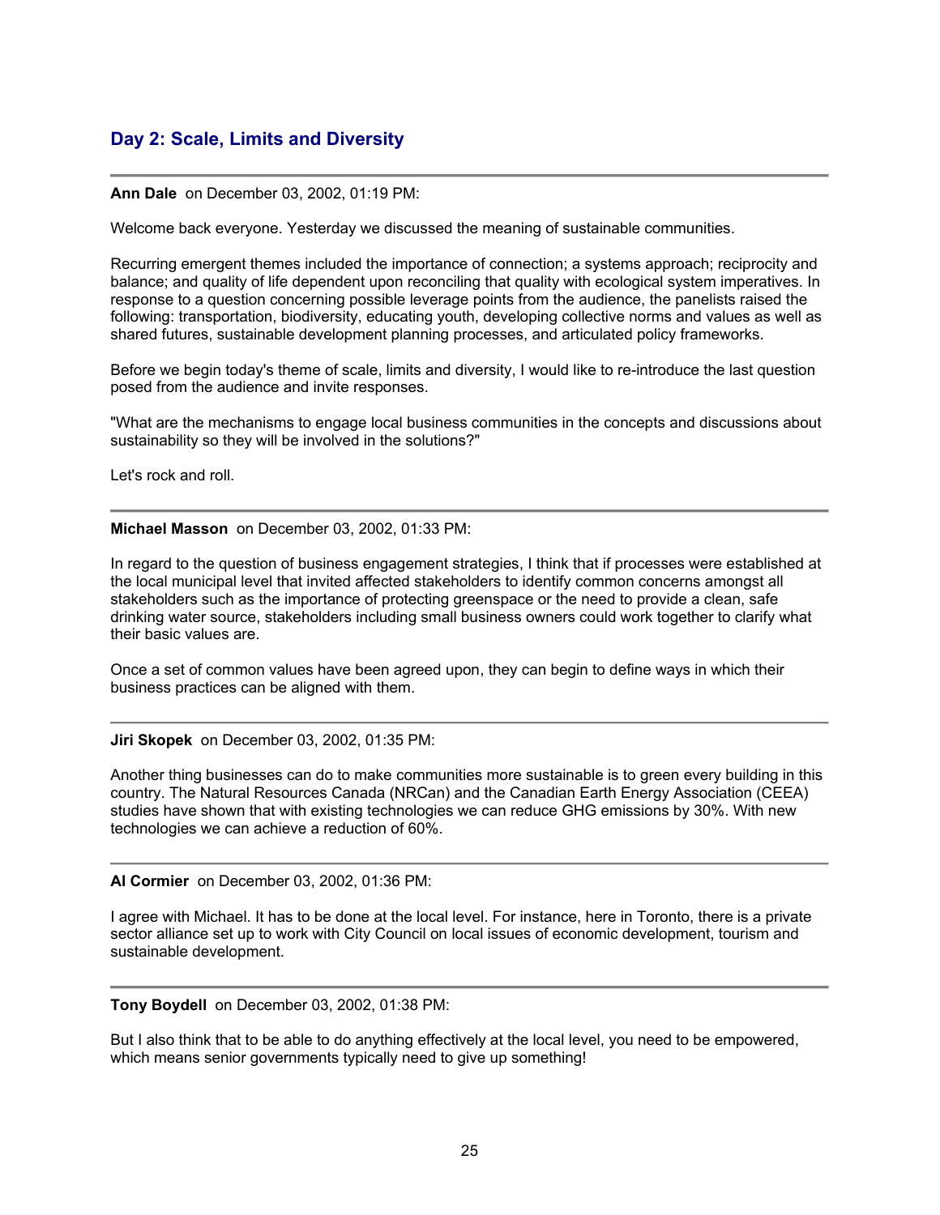## Day 2: Scale, Limits and Diversity

---

**Ann Dale** on December 03, 2002, 01:19 PM:

Welcome back everyone. Yesterday we discussed the meaning of sustainable communities.

Recurring emergent themes included the importance of connection; a systems approach; reciprocity and balance; and quality of life dependent upon reconciling that quality with ecological system imperatives. In response to a question concerning possible leverage points from the audience, the panelists raised the following: transportation, biodiversity, educating youth, developing collective norms and values as well as shared futures, sustainable development planning processes, and articulated policy frameworks.

Before we begin today's theme of scale, limits and diversity, I would like to re-introduce the last question posed from the audience and invite responses.

"What are the mechanisms to engage local business communities in the concepts and discussions about sustainability so they will be involved in the solutions?"

Let's rock and roll.

---

**Michael Masson** on December 03, 2002, 01:33 PM:

In regard to the question of business engagement strategies, I think that if processes were established at the local municipal level that invited affected stakeholders to identify common concerns amongst all stakeholders such as the importance of protecting greenspace or the need to provide a clean, safe drinking water source, stakeholders including small business owners could work together to clarify what their basic values are.

Once a set of common values have been agreed upon, they can begin to define ways in which their business practices can be aligned with them.

---

**Jiri Skopek** on December 03, 2002, 01:35 PM:

Another thing businesses can do to make communities more sustainable is to green every building in this country. The Natural Resources Canada (NRCan) and the Canadian Earth Energy Association (CEEA) studies have shown that with existing technologies we can reduce GHG emissions by 30%. With new technologies we can achieve a reduction of 60%.

---

**Al Cormier** on December 03, 2002, 01:36 PM:

I agree with Michael. It has to be done at the local level. For instance, here in Toronto, there is a private sector alliance set up to work with City Council on local issues of economic development, tourism and sustainable development.

---

**Tony Boydell** on December 03, 2002, 01:38 PM:

But I also think that to be able to do anything effectively at the local level, you need to be empowered, which means senior governments typically need to give up something!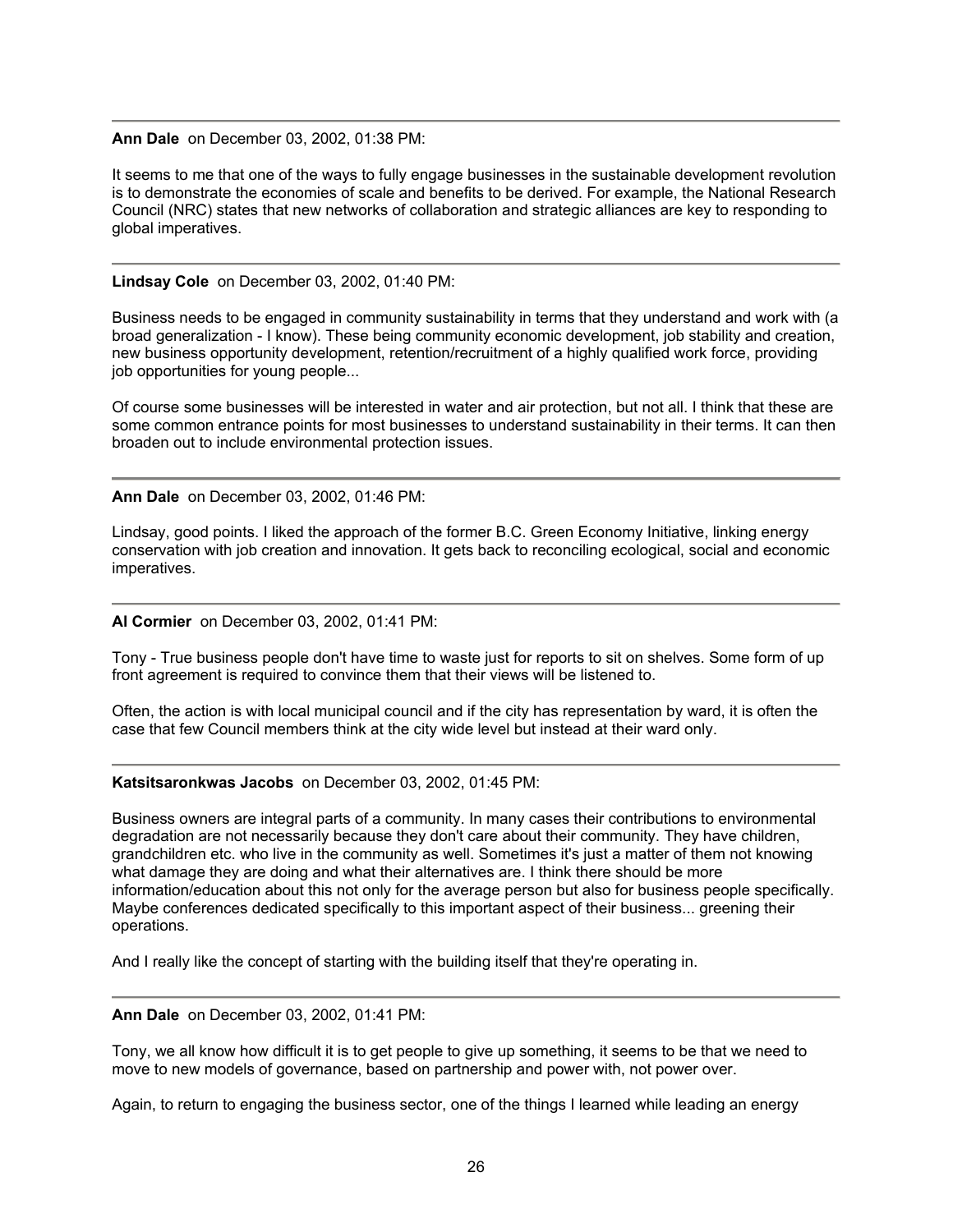---

**Ann Dale** on December 03, 2002, 01:38 PM:

It seems to me that one of the ways to fully engage businesses in the sustainable development revolution is to demonstrate the economies of scale and benefits to be derived. For example, the National Research Council (NRC) states that new networks of collaboration and strategic alliances are key to responding to global imperatives.

---

**Lindsay Cole** on December 03, 2002, 01:40 PM:

Business needs to be engaged in community sustainability in terms that they understand and work with (a broad generalization - I know). These being community economic development, job stability and creation, new business opportunity development, retention/recruitment of a highly qualified work force, providing job opportunities for young people...

Of course some businesses will be interested in water and air protection, but not all. I think that these are some common entrance points for most businesses to understand sustainability in their terms. It can then broaden out to include environmental protection issues.

---

**Ann Dale** on December 03, 2002, 01:46 PM:

Lindsay, good points. I liked the approach of the former B.C. Green Economy Initiative, linking energy conservation with job creation and innovation. It gets back to reconciling ecological, social and economic imperatives.

---

**Al Cormier** on December 03, 2002, 01:41 PM:

Tony - True business people don't have time to waste just for reports to sit on shelves. Some form of up front agreement is required to convince them that their views will be listened to.

Often, the action is with local municipal council and if the city has representation by ward, it is often the case that few Council members think at the city wide level but instead at their ward only.

---

**Katsitsaronkwas Jacobs** on December 03, 2002, 01:45 PM:

Business owners are integral parts of a community. In many cases their contributions to environmental degradation are not necessarily because they don't care about their community. They have children, grandchildren etc. who live in the community as well. Sometimes it's just a matter of them not knowing what damage they are doing and what their alternatives are. I think there should be more information/education about this not only for the average person but also for business people specifically. Maybe conferences dedicated specifically to this important aspect of their business... greening their operations.

And I really like the concept of starting with the building itself that they're operating in.

---

**Ann Dale** on December 03, 2002, 01:41 PM:

Tony, we all know how difficult it is to get people to give up something, it seems to be that we need to move to new models of governance, based on partnership and power with, not power over.

Again, to return to engaging the business sector, one of the things I learned while leading an energy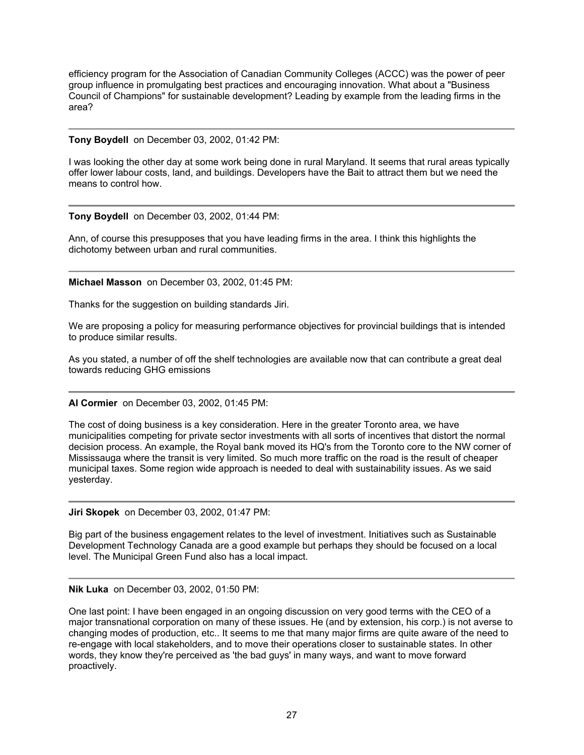efficiency program for the Association of Canadian Community Colleges (ACCC) was the power of peer group influence in promulgating best practices and encouraging innovation. What about a "Business Council of Champions" for sustainable development? Leading by example from the leading firms in the area?

---

**Tony Boydell** on December 03, 2002, 01:42 PM:

I was looking the other day at some work being done in rural Maryland. It seems that rural areas typically offer lower labour costs, land, and buildings. Developers have the Bait to attract them but we need the means to control how.

---

**Tony Boydell** on December 03, 2002, 01:44 PM:

Ann, of course this presupposes that you have leading firms in the area. I think this highlights the dichotomy between urban and rural communities.

---

**Michael Masson** on December 03, 2002, 01:45 PM:

Thanks for the suggestion on building standards Jiri.

We are proposing a policy for measuring performance objectives for provincial buildings that is intended to produce similar results.

As you stated, a number of off the shelf technologies are available now that can contribute a great deal towards reducing GHG emissions

---

**Al Cormier** on December 03, 2002, 01:45 PM:

The cost of doing business is a key consideration. Here in the greater Toronto area, we have municipalities competing for private sector investments with all sorts of incentives that distort the normal decision process. An example, the Royal bank moved its HQ's from the Toronto core to the NW corner of Mississauga where the transit is very limited. So much more traffic on the road is the result of cheaper municipal taxes. Some region wide approach is needed to deal with sustainability issues. As we said yesterday.

---

**Jiri Skopek** on December 03, 2002, 01:47 PM:

Big part of the business engagement relates to the level of investment. Initiatives such as Sustainable Development Technology Canada are a good example but perhaps they should be focused on a local level. The Municipal Green Fund also has a local impact.

---

**Nik Luka** on December 03, 2002, 01:50 PM:

One last point: I have been engaged in an ongoing discussion on very good terms with the CEO of a major transnational corporation on many of these issues. He (and by extension, his corp.) is not averse to changing modes of production, etc.. It seems to me that many major firms are quite aware of the need to re-engage with local stakeholders, and to move their operations closer to sustainable states. In other words, they know they're perceived as 'the bad guys' in many ways, and want to move forward proactively.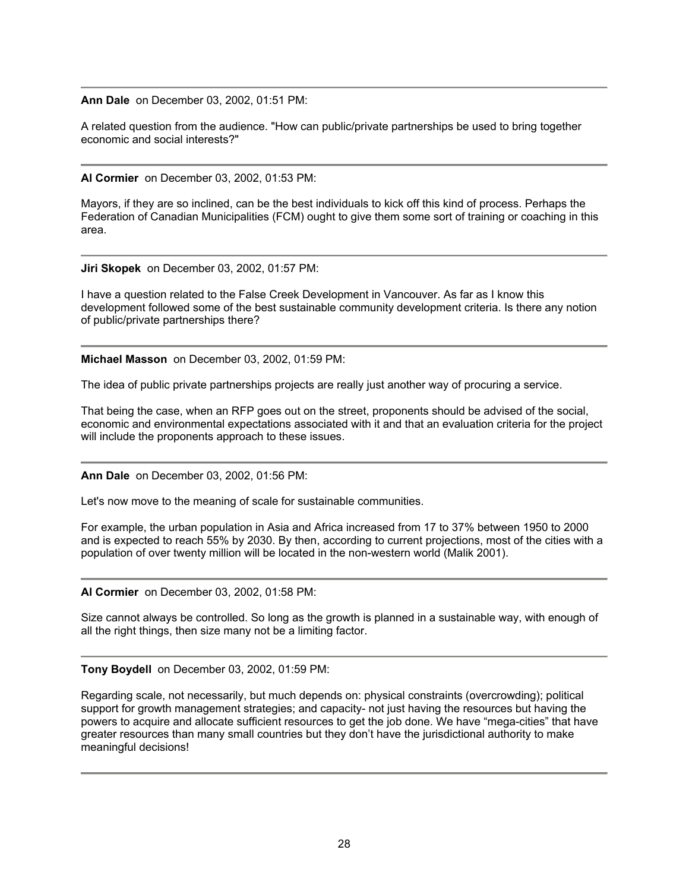---

**Ann Dale** on December 03, 2002, 01:51 PM:

A related question from the audience. "How can public/private partnerships be used to bring together economic and social interests?"

---

**Al Cormier** on December 03, 2002, 01:53 PM:

Mayors, if they are so inclined, can be the best individuals to kick off this kind of process. Perhaps the Federation of Canadian Municipalities (FCM) ought to give them some sort of training or coaching in this area.

---

**Jiri Skopek** on December 03, 2002, 01:57 PM:

I have a question related to the False Creek Development in Vancouver. As far as I know this development followed some of the best sustainable community development criteria. Is there any notion of public/private partnerships there?

---

**Michael Masson** on December 03, 2002, 01:59 PM:

The idea of public private partnerships projects are really just another way of procuring a service.

That being the case, when an RFP goes out on the street, proponents should be advised of the social, economic and environmental expectations associated with it and that an evaluation criteria for the project will include the proponents approach to these issues.

---

**Ann Dale** on December 03, 2002, 01:56 PM:

Let's now move to the meaning of scale for sustainable communities.

For example, the urban population in Asia and Africa increased from 17 to 37% between 1950 to 2000 and is expected to reach 55% by 2030. By then, according to current projections, most of the cities with a population of over twenty million will be located in the non-western world (Malik 2001).

---

**Al Cormier** on December 03, 2002, 01:58 PM:

Size cannot always be controlled. So long as the growth is planned in a sustainable way, with enough of all the right things, then size many not be a limiting factor.

---

**Tony Boydell** on December 03, 2002, 01:59 PM:

Regarding scale, not necessarily, but much depends on: physical constraints (overcrowding); political support for growth management strategies; and capacity- not just having the resources but having the powers to acquire and allocate sufficient resources to get the job done. We have "mega-cities" that have greater resources than many small countries but they don't have the jurisdictional authority to make meaningful decisions!

---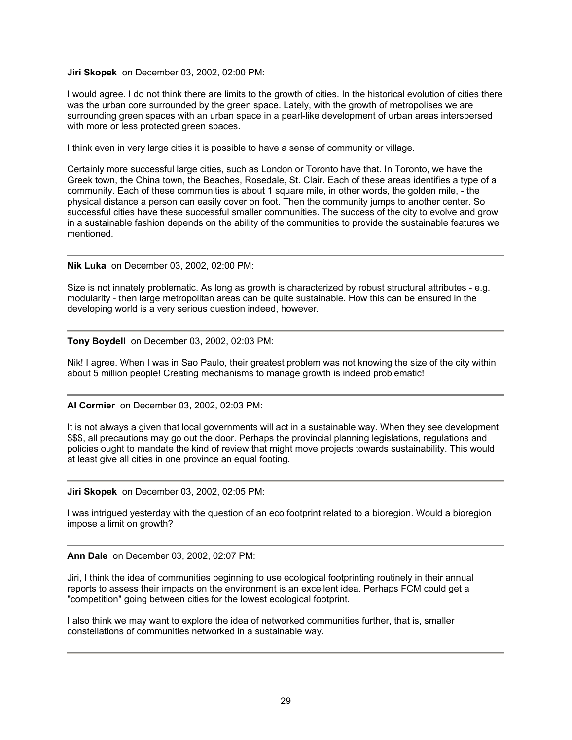**Jiri Skopek** on December 03, 2002, 02:00 PM:

I would agree. I do not think there are limits to the growth of cities. In the historical evolution of cities there was the urban core surrounded by the green space. Lately, with the growth of metropolises we are surrounding green spaces with an urban space in a pearl-like development of urban areas interspersed with more or less protected green spaces.

I think even in very large cities it is possible to have a sense of community or village.

Certainly more successful large cities, such as London or Toronto have that. In Toronto, we have the Greek town, the China town, the Beaches, Rosedale, St. Clair. Each of these areas identifies a type of a community. Each of these communities is about 1 square mile, in other words, the golden mile, - the physical distance a person can easily cover on foot. Then the community jumps to another center. So successful cities have these successful smaller communities. The success of the city to evolve and grow in a sustainable fashion depends on the ability of the communities to provide the sustainable features we mentioned.

---

**Nik Luka** on December 03, 2002, 02:00 PM:

Size is not innately problematic. As long as growth is characterized by robust structural attributes - e.g. modularity - then large metropolitan areas can be quite sustainable. How this can be ensured in the developing world is a very serious question indeed, however.

---

**Tony Boydell** on December 03, 2002, 02:03 PM:

Nik! I agree. When I was in Sao Paulo, their greatest problem was not knowing the size of the city within about 5 million people! Creating mechanisms to manage growth is indeed problematic!

---

**Al Cormier** on December 03, 2002, 02:03 PM:

It is not always a given that local governments will act in a sustainable way. When they see development $$$, all precautions may go out the door. Perhaps the provincial planning legislations, regulations and policies ought to mandate the kind of review that might move projects towards sustainability. This would at least give all cities in one province an equal footing.

---

**Jiri Skopek** on December 03, 2002, 02:05 PM:

I was intrigued yesterday with the question of an eco footprint related to a bioregion. Would a bioregion impose a limit on growth?

---

**Ann Dale** on December 03, 2002, 02:07 PM:

Jiri, I think the idea of communities beginning to use ecological footprinting routinely in their annual reports to assess their impacts on the environment is an excellent idea. Perhaps FCM could get a "competition" going between cities for the lowest ecological footprint.

I also think we may want to explore the idea of networked communities further, that is, smaller constellations of communities networked in a sustainable way.

---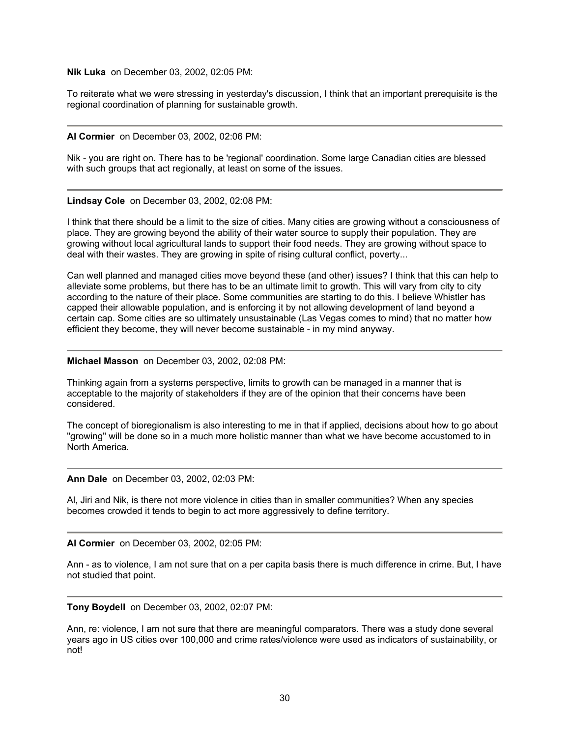**Nik Luka** on December 03, 2002, 02:05 PM:

To reiterate what we were stressing in yesterday's discussion, I think that an important prerequisite is the regional coordination of planning for sustainable growth.

---

**Al Cormier** on December 03, 2002, 02:06 PM:

Nik - you are right on. There has to be 'regional' coordination. Some large Canadian cities are blessed with such groups that act regionally, at least on some of the issues.

---

**Lindsay Cole** on December 03, 2002, 02:08 PM:

I think that there should be a limit to the size of cities. Many cities are growing without a consciousness of place. They are growing beyond the ability of their water source to supply their population. They are growing without local agricultural lands to support their food needs. They are growing without space to deal with their wastes. They are growing in spite of rising cultural conflict, poverty...

Can well planned and managed cities move beyond these (and other) issues? I think that this can help to alleviate some problems, but there has to be an ultimate limit to growth. This will vary from city to city according to the nature of their place. Some communities are starting to do this. I believe Whistler has capped their allowable population, and is enforcing it by not allowing development of land beyond a certain cap. Some cities are so ultimately unsustainable (Las Vegas comes to mind) that no matter how efficient they become, they will never become sustainable - in my mind anyway.

---

**Michael Masson** on December 03, 2002, 02:08 PM:

Thinking again from a systems perspective, limits to growth can be managed in a manner that is acceptable to the majority of stakeholders if they are of the opinion that their concerns have been considered.

The concept of bioregionalism is also interesting to me in that if applied, decisions about how to go about "growing" will be done so in a much more holistic manner than what we have become accustomed to in North America.

---

**Ann Dale** on December 03, 2002, 02:03 PM:

Al, Jiri and Nik, is there not more violence in cities than in smaller communities? When any species becomes crowded it tends to begin to act more aggressively to define territory.

---

**Al Cormier** on December 03, 2002, 02:05 PM:

Ann - as to violence, I am not sure that on a per capita basis there is much difference in crime. But, I have not studied that point.

---

**Tony Boydell** on December 03, 2002, 02:07 PM:

Ann, re: violence, I am not sure that there are meaningful comparators. There was a study done several years ago in US cities over 100,000 and crime rates/violence were used as indicators of sustainability, or not!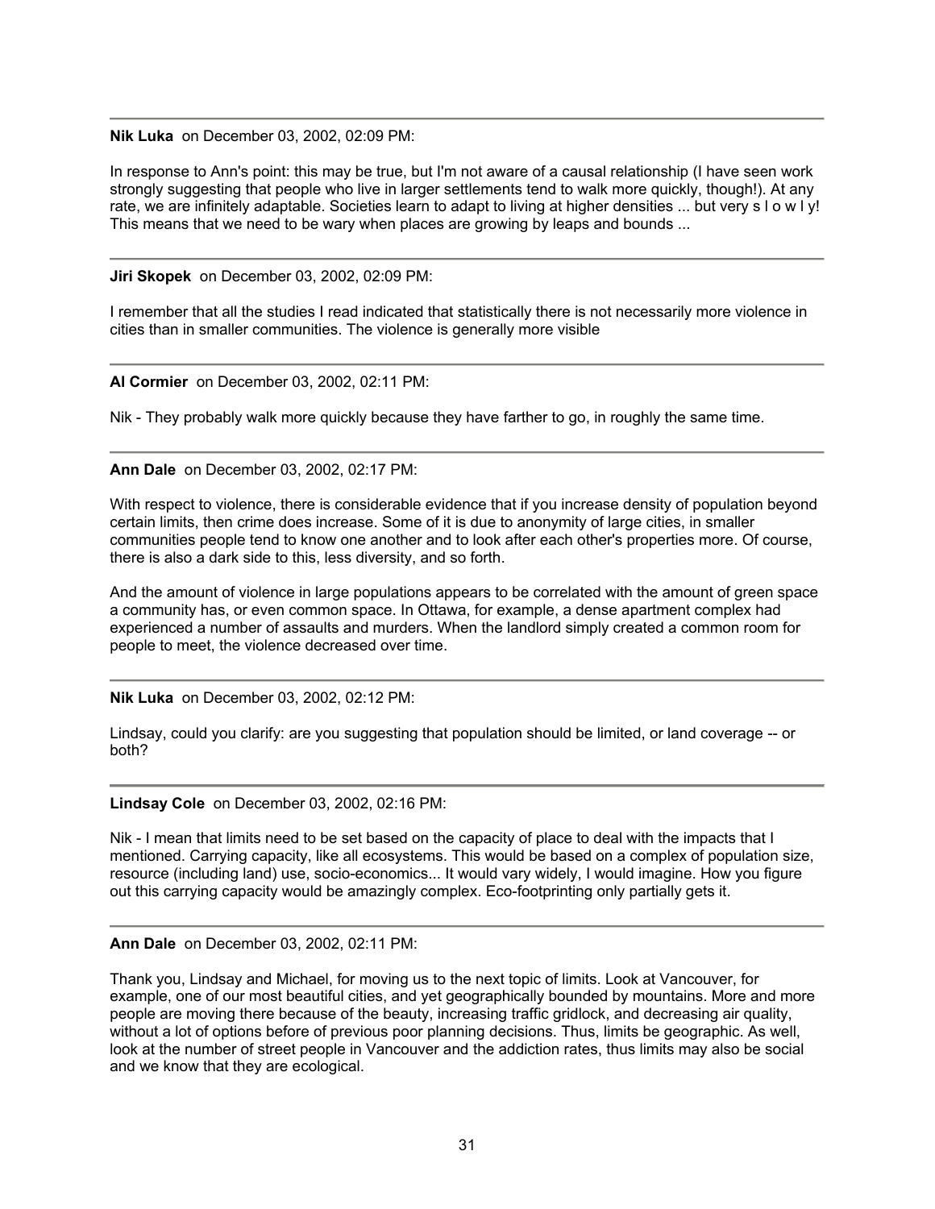---

**Nik Luka** on December 03, 2002, 02:09 PM:

In response to Ann's point: this may be true, but I'm not aware of a causal relationship (I have seen work strongly suggesting that people who live in larger settlements tend to walk more quickly, though!). At any rate, we are infinitely adaptable. Societies learn to adapt to living at higher densities ... but very s l o w l y! This means that we need to be wary when places are growing by leaps and bounds ...

---

**Jiri Skopek** on December 03, 2002, 02:09 PM:

I remember that all the studies I read indicated that statistically there is not necessarily more violence in cities than in smaller communities. The violence is generally more visible

---

**Al Cormier** on December 03, 2002, 02:11 PM:

Nik - They probably walk more quickly because they have farther to go, in roughly the same time.

---

**Ann Dale** on December 03, 2002, 02:17 PM:

With respect to violence, there is considerable evidence that if you increase density of population beyond certain limits, then crime does increase. Some of it is due to anonymity of large cities, in smaller communities people tend to know one another and to look after each other's properties more. Of course, there is also a dark side to this, less diversity, and so forth.

And the amount of violence in large populations appears to be correlated with the amount of green space a community has, or even common space. In Ottawa, for example, a dense apartment complex had experienced a number of assaults and murders. When the landlord simply created a common room for people to meet, the violence decreased over time.

---

**Nik Luka** on December 03, 2002, 02:12 PM:

Lindsay, could you clarify: are you suggesting that population should be limited, or land coverage -- or both?

---

**Lindsay Cole** on December 03, 2002, 02:16 PM:

Nik - I mean that limits need to be set based on the capacity of place to deal with the impacts that I mentioned. Carrying capacity, like all ecosystems. This would be based on a complex of population size, resource (including land) use, socio-economics... It would vary widely, I would imagine. How you figure out this carrying capacity would be amazingly complex. Eco-footprinting only partially gets it.

---

**Ann Dale** on December 03, 2002, 02:11 PM:

Thank you, Lindsay and Michael, for moving us to the next topic of limits. Look at Vancouver, for example, one of our most beautiful cities, and yet geographically bounded by mountains. More and more people are moving there because of the beauty, increasing traffic gridlock, and decreasing air quality, without a lot of options before of previous poor planning decisions. Thus, limits be geographic. As well, look at the number of street people in Vancouver and the addiction rates, thus limits may also be social and we know that they are ecological.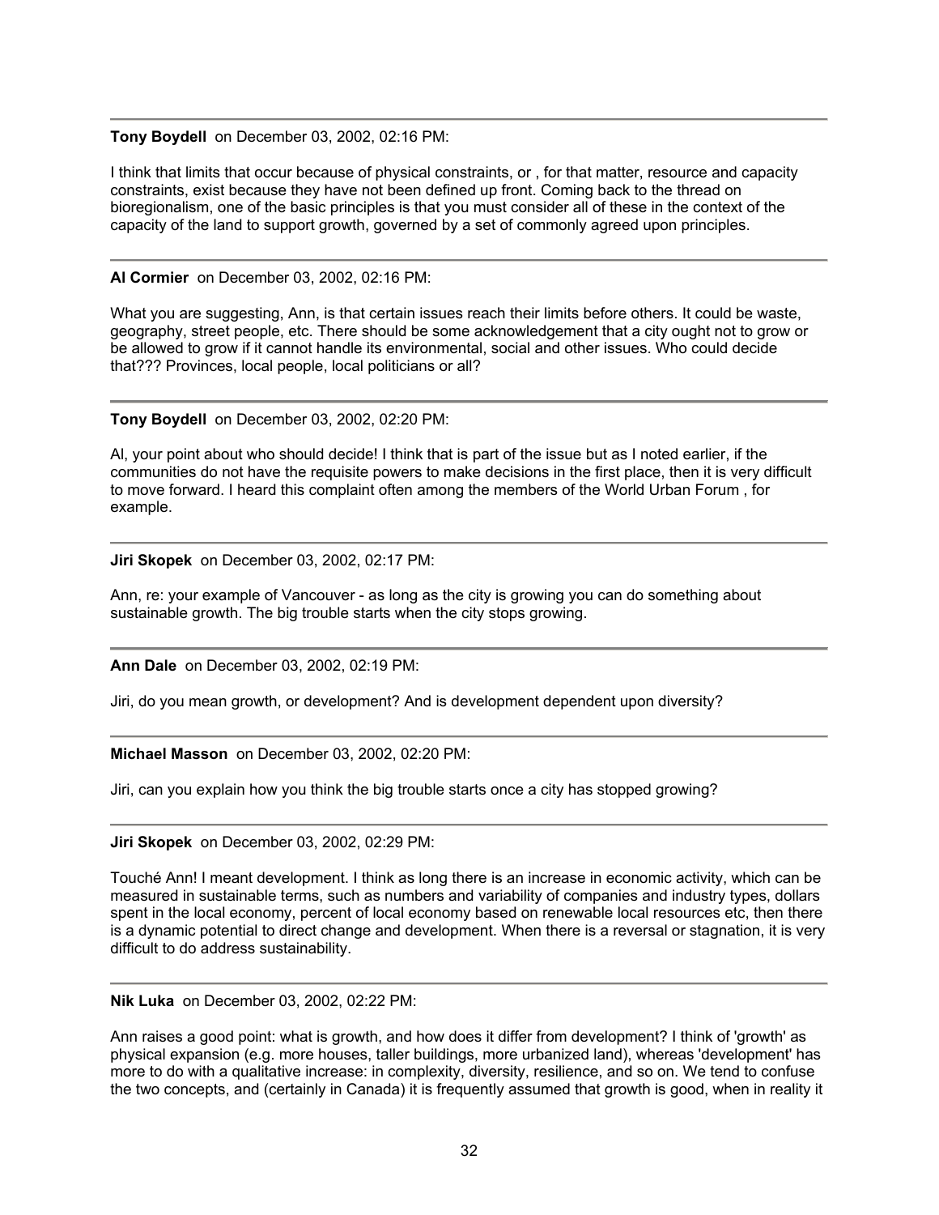---

**Tony Boydell** on December 03, 2002, 02:16 PM:

I think that limits that occur because of physical constraints, or , for that matter, resource and capacity constraints, exist because they have not been defined up front. Coming back to the thread on bioregionalism, one of the basic principles is that you must consider all of these in the context of the capacity of the land to support growth, governed by a set of commonly agreed upon principles.

---

**Al Cormier** on December 03, 2002, 02:16 PM:

What you are suggesting, Ann, is that certain issues reach their limits before others. It could be waste, geography, street people, etc. There should be some acknowledgement that a city ought not to grow or be allowed to grow if it cannot handle its environmental, social and other issues. Who could decide that??? Provinces, local people, local politicians or all?

---

**Tony Boydell** on December 03, 2002, 02:20 PM:

Al, your point about who should decide! I think that is part of the issue but as I noted earlier, if the communities do not have the requisite powers to make decisions in the first place, then it is very difficult to move forward. I heard this complaint often among the members of the World Urban Forum , for example.

---

**Jiri Skopek** on December 03, 2002, 02:17 PM:

Ann, re: your example of Vancouver - as long as the city is growing you can do something about sustainable growth. The big trouble starts when the city stops growing.

---

**Ann Dale** on December 03, 2002, 02:19 PM:

Jiri, do you mean growth, or development? And is development dependent upon diversity?

---

**Michael Masson** on December 03, 2002, 02:20 PM:

Jiri, can you explain how you think the big trouble starts once a city has stopped growing?

---

**Jiri Skopek** on December 03, 2002, 02:29 PM:

Touché Ann! I meant development. I think as long there is an increase in economic activity, which can be measured in sustainable terms, such as numbers and variability of companies and industry types, dollars spent in the local economy, percent of local economy based on renewable local resources etc, then there is a dynamic potential to direct change and development. When there is a reversal or stagnation, it is very difficult to do address sustainability.

---

**Nik Luka** on December 03, 2002, 02:22 PM:

Ann raises a good point: what is growth, and how does it differ from development? I think of 'growth' as physical expansion (e.g. more houses, taller buildings, more urbanized land), whereas 'development' has more to do with a qualitative increase: in complexity, diversity, resilience, and so on. We tend to confuse the two concepts, and (certainly in Canada) it is frequently assumed that growth is good, when in reality it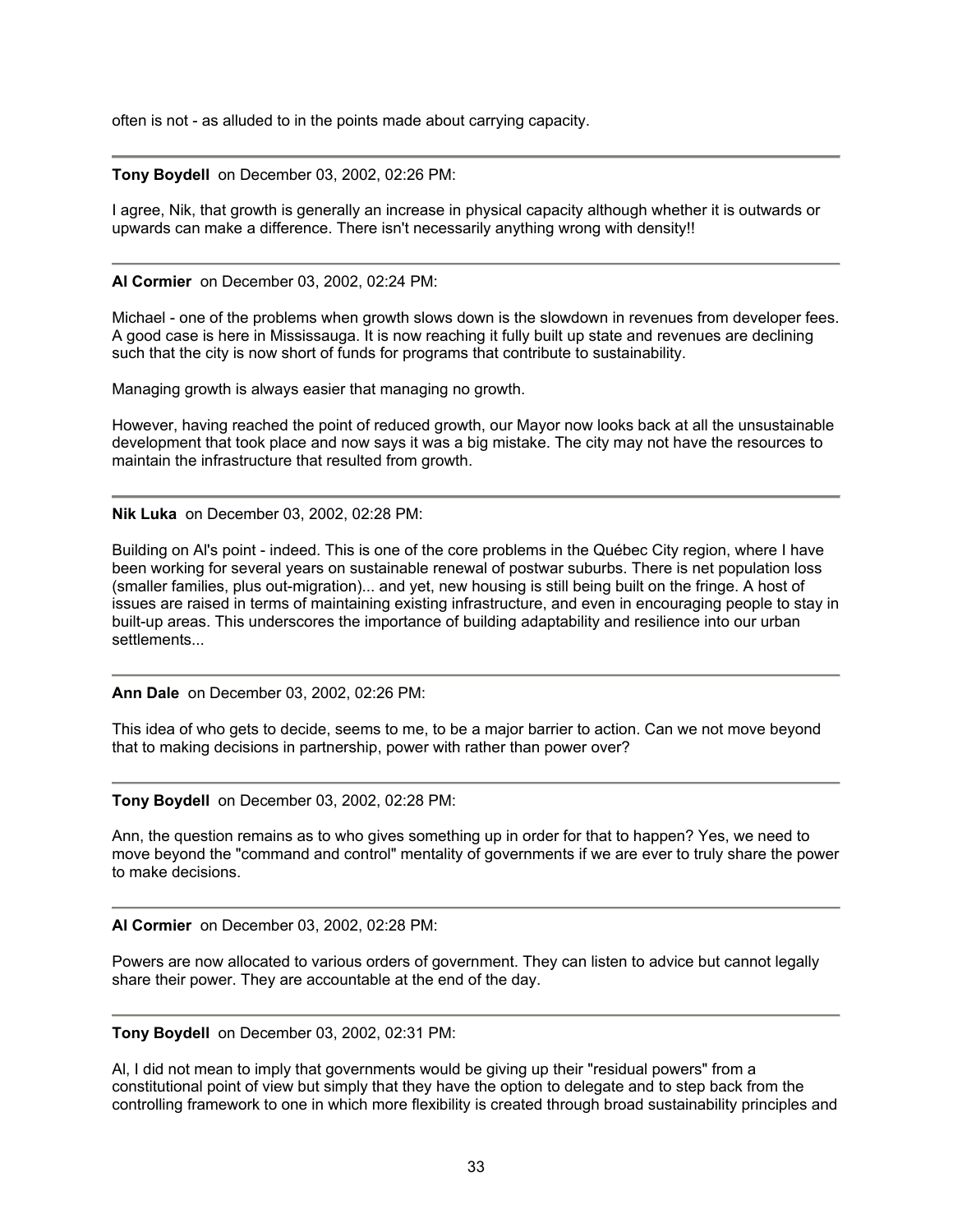often is not - as alluded to in the points made about carrying capacity.

---

**Tony Boydell** on December 03, 2002, 02:26 PM:

I agree, Nik, that growth is generally an increase in physical capacity although whether it is outwards or upwards can make a difference. There isn't necessarily anything wrong with density!!

---

**Al Cormier** on December 03, 2002, 02:24 PM:

Michael - one of the problems when growth slows down is the slowdown in revenues from developer fees. A good case is here in Mississauga. It is now reaching it fully built up state and revenues are declining such that the city is now short of funds for programs that contribute to sustainability.

Managing growth is always easier that managing no growth.

However, having reached the point of reduced growth, our Mayor now looks back at all the unsustainable development that took place and now says it was a big mistake. The city may not have the resources to maintain the infrastructure that resulted from growth.

---

**Nik Luka** on December 03, 2002, 02:28 PM:

Building on Al's point - indeed. This is one of the core problems in the Québec City region, where I have been working for several years on sustainable renewal of postwar suburbs. There is net population loss (smaller families, plus out-migration)... and yet, new housing is still being built on the fringe. A host of issues are raised in terms of maintaining existing infrastructure, and even in encouraging people to stay in built-up areas. This underscores the importance of building adaptability and resilience into our urban settlements...

---

**Ann Dale** on December 03, 2002, 02:26 PM:

This idea of who gets to decide, seems to me, to be a major barrier to action. Can we not move beyond that to making decisions in partnership, power with rather than power over?

---

**Tony Boydell** on December 03, 2002, 02:28 PM:

Ann, the question remains as to who gives something up in order for that to happen? Yes, we need to move beyond the "command and control" mentality of governments if we are ever to truly share the power to make decisions.

---

**Al Cormier** on December 03, 2002, 02:28 PM:

Powers are now allocated to various orders of government. They can listen to advice but cannot legally share their power. They are accountable at the end of the day.

---

**Tony Boydell** on December 03, 2002, 02:31 PM:

Al, I did not mean to imply that governments would be giving up their "residual powers" from a constitutional point of view but simply that they have the option to delegate and to step back from the controlling framework to one in which more flexibility is created through broad sustainability principles and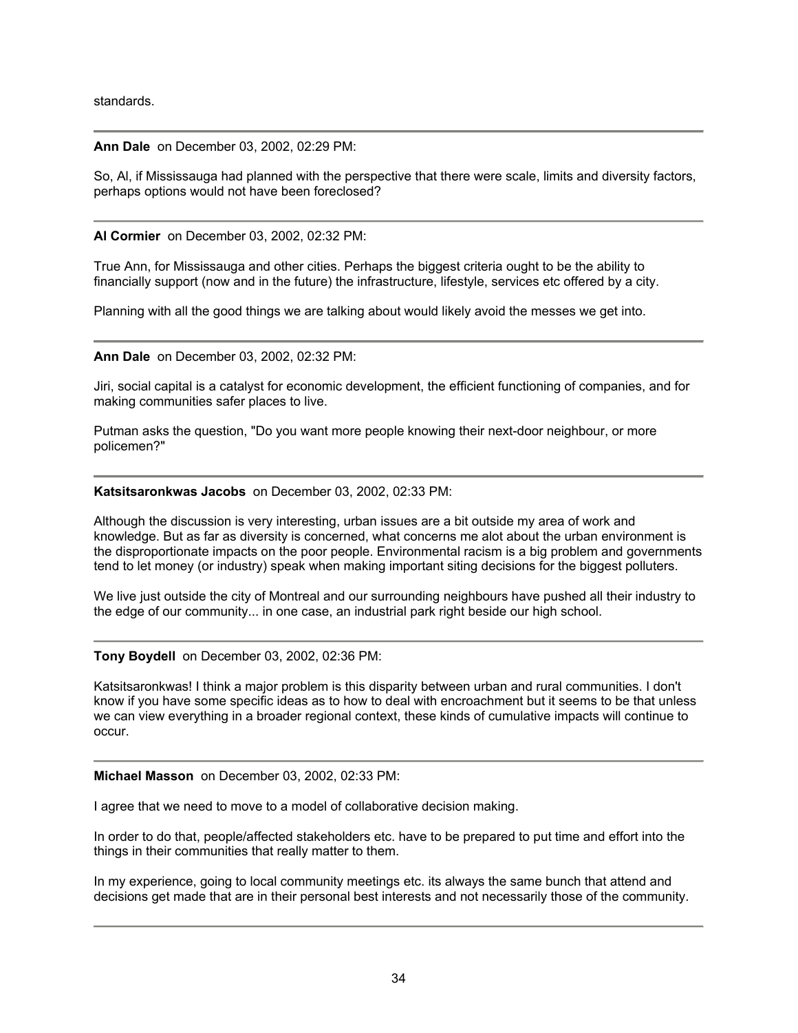standards.

---

**Ann Dale** on December 03, 2002, 02:29 PM:

So, Al, if Mississauga had planned with the perspective that there were scale, limits and diversity factors, perhaps options would not have been foreclosed?

---

**Al Cormier** on December 03, 2002, 02:32 PM:

True Ann, for Mississauga and other cities. Perhaps the biggest criteria ought to be the ability to financially support (now and in the future) the infrastructure, lifestyle, services etc offered by a city.

Planning with all the good things we are talking about would likely avoid the messes we get into.

---

**Ann Dale** on December 03, 2002, 02:32 PM:

Jiri, social capital is a catalyst for economic development, the efficient functioning of companies, and for making communities safer places to live.

Putman asks the question, "Do you want more people knowing their next-door neighbour, or more policemen?"

---

**Katsitsaronkwas Jacobs** on December 03, 2002, 02:33 PM:

Although the discussion is very interesting, urban issues are a bit outside my area of work and knowledge. But as far as diversity is concerned, what concerns me alot about the urban environment is the disproportionate impacts on the poor people. Environmental racism is a big problem and governments tend to let money (or industry) speak when making important siting decisions for the biggest polluters.

We live just outside the city of Montreal and our surrounding neighbours have pushed all their industry to the edge of our community... in one case, an industrial park right beside our high school.

---

**Tony Boydell** on December 03, 2002, 02:36 PM:

Katsitsaronkwas! I think a major problem is this disparity between urban and rural communities. I don't know if you have some specific ideas as to how to deal with encroachment but it seems to be that unless we can view everything in a broader regional context, these kinds of cumulative impacts will continue to occur.

---

**Michael Masson** on December 03, 2002, 02:33 PM:

I agree that we need to move to a model of collaborative decision making.

In order to do that, people/affected stakeholders etc. have to be prepared to put time and effort into the things in their communities that really matter to them.

In my experience, going to local community meetings etc. its always the same bunch that attend and decisions get made that are in their personal best interests and not necessarily those of the community.

---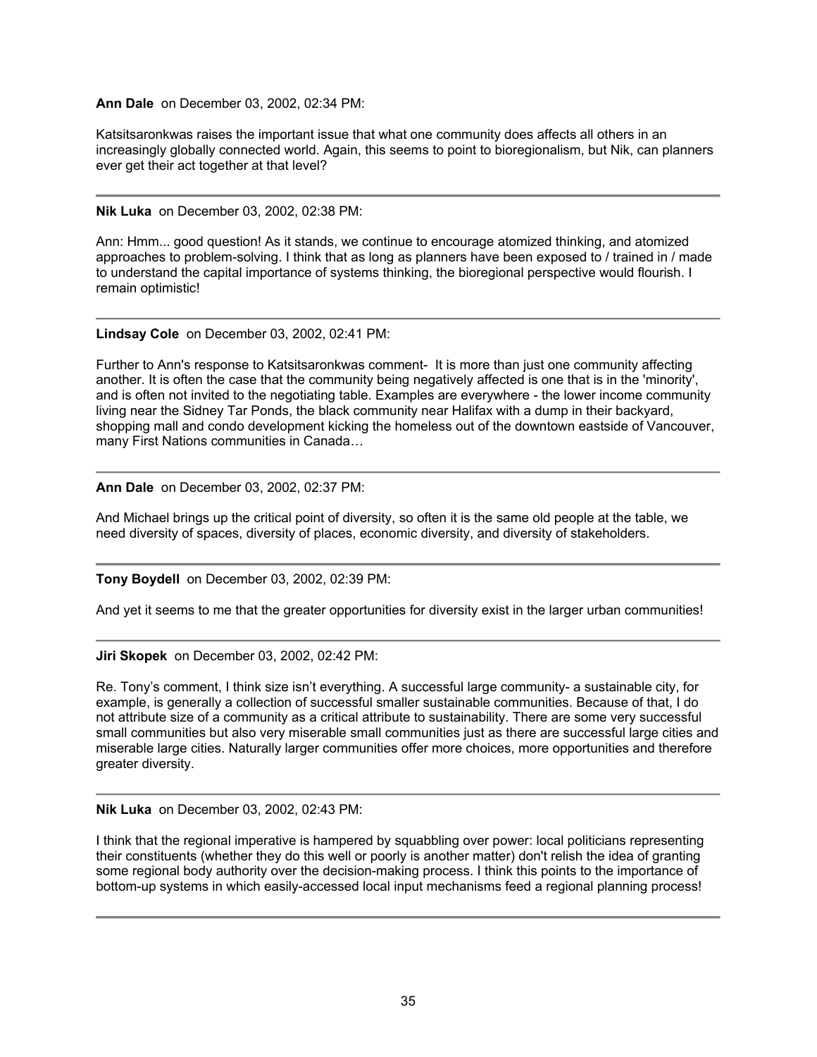**Ann Dale** on December 03, 2002, 02:34 PM:

Katsitsaronkwas raises the important issue that what one community does affects all others in an increasingly globally connected world. Again, this seems to point to bioregionalism, but Nik, can planners ever get their act together at that level?

---

**Nik Luka** on December 03, 2002, 02:38 PM:

Ann: Hmm... good question! As it stands, we continue to encourage atomized thinking, and atomized approaches to problem-solving. I think that as long as planners have been exposed to / trained in / made to understand the capital importance of systems thinking, the bioregional perspective would flourish. I remain optimistic!

---

**Lindsay Cole** on December 03, 2002, 02:41 PM:

Further to Ann's response to Katsitsaronkwas comment- It is more than just one community affecting another. It is often the case that the community being negatively affected is one that is in the 'minority', and is often not invited to the negotiating table. Examples are everywhere - the lower income community living near the Sidney Tar Ponds, the black community near Halifax with a dump in their backyard, shopping mall and condo development kicking the homeless out of the downtown eastside of Vancouver, many First Nations communities in Canada…

---

**Ann Dale** on December 03, 2002, 02:37 PM:

And Michael brings up the critical point of diversity, so often it is the same old people at the table, we need diversity of spaces, diversity of places, economic diversity, and diversity of stakeholders.

---

**Tony Boydell** on December 03, 2002, 02:39 PM:

And yet it seems to me that the greater opportunities for diversity exist in the larger urban communities!

---

**Jiri Skopek** on December 03, 2002, 02:42 PM:

Re. Tony's comment, I think size isn't everything. A successful large community- a sustainable city, for example, is generally a collection of successful smaller sustainable communities. Because of that, I do not attribute size of a community as a critical attribute to sustainability. There are some very successful small communities but also very miserable small communities just as there are successful large cities and miserable large cities. Naturally larger communities offer more choices, more opportunities and therefore greater diversity.

---

**Nik Luka** on December 03, 2002, 02:43 PM:

I think that the regional imperative is hampered by squabbling over power: local politicians representing their constituents (whether they do this well or poorly is another matter) don't relish the idea of granting some regional body authority over the decision-making process. I think this points to the importance of bottom-up systems in which easily-accessed local input mechanisms feed a regional planning process!

---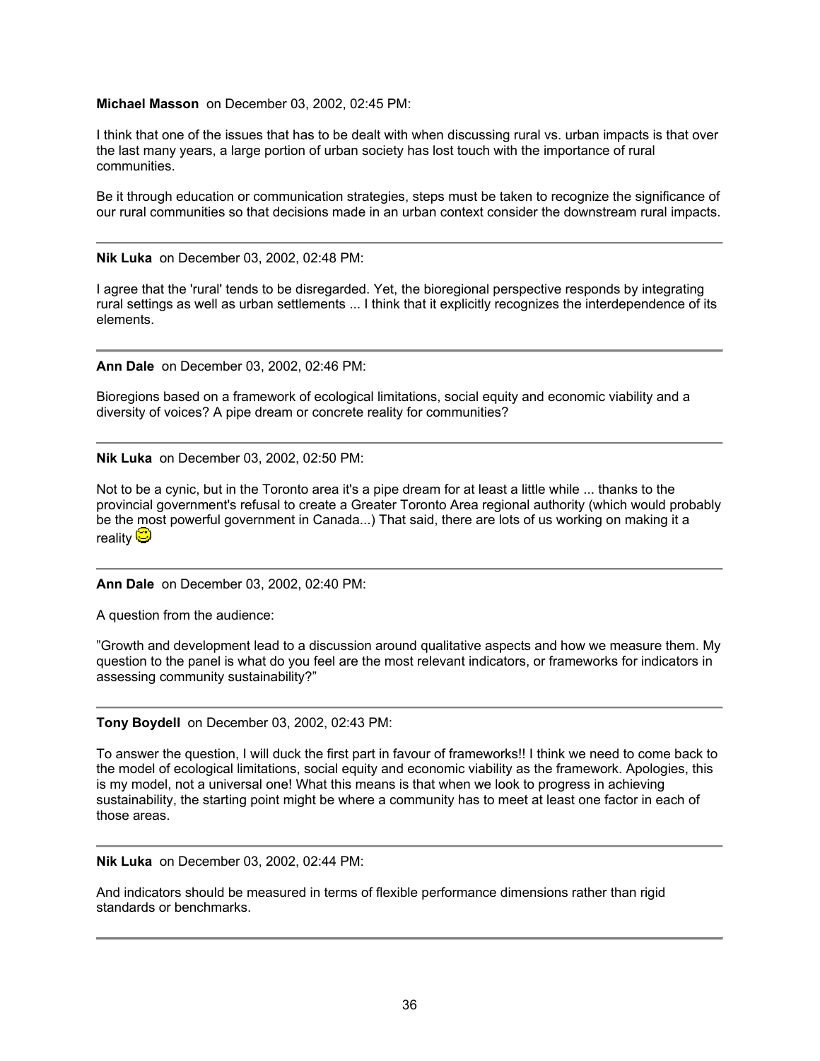**Michael Masson** on December 03, 2002, 02:45 PM:

I think that one of the issues that has to be dealt with when discussing rural vs. urban impacts is that over the last many years, a large portion of urban society has lost touch with the importance of rural communities.

Be it through education or communication strategies, steps must be taken to recognize the significance of our rural communities so that decisions made in an urban context consider the downstream rural impacts.

---

**Nik Luka** on December 03, 2002, 02:48 PM:

I agree that the 'rural' tends to be disregarded. Yet, the bioregional perspective responds by integrating rural settings as well as urban settlements ... I think that it explicitly recognizes the interdependence of its elements.

---

**Ann Dale** on December 03, 2002, 02:46 PM:

Bioregions based on a framework of ecological limitations, social equity and economic viability and a diversity of voices? A pipe dream or concrete reality for communities?

---

**Nik Luka** on December 03, 2002, 02:50 PM:

Not to be a cynic, but in the Toronto area it's a pipe dream for at least a little while ... thanks to the provincial government's refusal to create a Greater Toronto Area regional authority (which would probably be the most powerful government in Canada...) That said, there are lots of us working on making it a reality 😉

---

**Ann Dale** on December 03, 2002, 02:40 PM:

A question from the audience:

"Growth and development lead to a discussion around qualitative aspects and how we measure them. My question to the panel is what do you feel are the most relevant indicators, or frameworks for indicators in assessing community sustainability?"

---

**Tony Boydell** on December 03, 2002, 02:43 PM:

To answer the question, I will duck the first part in favour of frameworks!! I think we need to come back to the model of ecological limitations, social equity and economic viability as the framework. Apologies, this is my model, not a universal one! What this means is that when we look to progress in achieving sustainability, the starting point might be where a community has to meet at least one factor in each of those areas.

---

**Nik Luka** on December 03, 2002, 02:44 PM:

And indicators should be measured in terms of flexible performance dimensions rather than rigid standards or benchmarks.

---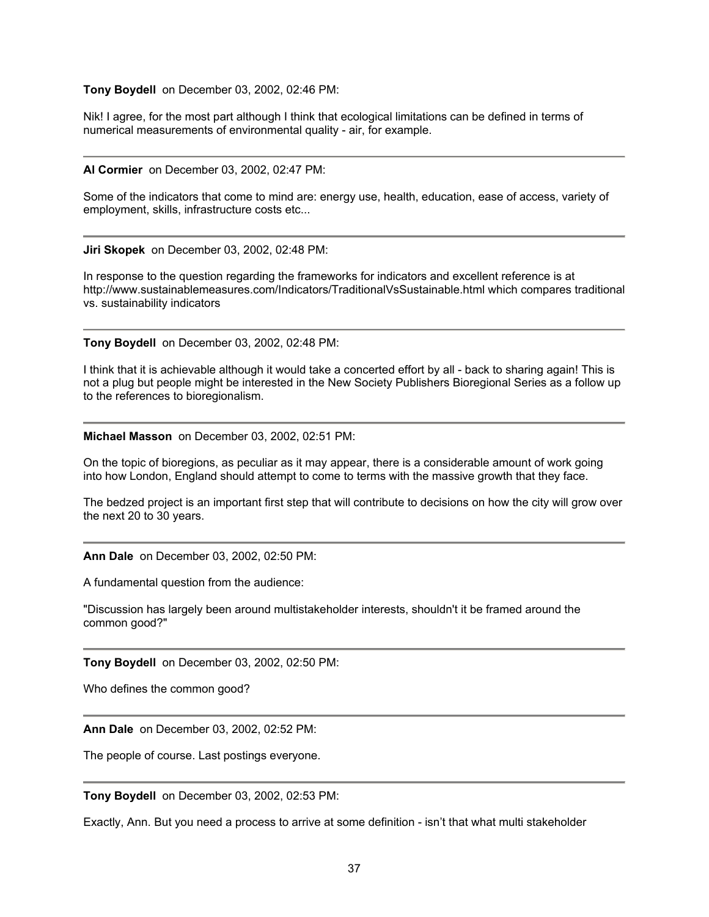**Tony Boydell** on December 03, 2002, 02:46 PM:

Nik! I agree, for the most part although I think that ecological limitations can be defined in terms of numerical measurements of environmental quality - air, for example.

---

**Al Cormier** on December 03, 2002, 02:47 PM:

Some of the indicators that come to mind are: energy use, health, education, ease of access, variety of employment, skills, infrastructure costs etc...

---

**Jiri Skopek** on December 03, 2002, 02:48 PM:

In response to the question regarding the frameworks for indicators and excellent reference is at http://www.sustainablemeasures.com/Indicators/TraditionalVsSustainable.html which compares traditional vs. sustainability indicators

---

**Tony Boydell** on December 03, 2002, 02:48 PM:

I think that it is achievable although it would take a concerted effort by all - back to sharing again! This is not a plug but people might be interested in the New Society Publishers Bioregional Series as a follow up to the references to bioregionalism.

---

**Michael Masson** on December 03, 2002, 02:51 PM:

On the topic of bioregions, as peculiar as it may appear, there is a considerable amount of work going into how London, England should attempt to come to terms with the massive growth that they face.

The bedzed project is an important first step that will contribute to decisions on how the city will grow over the next 20 to 30 years.

---

**Ann Dale** on December 03, 2002, 02:50 PM:

A fundamental question from the audience:

"Discussion has largely been around multistakeholder interests, shouldn't it be framed around the common good?"

---

**Tony Boydell** on December 03, 2002, 02:50 PM:

Who defines the common good?

---

**Ann Dale** on December 03, 2002, 02:52 PM:

The people of course. Last postings everyone.

---

**Tony Boydell** on December 03, 2002, 02:53 PM:

Exactly, Ann. But you need a process to arrive at some definition - isn't that what multi stakeholder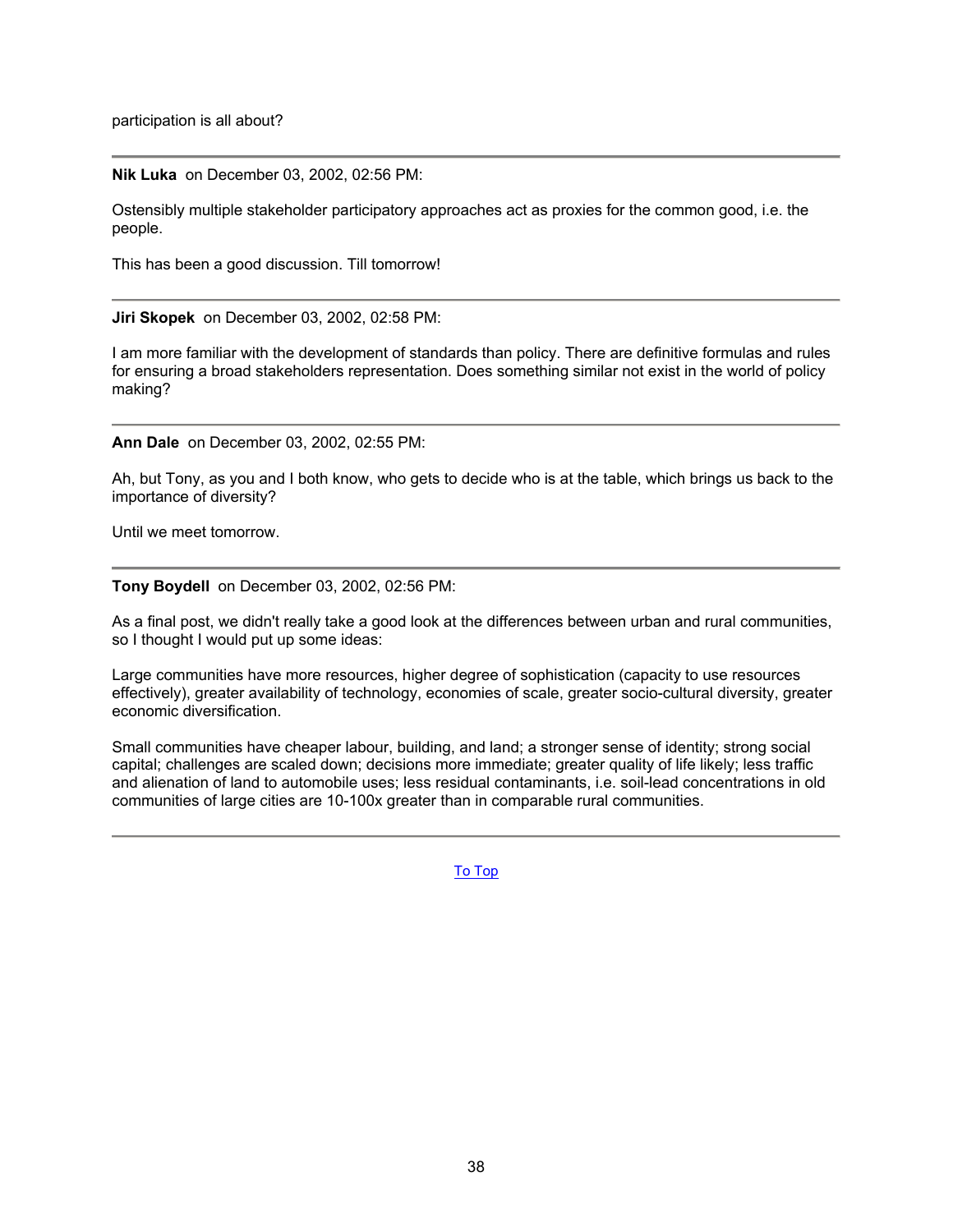participation is all about?

---

**Nik Luka** on December 03, 2002, 02:56 PM:

Ostensibly multiple stakeholder participatory approaches act as proxies for the common good, i.e. the people.

This has been a good discussion. Till tomorrow!

---

**Jiri Skopek** on December 03, 2002, 02:58 PM:

I am more familiar with the development of standards than policy. There are definitive formulas and rules for ensuring a broad stakeholders representation. Does something similar not exist in the world of policy making?

---

**Ann Dale** on December 03, 2002, 02:55 PM:

Ah, but Tony, as you and I both know, who gets to decide who is at the table, which brings us back to the importance of diversity?

Until we meet tomorrow.

---

**Tony Boydell** on December 03, 2002, 02:56 PM:

As a final post, we didn't really take a good look at the differences between urban and rural communities, so I thought I would put up some ideas:

Large communities have more resources, higher degree of sophistication (capacity to use resources effectively), greater availability of technology, economies of scale, greater socio-cultural diversity, greater economic diversification.

Small communities have cheaper labour, building, and land; a stronger sense of identity; strong social capital; challenges are scaled down; decisions more immediate; greater quality of life likely; less traffic and alienation of land to automobile uses; less residual contaminants, i.e. soil-lead concentrations in old communities of large cities are 10-100x greater than in comparable rural communities.

---

To Top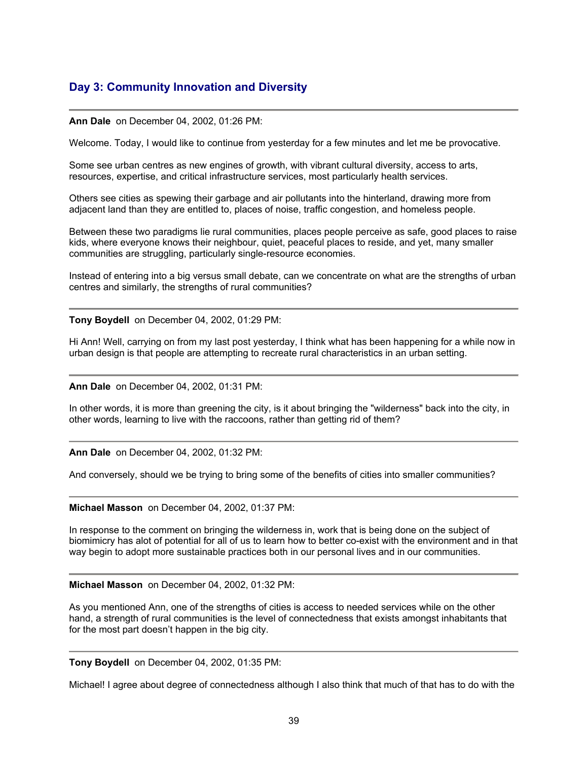## Day 3: Community Innovation and Diversity

---

**Ann Dale** on December 04, 2002, 01:26 PM:

Welcome. Today, I would like to continue from yesterday for a few minutes and let me be provocative.

Some see urban centres as new engines of growth, with vibrant cultural diversity, access to arts, resources, expertise, and critical infrastructure services, most particularly health services.

Others see cities as spewing their garbage and air pollutants into the hinterland, drawing more from adjacent land than they are entitled to, places of noise, traffic congestion, and homeless people.

Between these two paradigms lie rural communities, places people perceive as safe, good places to raise kids, where everyone knows their neighbour, quiet, peaceful places to reside, and yet, many smaller communities are struggling, particularly single-resource economies.

Instead of entering into a big versus small debate, can we concentrate on what are the strengths of urban centres and similarly, the strengths of rural communities?

---

**Tony Boydell** on December 04, 2002, 01:29 PM:

Hi Ann! Well, carrying on from my last post yesterday, I think what has been happening for a while now in urban design is that people are attempting to recreate rural characteristics in an urban setting.

---

**Ann Dale** on December 04, 2002, 01:31 PM:

In other words, it is more than greening the city, is it about bringing the "wilderness" back into the city, in other words, learning to live with the raccoons, rather than getting rid of them?

---

**Ann Dale** on December 04, 2002, 01:32 PM:

And conversely, should we be trying to bring some of the benefits of cities into smaller communities?

---

**Michael Masson** on December 04, 2002, 01:37 PM:

In response to the comment on bringing the wilderness in, work that is being done on the subject of biomimicry has alot of potential for all of us to learn how to better co-exist with the environment and in that way begin to adopt more sustainable practices both in our personal lives and in our communities.

---

**Michael Masson** on December 04, 2002, 01:32 PM:

As you mentioned Ann, one of the strengths of cities is access to needed services while on the other hand, a strength of rural communities is the level of connectedness that exists amongst inhabitants that for the most part doesn't happen in the big city.

---

**Tony Boydell** on December 04, 2002, 01:35 PM:

Michael! I agree about degree of connectedness although I also think that much of that has to do with the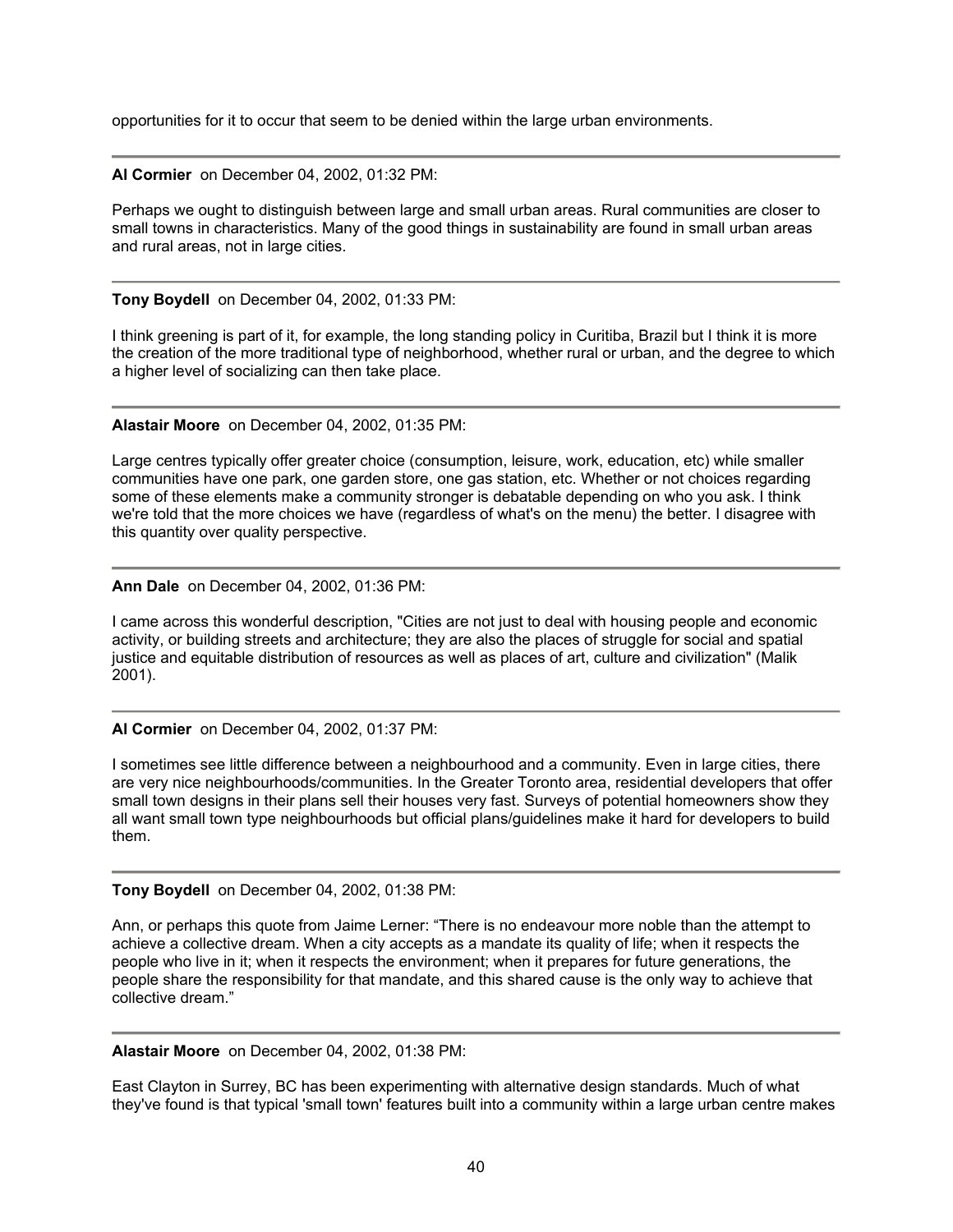opportunities for it to occur that seem to be denied within the large urban environments.

---

**Al Cormier** on December 04, 2002, 01:32 PM:

Perhaps we ought to distinguish between large and small urban areas. Rural communities are closer to small towns in characteristics. Many of the good things in sustainability are found in small urban areas and rural areas, not in large cities.

---

**Tony Boydell** on December 04, 2002, 01:33 PM:

I think greening is part of it, for example, the long standing policy in Curitiba, Brazil but I think it is more the creation of the more traditional type of neighborhood, whether rural or urban, and the degree to which a higher level of socializing can then take place.

---

**Alastair Moore** on December 04, 2002, 01:35 PM:

Large centres typically offer greater choice (consumption, leisure, work, education, etc) while smaller communities have one park, one garden store, one gas station, etc. Whether or not choices regarding some of these elements make a community stronger is debatable depending on who you ask. I think we're told that the more choices we have (regardless of what's on the menu) the better. I disagree with this quantity over quality perspective.

---

**Ann Dale** on December 04, 2002, 01:36 PM:

I came across this wonderful description, "Cities are not just to deal with housing people and economic activity, or building streets and architecture; they are also the places of struggle for social and spatial justice and equitable distribution of resources as well as places of art, culture and civilization" (Malik 2001).

---

**Al Cormier** on December 04, 2002, 01:37 PM:

I sometimes see little difference between a neighbourhood and a community. Even in large cities, there are very nice neighbourhoods/communities. In the Greater Toronto area, residential developers that offer small town designs in their plans sell their houses very fast. Surveys of potential homeowners show they all want small town type neighbourhoods but official plans/guidelines make it hard for developers to build them.

---

**Tony Boydell** on December 04, 2002, 01:38 PM:

Ann, or perhaps this quote from Jaime Lerner: "There is no endeavour more noble than the attempt to achieve a collective dream. When a city accepts as a mandate its quality of life; when it respects the people who live in it; when it respects the environment; when it prepares for future generations, the people share the responsibility for that mandate, and this shared cause is the only way to achieve that collective dream."

---

**Alastair Moore** on December 04, 2002, 01:38 PM:

East Clayton in Surrey, BC has been experimenting with alternative design standards. Much of what they've found is that typical 'small town' features built into a community within a large urban centre makes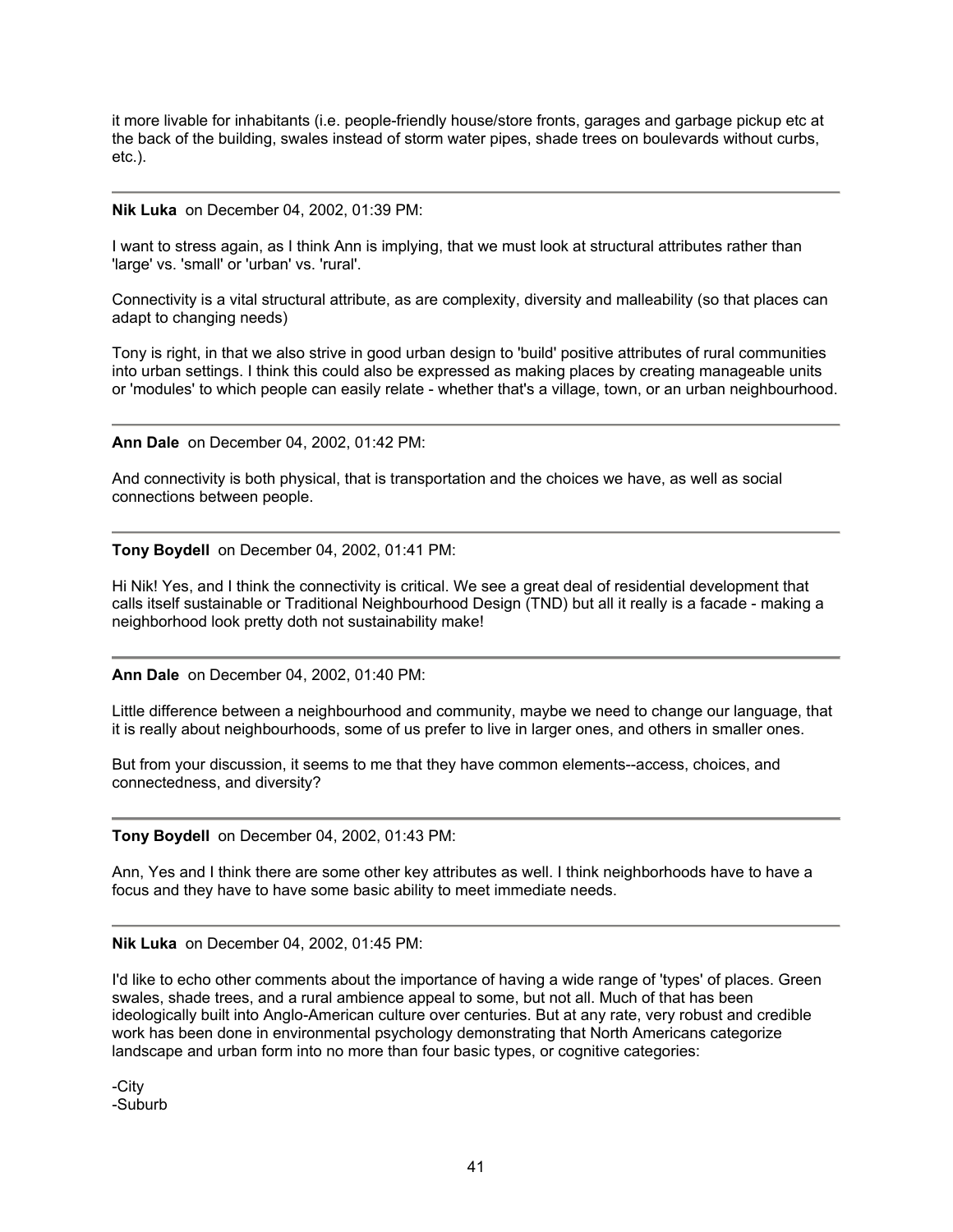it more livable for inhabitants (i.e. people-friendly house/store fronts, garages and garbage pickup etc at the back of the building, swales instead of storm water pipes, shade trees on boulevards without curbs, etc.).

---

**Nik Luka** on December 04, 2002, 01:39 PM:

I want to stress again, as I think Ann is implying, that we must look at structural attributes rather than 'large' vs. 'small' or 'urban' vs. 'rural'.

Connectivity is a vital structural attribute, as are complexity, diversity and malleability (so that places can adapt to changing needs)

Tony is right, in that we also strive in good urban design to 'build' positive attributes of rural communities into urban settings. I think this could also be expressed as making places by creating manageable units or 'modules' to which people can easily relate - whether that's a village, town, or an urban neighbourhood.

---

**Ann Dale** on December 04, 2002, 01:42 PM:

And connectivity is both physical, that is transportation and the choices we have, as well as social connections between people.

---

**Tony Boydell** on December 04, 2002, 01:41 PM:

Hi Nik! Yes, and I think the connectivity is critical. We see a great deal of residential development that calls itself sustainable or Traditional Neighbourhood Design (TND) but all it really is a facade - making a neighborhood look pretty doth not sustainability make!

---

**Ann Dale** on December 04, 2002, 01:40 PM:

Little difference between a neighbourhood and community, maybe we need to change our language, that it is really about neighbourhoods, some of us prefer to live in larger ones, and others in smaller ones.

But from your discussion, it seems to me that they have common elements--access, choices, and connectedness, and diversity?

---

**Tony Boydell** on December 04, 2002, 01:43 PM:

Ann, Yes and I think there are some other key attributes as well. I think neighborhoods have to have a focus and they have to have some basic ability to meet immediate needs.

---

**Nik Luka** on December 04, 2002, 01:45 PM:

I'd like to echo other comments about the importance of having a wide range of 'types' of places. Green swales, shade trees, and a rural ambience appeal to some, but not all. Much of that has been ideologically built into Anglo-American culture over centuries. But at any rate, very robust and credible work has been done in environmental psychology demonstrating that North Americans categorize landscape and urban form into no more than four basic types, or cognitive categories:

-City
-Suburb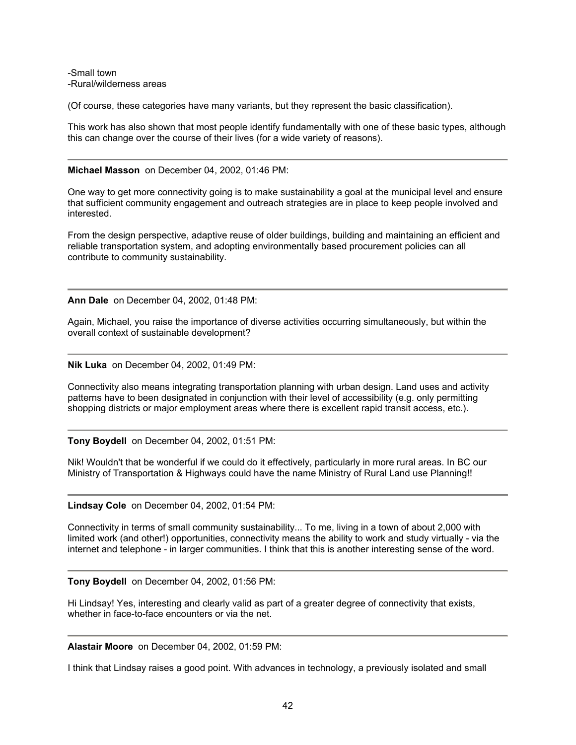-Small town
-Rural/wilderness areas

(Of course, these categories have many variants, but they represent the basic classification).

This work has also shown that most people identify fundamentally with one of these basic types, although this can change over the course of their lives (for a wide variety of reasons).

---

**Michael Masson** on December 04, 2002, 01:46 PM:

One way to get more connectivity going is to make sustainability a goal at the municipal level and ensure that sufficient community engagement and outreach strategies are in place to keep people involved and interested.

From the design perspective, adaptive reuse of older buildings, building and maintaining an efficient and reliable transportation system, and adopting environmentally based procurement policies can all contribute to community sustainability.

---

**Ann Dale** on December 04, 2002, 01:48 PM:

Again, Michael, you raise the importance of diverse activities occurring simultaneously, but within the overall context of sustainable development?

---

**Nik Luka** on December 04, 2002, 01:49 PM:

Connectivity also means integrating transportation planning with urban design. Land uses and activity patterns have to been designated in conjunction with their level of accessibility (e.g. only permitting shopping districts or major employment areas where there is excellent rapid transit access, etc.).

---

**Tony Boydell** on December 04, 2002, 01:51 PM:

Nik! Wouldn't that be wonderful if we could do it effectively, particularly in more rural areas. In BC our Ministry of Transportation & Highways could have the name Ministry of Rural Land use Planning!!

---

**Lindsay Cole** on December 04, 2002, 01:54 PM:

Connectivity in terms of small community sustainability... To me, living in a town of about 2,000 with limited work (and other!) opportunities, connectivity means the ability to work and study virtually - via the internet and telephone - in larger communities. I think that this is another interesting sense of the word.

---

**Tony Boydell** on December 04, 2002, 01:56 PM:

Hi Lindsay! Yes, interesting and clearly valid as part of a greater degree of connectivity that exists, whether in face-to-face encounters or via the net.

---

**Alastair Moore** on December 04, 2002, 01:59 PM:

I think that Lindsay raises a good point. With advances in technology, a previously isolated and small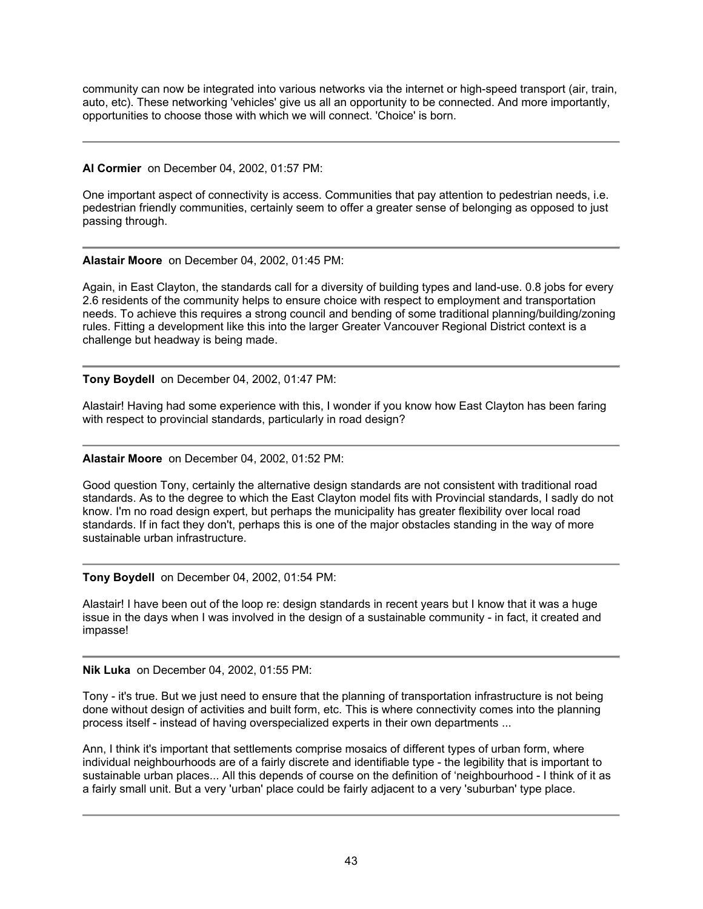community can now be integrated into various networks via the internet or high-speed transport (air, train, auto, etc). These networking 'vehicles' give us all an opportunity to be connected. And more importantly, opportunities to choose those with which we will connect. 'Choice' is born.

---

**Al Cormier** on December 04, 2002, 01:57 PM:

One important aspect of connectivity is access. Communities that pay attention to pedestrian needs, i.e. pedestrian friendly communities, certainly seem to offer a greater sense of belonging as opposed to just passing through.

---

**Alastair Moore** on December 04, 2002, 01:45 PM:

Again, in East Clayton, the standards call for a diversity of building types and land-use. 0.8 jobs for every 2.6 residents of the community helps to ensure choice with respect to employment and transportation needs. To achieve this requires a strong council and bending of some traditional planning/building/zoning rules. Fitting a development like this into the larger Greater Vancouver Regional District context is a challenge but headway is being made.

---

**Tony Boydell** on December 04, 2002, 01:47 PM:

Alastair! Having had some experience with this, I wonder if you know how East Clayton has been faring with respect to provincial standards, particularly in road design?

---

**Alastair Moore** on December 04, 2002, 01:52 PM:

Good question Tony, certainly the alternative design standards are not consistent with traditional road standards. As to the degree to which the East Clayton model fits with Provincial standards, I sadly do not know. I'm no road design expert, but perhaps the municipality has greater flexibility over local road standards. If in fact they don't, perhaps this is one of the major obstacles standing in the way of more sustainable urban infrastructure.

---

**Tony Boydell** on December 04, 2002, 01:54 PM:

Alastair! I have been out of the loop re: design standards in recent years but I know that it was a huge issue in the days when I was involved in the design of a sustainable community - in fact, it created and impasse!

---

**Nik Luka** on December 04, 2002, 01:55 PM:

Tony - it's true. But we just need to ensure that the planning of transportation infrastructure is not being done without design of activities and built form, etc. This is where connectivity comes into the planning process itself - instead of having overspecialized experts in their own departments ...

Ann, I think it's important that settlements comprise mosaics of different types of urban form, where individual neighbourhoods are of a fairly discrete and identifiable type - the legibility that is important to sustainable urban places... All this depends of course on the definition of ‘neighbourhood - I think of it as a fairly small unit. But a very 'urban' place could be fairly adjacent to a very 'suburban' type place.

---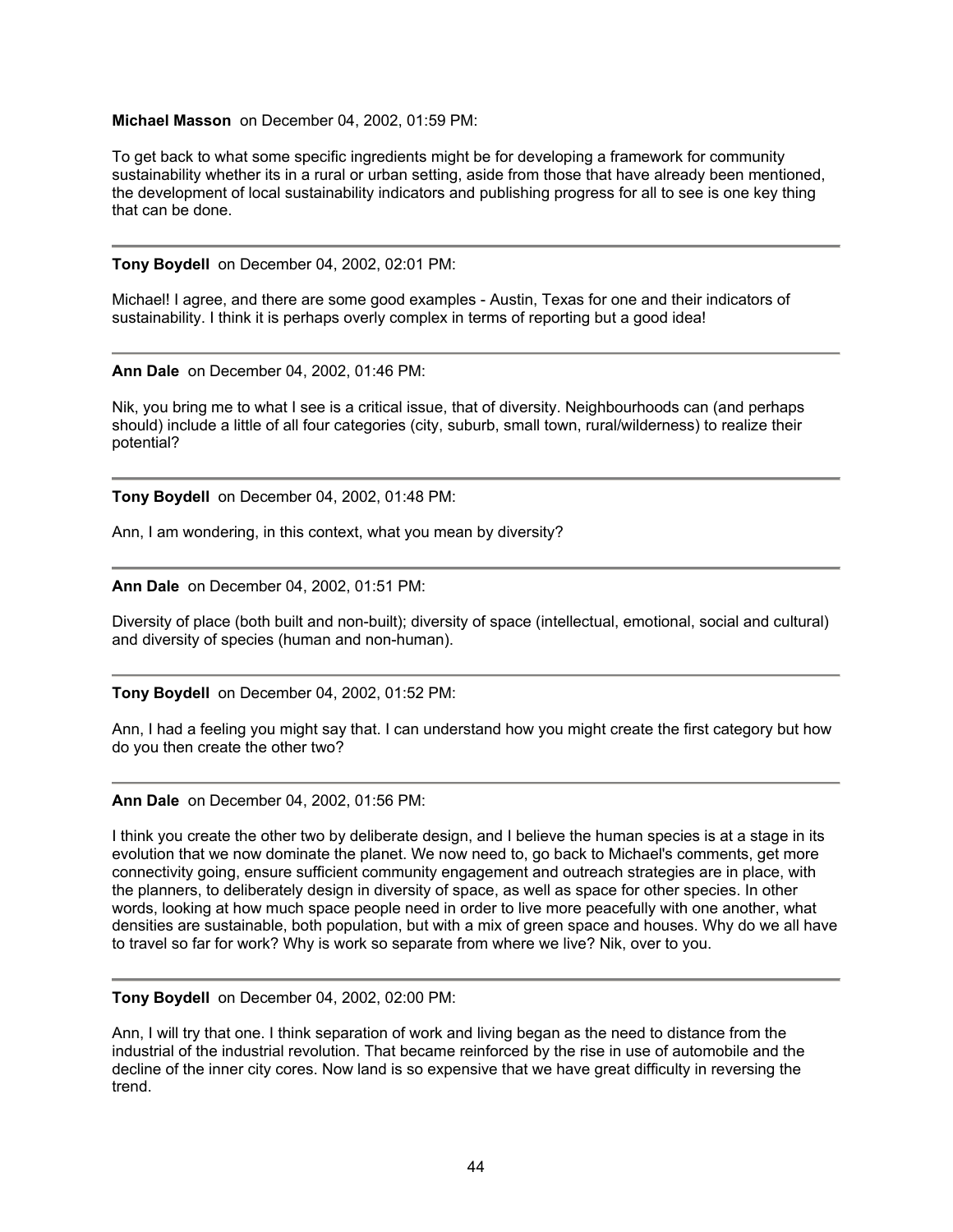**Michael Masson** on December 04, 2002, 01:59 PM:

To get back to what some specific ingredients might be for developing a framework for community sustainability whether its in a rural or urban setting, aside from those that have already been mentioned, the development of local sustainability indicators and publishing progress for all to see is one key thing that can be done.

---

**Tony Boydell** on December 04, 2002, 02:01 PM:

Michael! I agree, and there are some good examples - Austin, Texas for one and their indicators of sustainability. I think it is perhaps overly complex in terms of reporting but a good idea!

---

**Ann Dale** on December 04, 2002, 01:46 PM:

Nik, you bring me to what I see is a critical issue, that of diversity. Neighbourhoods can (and perhaps should) include a little of all four categories (city, suburb, small town, rural/wilderness) to realize their potential?

---

**Tony Boydell** on December 04, 2002, 01:48 PM:

Ann, I am wondering, in this context, what you mean by diversity?

---

**Ann Dale** on December 04, 2002, 01:51 PM:

Diversity of place (both built and non-built); diversity of space (intellectual, emotional, social and cultural) and diversity of species (human and non-human).

---

**Tony Boydell** on December 04, 2002, 01:52 PM:

Ann, I had a feeling you might say that. I can understand how you might create the first category but how do you then create the other two?

---

**Ann Dale** on December 04, 2002, 01:56 PM:

I think you create the other two by deliberate design, and I believe the human species is at a stage in its evolution that we now dominate the planet. We now need to, go back to Michael's comments, get more connectivity going, ensure sufficient community engagement and outreach strategies are in place, with the planners, to deliberately design in diversity of space, as well as space for other species. In other words, looking at how much space people need in order to live more peacefully with one another, what densities are sustainable, both population, but with a mix of green space and houses. Why do we all have to travel so far for work? Why is work so separate from where we live? Nik, over to you.

---

**Tony Boydell** on December 04, 2002, 02:00 PM:

Ann, I will try that one. I think separation of work and living began as the need to distance from the industrial of the industrial revolution. That became reinforced by the rise in use of automobile and the decline of the inner city cores. Now land is so expensive that we have great difficulty in reversing the trend.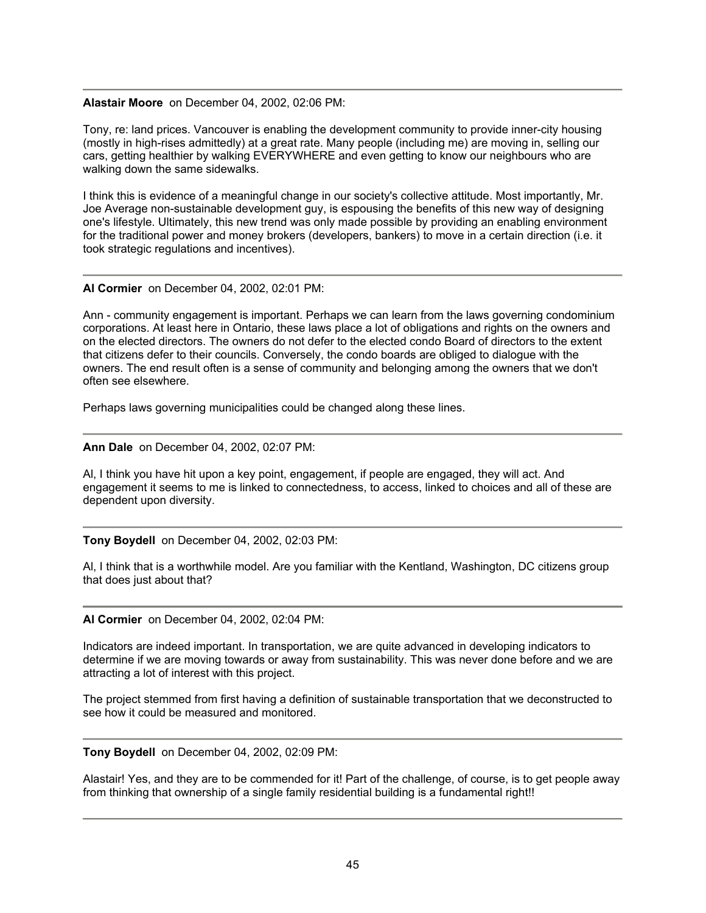---

**Alastair Moore** on December 04, 2002, 02:06 PM:

Tony, re: land prices. Vancouver is enabling the development community to provide inner-city housing (mostly in high-rises admittedly) at a great rate. Many people (including me) are moving in, selling our cars, getting healthier by walking EVERYWHERE and even getting to know our neighbours who are walking down the same sidewalks.

I think this is evidence of a meaningful change in our society's collective attitude. Most importantly, Mr. Joe Average non-sustainable development guy, is espousing the benefits of this new way of designing one's lifestyle. Ultimately, this new trend was only made possible by providing an enabling environment for the traditional power and money brokers (developers, bankers) to move in a certain direction (i.e. it took strategic regulations and incentives).

---

**Al Cormier** on December 04, 2002, 02:01 PM:

Ann - community engagement is important. Perhaps we can learn from the laws governing condominium corporations. At least here in Ontario, these laws place a lot of obligations and rights on the owners and on the elected directors. The owners do not defer to the elected condo Board of directors to the extent that citizens defer to their councils. Conversely, the condo boards are obliged to dialogue with the owners. The end result often is a sense of community and belonging among the owners that we don't often see elsewhere.

Perhaps laws governing municipalities could be changed along these lines.

---

**Ann Dale** on December 04, 2002, 02:07 PM:

Al, I think you have hit upon a key point, engagement, if people are engaged, they will act. And engagement it seems to me is linked to connectedness, to access, linked to choices and all of these are dependent upon diversity.

---

**Tony Boydell** on December 04, 2002, 02:03 PM:

Al, I think that is a worthwhile model. Are you familiar with the Kentland, Washington, DC citizens group that does just about that?

---

**Al Cormier** on December 04, 2002, 02:04 PM:

Indicators are indeed important. In transportation, we are quite advanced in developing indicators to determine if we are moving towards or away from sustainability. This was never done before and we are attracting a lot of interest with this project.

The project stemmed from first having a definition of sustainable transportation that we deconstructed to see how it could be measured and monitored.

---

**Tony Boydell** on December 04, 2002, 02:09 PM:

Alastair! Yes, and they are to be commended for it! Part of the challenge, of course, is to get people away from thinking that ownership of a single family residential building is a fundamental right!!

---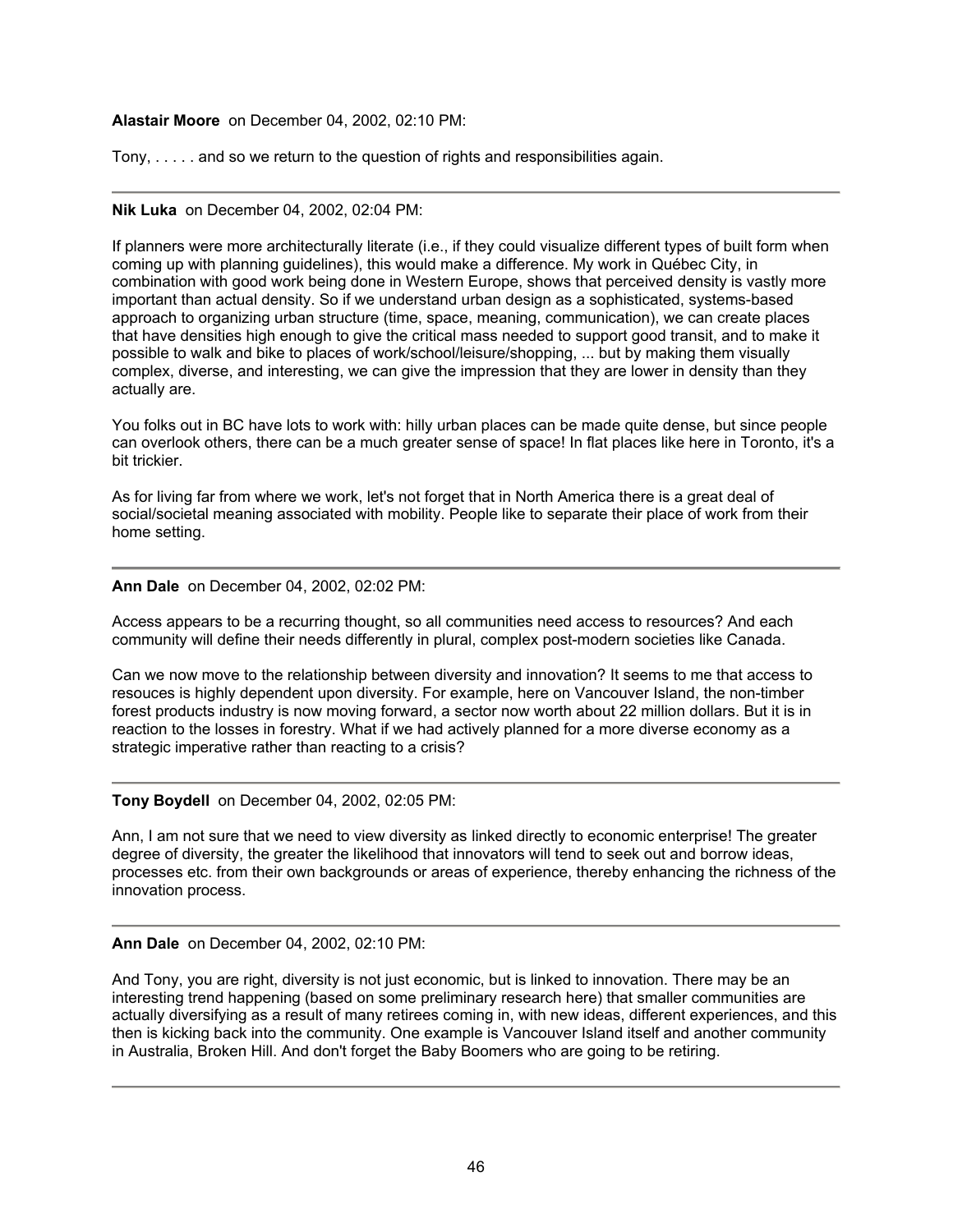**Alastair Moore** on December 04, 2002, 02:10 PM:

Tony, . . . . . and so we return to the question of rights and responsibilities again.

---

**Nik Luka** on December 04, 2002, 02:04 PM:

If planners were more architecturally literate (i.e., if they could visualize different types of built form when coming up with planning guidelines), this would make a difference. My work in Québec City, in combination with good work being done in Western Europe, shows that perceived density is vastly more important than actual density. So if we understand urban design as a sophisticated, systems-based approach to organizing urban structure (time, space, meaning, communication), we can create places that have densities high enough to give the critical mass needed to support good transit, and to make it possible to walk and bike to places of work/school/leisure/shopping, ... but by making them visually complex, diverse, and interesting, we can give the impression that they are lower in density than they actually are.

You folks out in BC have lots to work with: hilly urban places can be made quite dense, but since people can overlook others, there can be a much greater sense of space! In flat places like here in Toronto, it's a bit trickier.

As for living far from where we work, let's not forget that in North America there is a great deal of social/societal meaning associated with mobility. People like to separate their place of work from their home setting.

---

**Ann Dale** on December 04, 2002, 02:02 PM:

Access appears to be a recurring thought, so all communities need access to resources? And each community will define their needs differently in plural, complex post-modern societies like Canada.

Can we now move to the relationship between diversity and innovation? It seems to me that access to resouces is highly dependent upon diversity. For example, here on Vancouver Island, the non-timber forest products industry is now moving forward, a sector now worth about 22 million dollars. But it is in reaction to the losses in forestry. What if we had actively planned for a more diverse economy as a strategic imperative rather than reacting to a crisis?

---

**Tony Boydell** on December 04, 2002, 02:05 PM:

Ann, I am not sure that we need to view diversity as linked directly to economic enterprise! The greater degree of diversity, the greater the likelihood that innovators will tend to seek out and borrow ideas, processes etc. from their own backgrounds or areas of experience, thereby enhancing the richness of the innovation process.

---

**Ann Dale** on December 04, 2002, 02:10 PM:

And Tony, you are right, diversity is not just economic, but is linked to innovation. There may be an interesting trend happening (based on some preliminary research here) that smaller communities are actually diversifying as a result of many retirees coming in, with new ideas, different experiences, and this then is kicking back into the community. One example is Vancouver Island itself and another community in Australia, Broken Hill. And don't forget the Baby Boomers who are going to be retiring.

---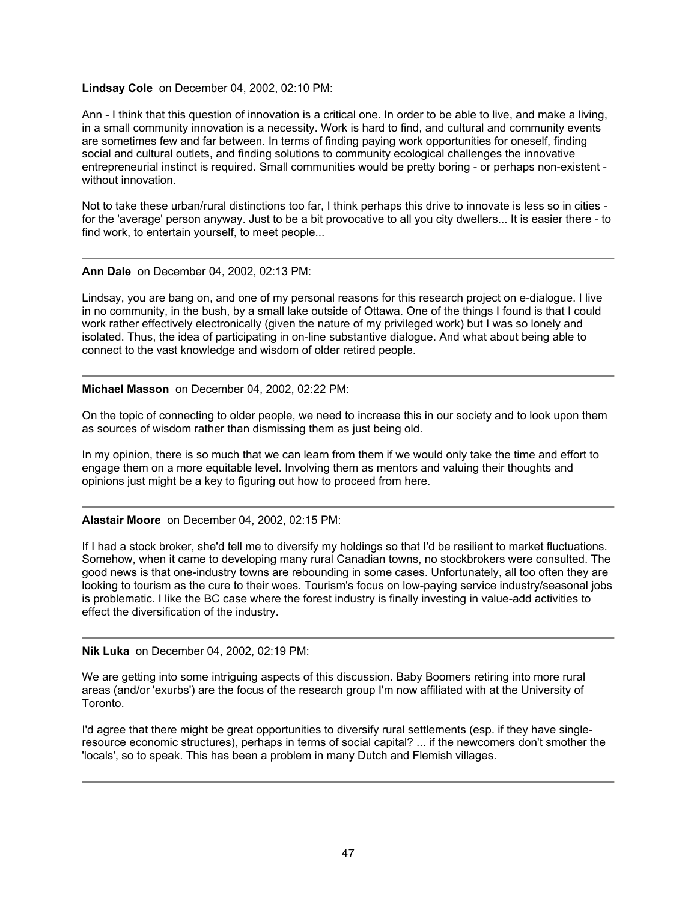**Lindsay Cole** on December 04, 2002, 02:10 PM:

Ann - I think that this question of innovation is a critical one. In order to be able to live, and make a living, in a small community innovation is a necessity. Work is hard to find, and cultural and community events are sometimes few and far between. In terms of finding paying work opportunities for oneself, finding social and cultural outlets, and finding solutions to community ecological challenges the innovative entrepreneurial instinct is required. Small communities would be pretty boring - or perhaps non-existent - without innovation.

Not to take these urban/rural distinctions too far, I think perhaps this drive to innovate is less so in cities - for the 'average' person anyway. Just to be a bit provocative to all you city dwellers... It is easier there - to find work, to entertain yourself, to meet people...

---

**Ann Dale** on December 04, 2002, 02:13 PM:

Lindsay, you are bang on, and one of my personal reasons for this research project on e-dialogue. I live in no community, in the bush, by a small lake outside of Ottawa. One of the things I found is that I could work rather effectively electronically (given the nature of my privileged work) but I was so lonely and isolated. Thus, the idea of participating in on-line substantive dialogue. And what about being able to connect to the vast knowledge and wisdom of older retired people.

---

**Michael Masson** on December 04, 2002, 02:22 PM:

On the topic of connecting to older people, we need to increase this in our society and to look upon them as sources of wisdom rather than dismissing them as just being old.

In my opinion, there is so much that we can learn from them if we would only take the time and effort to engage them on a more equitable level. Involving them as mentors and valuing their thoughts and opinions just might be a key to figuring out how to proceed from here.

---

**Alastair Moore** on December 04, 2002, 02:15 PM:

If I had a stock broker, she'd tell me to diversify my holdings so that I'd be resilient to market fluctuations. Somehow, when it came to developing many rural Canadian towns, no stockbrokers were consulted. The good news is that one-industry towns are rebounding in some cases. Unfortunately, all too often they are looking to tourism as the cure to their woes. Tourism's focus on low-paying service industry/seasonal jobs is problematic. I like the BC case where the forest industry is finally investing in value-add activities to effect the diversification of the industry.

---

**Nik Luka** on December 04, 2002, 02:19 PM:

We are getting into some intriguing aspects of this discussion. Baby Boomers retiring into more rural areas (and/or 'exurbs') are the focus of the research group I'm now affiliated with at the University of Toronto.

I'd agree that there might be great opportunities to diversify rural settlements (esp. if they have single-resource economic structures), perhaps in terms of social capital? ... if the newcomers don't smother the 'locals', so to speak. This has been a problem in many Dutch and Flemish villages.

---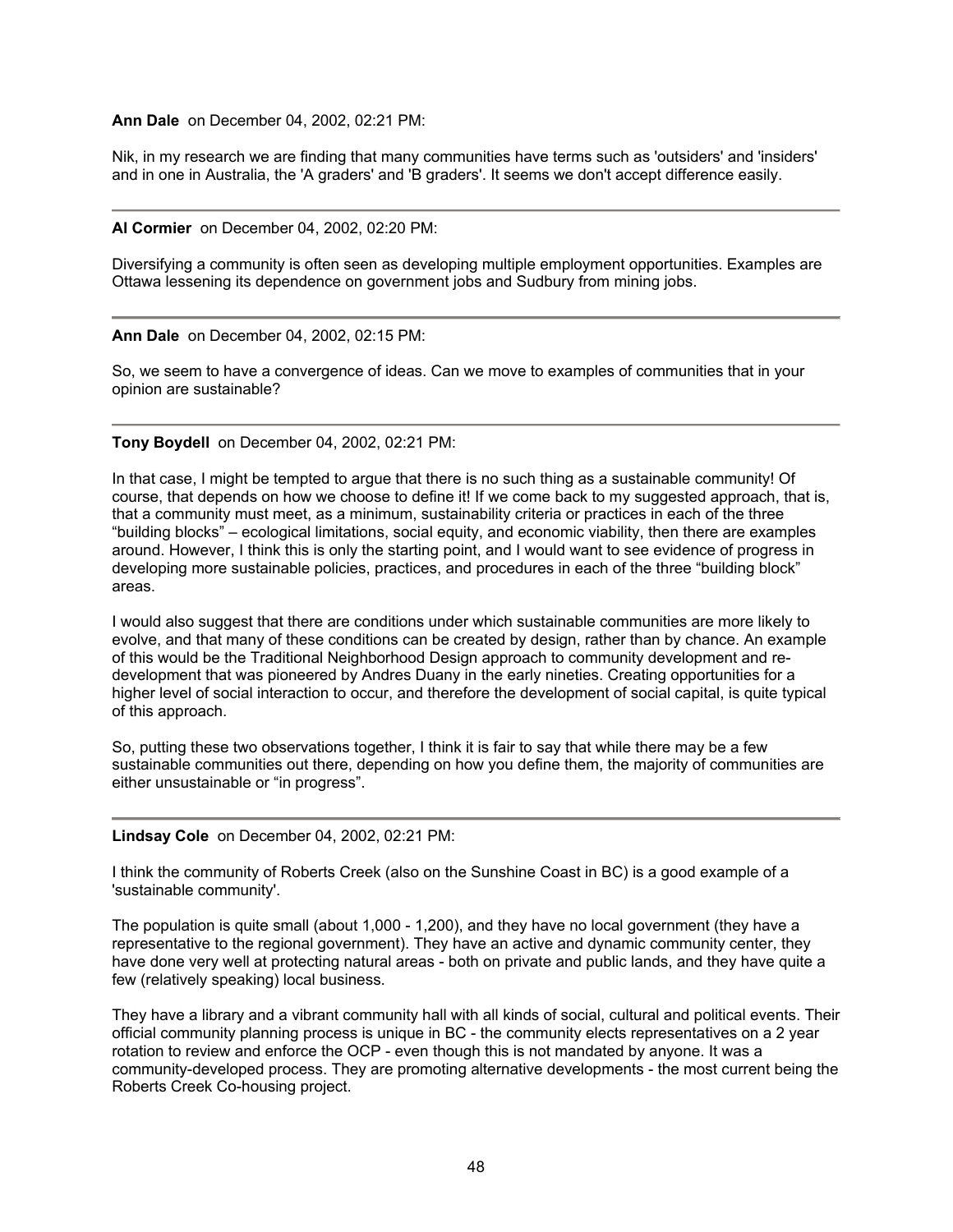**Ann Dale** on December 04, 2002, 02:21 PM:

Nik, in my research we are finding that many communities have terms such as 'outsiders' and 'insiders' and in one in Australia, the 'A graders' and 'B graders'. It seems we don't accept difference easily.

---

**Al Cormier** on December 04, 2002, 02:20 PM:

Diversifying a community is often seen as developing multiple employment opportunities. Examples are Ottawa lessening its dependence on government jobs and Sudbury from mining jobs.

---

**Ann Dale** on December 04, 2002, 02:15 PM:

So, we seem to have a convergence of ideas. Can we move to examples of communities that in your opinion are sustainable?

---

**Tony Boydell** on December 04, 2002, 02:21 PM:

In that case, I might be tempted to argue that there is no such thing as a sustainable community! Of course, that depends on how we choose to define it! If we come back to my suggested approach, that is, that a community must meet, as a minimum, sustainability criteria or practices in each of the three "building blocks" – ecological limitations, social equity, and economic viability, then there are examples around. However, I think this is only the starting point, and I would want to see evidence of progress in developing more sustainable policies, practices, and procedures in each of the three "building block" areas.

I would also suggest that there are conditions under which sustainable communities are more likely to evolve, and that many of these conditions can be created by design, rather than by chance. An example of this would be the Traditional Neighborhood Design approach to community development and re-development that was pioneered by Andres Duany in the early nineties. Creating opportunities for a higher level of social interaction to occur, and therefore the development of social capital, is quite typical of this approach.

So, putting these two observations together, I think it is fair to say that while there may be a few sustainable communities out there, depending on how you define them, the majority of communities are either unsustainable or "in progress".

---

**Lindsay Cole** on December 04, 2002, 02:21 PM:

I think the community of Roberts Creek (also on the Sunshine Coast in BC) is a good example of a 'sustainable community'.

The population is quite small (about 1,000 - 1,200), and they have no local government (they have a representative to the regional government). They have an active and dynamic community center, they have done very well at protecting natural areas - both on private and public lands, and they have quite a few (relatively speaking) local business.

They have a library and a vibrant community hall with all kinds of social, cultural and political events. Their official community planning process is unique in BC - the community elects representatives on a 2 year rotation to review and enforce the OCP - even though this is not mandated by anyone. It was a community-developed process. They are promoting alternative developments - the most current being the Roberts Creek Co-housing project.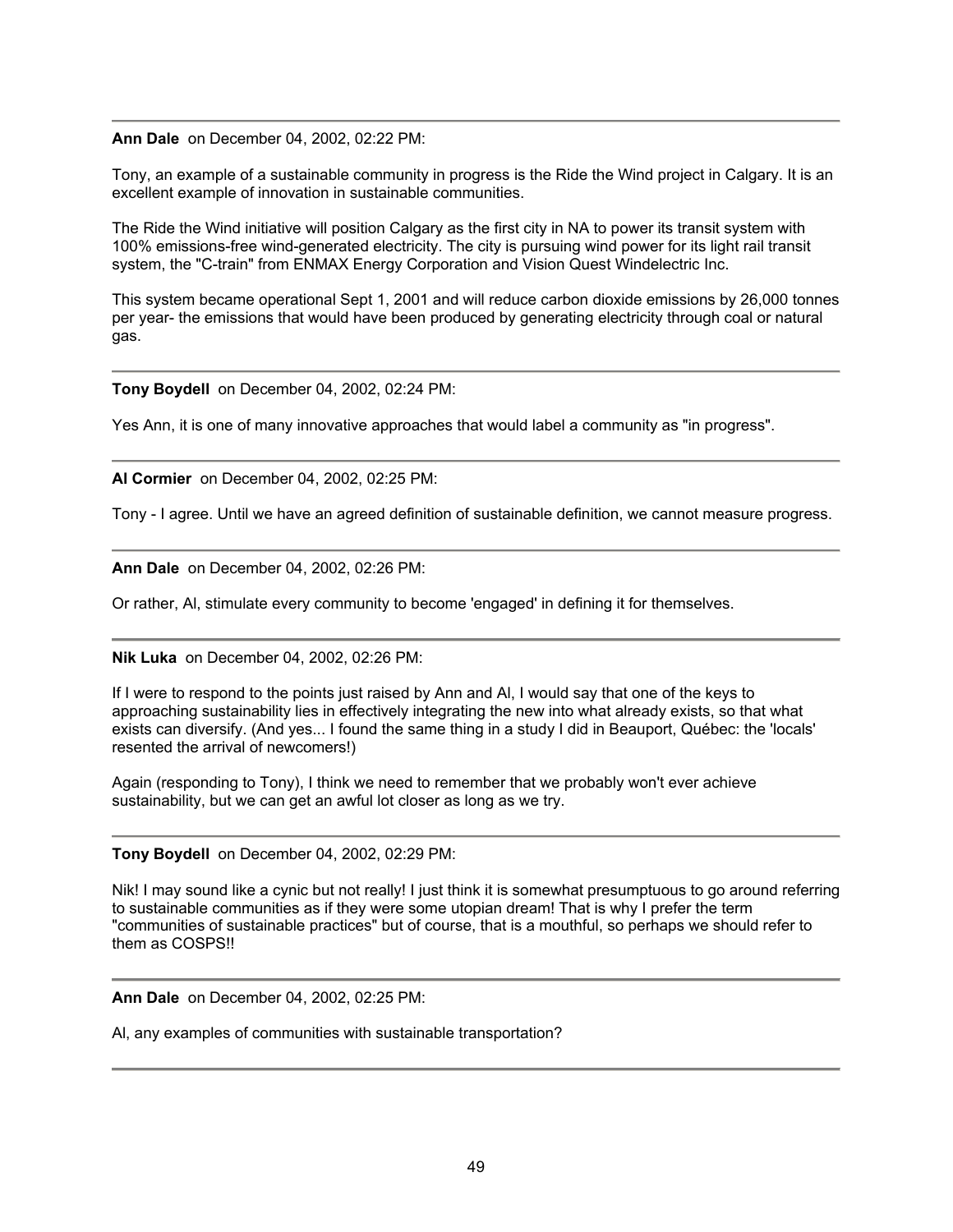---

**Ann Dale** on December 04, 2002, 02:22 PM:

Tony, an example of a sustainable community in progress is the Ride the Wind project in Calgary. It is an excellent example of innovation in sustainable communities.

The Ride the Wind initiative will position Calgary as the first city in NA to power its transit system with 100% emissions-free wind-generated electricity. The city is pursuing wind power for its light rail transit system, the "C-train" from ENMAX Energy Corporation and Vision Quest Windelectric Inc.

This system became operational Sept 1, 2001 and will reduce carbon dioxide emissions by 26,000 tonnes per year- the emissions that would have been produced by generating electricity through coal or natural gas.

---

**Tony Boydell** on December 04, 2002, 02:24 PM:

Yes Ann, it is one of many innovative approaches that would label a community as "in progress".

---

**Al Cormier** on December 04, 2002, 02:25 PM:

Tony - I agree. Until we have an agreed definition of sustainable definition, we cannot measure progress.

---

**Ann Dale** on December 04, 2002, 02:26 PM:

Or rather, Al, stimulate every community to become 'engaged' in defining it for themselves.

---

**Nik Luka** on December 04, 2002, 02:26 PM:

If I were to respond to the points just raised by Ann and Al, I would say that one of the keys to approaching sustainability lies in effectively integrating the new into what already exists, so that what exists can diversify. (And yes... I found the same thing in a study I did in Beauport, Québec: the 'locals' resented the arrival of newcomers!)

Again (responding to Tony), I think we need to remember that we probably won't ever achieve sustainability, but we can get an awful lot closer as long as we try.

---

**Tony Boydell** on December 04, 2002, 02:29 PM:

Nik! I may sound like a cynic but not really! I just think it is somewhat presumptuous to go around referring to sustainable communities as if they were some utopian dream! That is why I prefer the term "communities of sustainable practices" but of course, that is a mouthful, so perhaps we should refer to them as COSPS!!

---

**Ann Dale** on December 04, 2002, 02:25 PM:

Al, any examples of communities with sustainable transportation?

---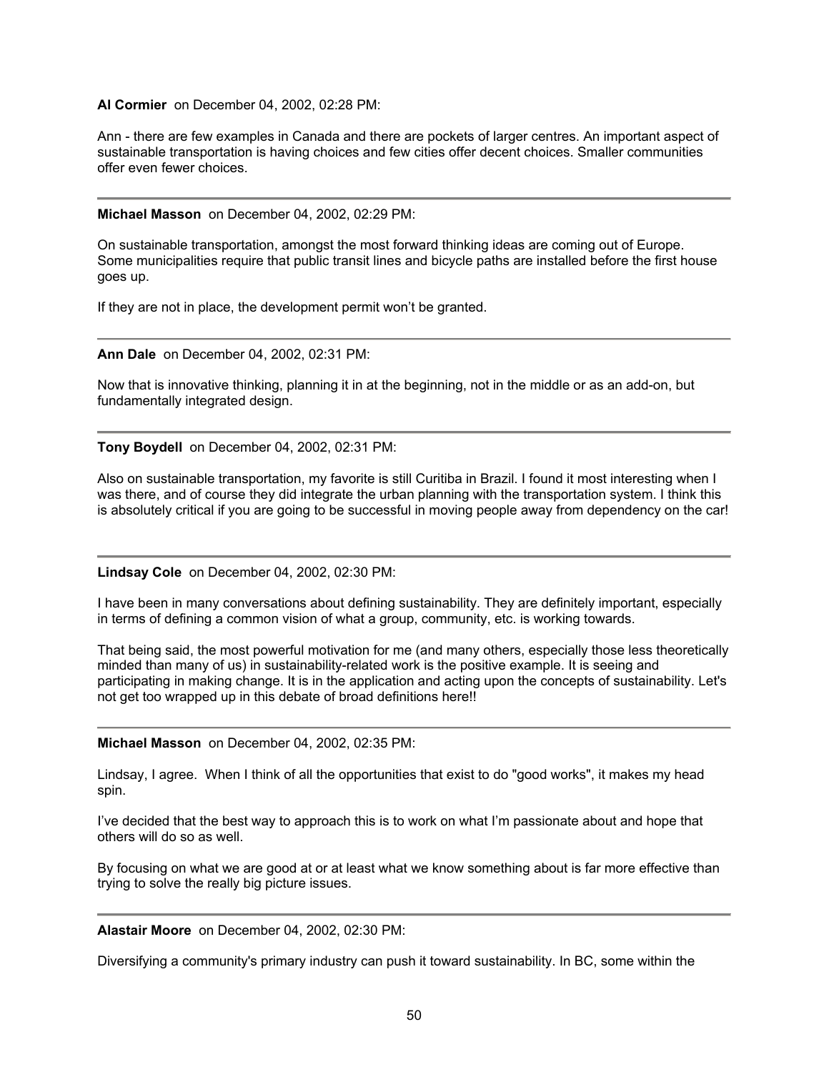**Al Cormier** on December 04, 2002, 02:28 PM:

Ann - there are few examples in Canada and there are pockets of larger centres. An important aspect of sustainable transportation is having choices and few cities offer decent choices. Smaller communities offer even fewer choices.

---

**Michael Masson** on December 04, 2002, 02:29 PM:

On sustainable transportation, amongst the most forward thinking ideas are coming out of Europe. Some municipalities require that public transit lines and bicycle paths are installed before the first house goes up.

If they are not in place, the development permit won't be granted.

---

**Ann Dale** on December 04, 2002, 02:31 PM:

Now that is innovative thinking, planning it in at the beginning, not in the middle or as an add-on, but fundamentally integrated design.

---

**Tony Boydell** on December 04, 2002, 02:31 PM:

Also on sustainable transportation, my favorite is still Curitiba in Brazil. I found it most interesting when I was there, and of course they did integrate the urban planning with the transportation system. I think this is absolutely critical if you are going to be successful in moving people away from dependency on the car!

---

**Lindsay Cole** on December 04, 2002, 02:30 PM:

I have been in many conversations about defining sustainability. They are definitely important, especially in terms of defining a common vision of what a group, community, etc. is working towards.

That being said, the most powerful motivation for me (and many others, especially those less theoretically minded than many of us) in sustainability-related work is the positive example. It is seeing and participating in making change. It is in the application and acting upon the concepts of sustainability. Let's not get too wrapped up in this debate of broad definitions here!!

---

**Michael Masson** on December 04, 2002, 02:35 PM:

Lindsay, I agree. When I think of all the opportunities that exist to do "good works", it makes my head spin.

I've decided that the best way to approach this is to work on what I'm passionate about and hope that others will do so as well.

By focusing on what we are good at or at least what we know something about is far more effective than trying to solve the really big picture issues.

---

**Alastair Moore** on December 04, 2002, 02:30 PM:

Diversifying a community's primary industry can push it toward sustainability. In BC, some within the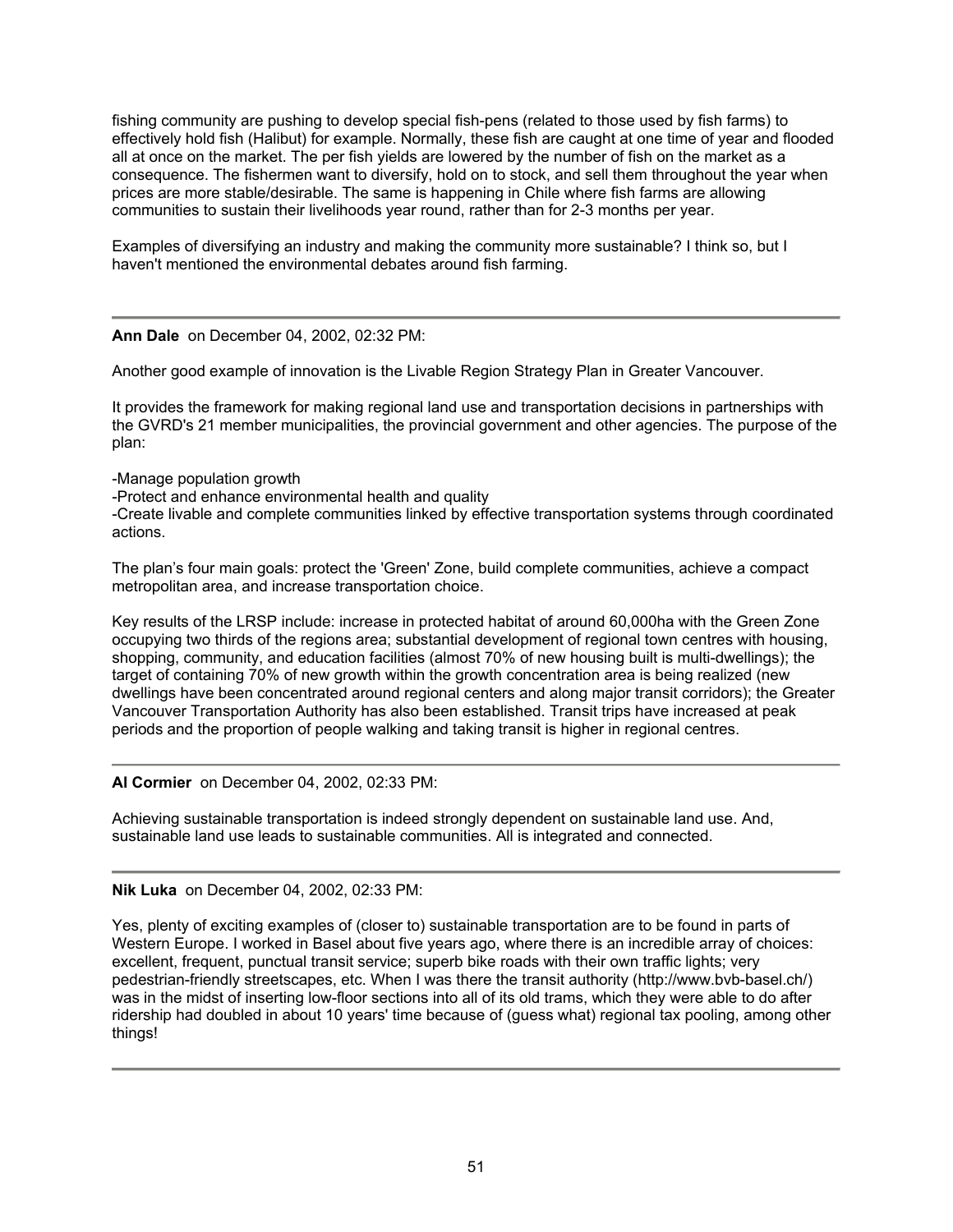fishing community are pushing to develop special fish-pens (related to those used by fish farms) to effectively hold fish (Halibut) for example. Normally, these fish are caught at one time of year and flooded all at once on the market. The per fish yields are lowered by the number of fish on the market as a consequence. The fishermen want to diversify, hold on to stock, and sell them throughout the year when prices are more stable/desirable. The same is happening in Chile where fish farms are allowing communities to sustain their livelihoods year round, rather than for 2-3 months per year.

Examples of diversifying an industry and making the community more sustainable? I think so, but I haven't mentioned the environmental debates around fish farming.

---

**Ann Dale** on December 04, 2002, 02:32 PM:

Another good example of innovation is the Livable Region Strategy Plan in Greater Vancouver.

It provides the framework for making regional land use and transportation decisions in partnerships with the GVRD's 21 member municipalities, the provincial government and other agencies. The purpose of the plan:

-Manage population growth
-Protect and enhance environmental health and quality
-Create livable and complete communities linked by effective transportation systems through coordinated actions.

The plan's four main goals: protect the 'Green' Zone, build complete communities, achieve a compact metropolitan area, and increase transportation choice.

Key results of the LRSP include: increase in protected habitat of around 60,000ha with the Green Zone occupying two thirds of the regions area; substantial development of regional town centres with housing, shopping, community, and education facilities (almost 70% of new housing built is multi-dwellings); the target of containing 70% of new growth within the growth concentration area is being realized (new dwellings have been concentrated around regional centers and along major transit corridors); the Greater Vancouver Transportation Authority has also been established. Transit trips have increased at peak periods and the proportion of people walking and taking transit is higher in regional centres.

---

**Al Cormier** on December 04, 2002, 02:33 PM:

Achieving sustainable transportation is indeed strongly dependent on sustainable land use. And, sustainable land use leads to sustainable communities. All is integrated and connected.

---

**Nik Luka** on December 04, 2002, 02:33 PM:

Yes, plenty of exciting examples of (closer to) sustainable transportation are to be found in parts of Western Europe. I worked in Basel about five years ago, where there is an incredible array of choices: excellent, frequent, punctual transit service; superb bike roads with their own traffic lights; very pedestrian-friendly streetscapes, etc. When I was there the transit authority (http://www.bvb-basel.ch/) was in the midst of inserting low-floor sections into all of its old trams, which they were able to do after ridership had doubled in about 10 years' time because of (guess what) regional tax pooling, among other things!

---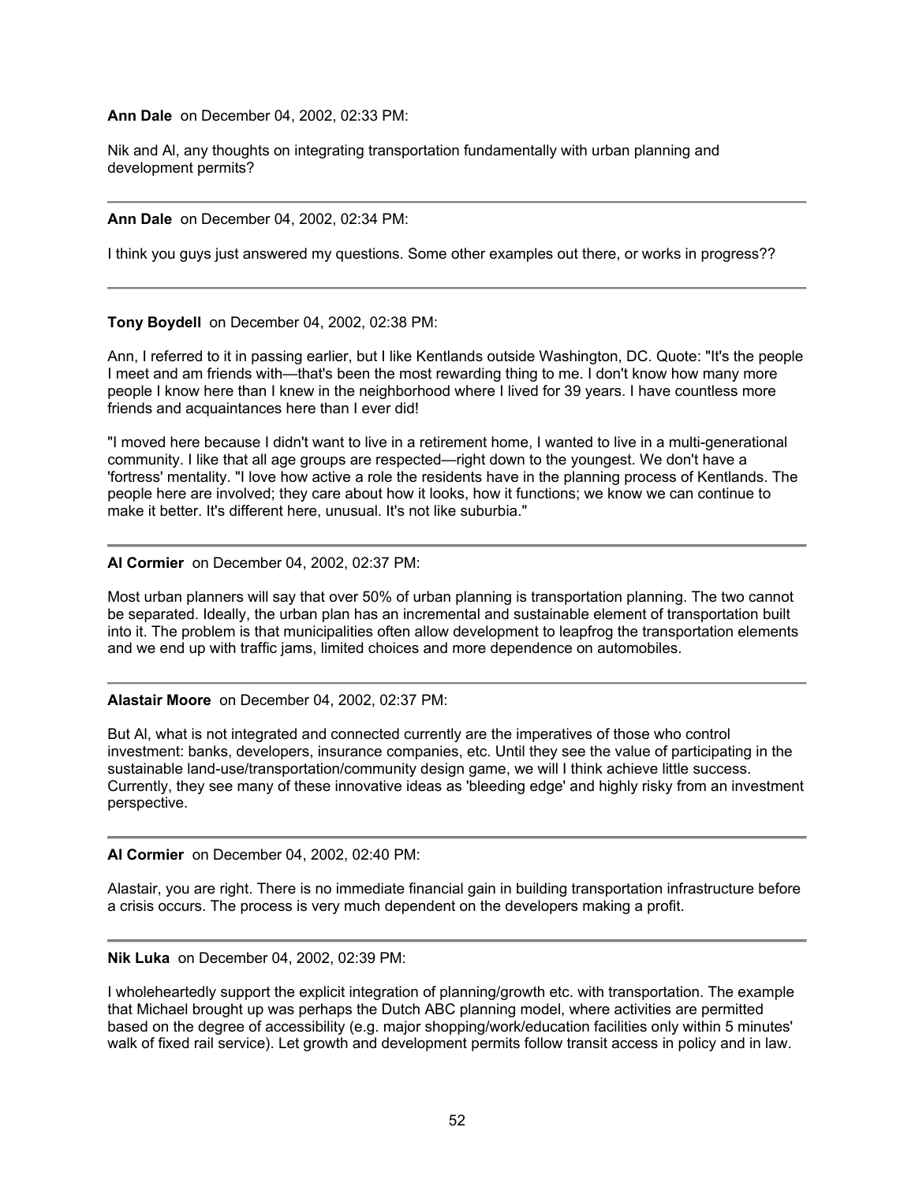**Ann Dale** on December 04, 2002, 02:33 PM:

Nik and Al, any thoughts on integrating transportation fundamentally with urban planning and development permits?

---

**Ann Dale** on December 04, 2002, 02:34 PM:

I think you guys just answered my questions. Some other examples out there, or works in progress??

---

**Tony Boydell** on December 04, 2002, 02:38 PM:

Ann, I referred to it in passing earlier, but I like Kentlands outside Washington, DC. Quote: "It's the people I meet and am friends with—that's been the most rewarding thing to me. I don't know how many more people I know here than I knew in the neighborhood where I lived for 39 years. I have countless more friends and acquaintances here than I ever did!

"I moved here because I didn't want to live in a retirement home, I wanted to live in a multi-generational community. I like that all age groups are respected—right down to the youngest. We don't have a 'fortress' mentality. "I love how active a role the residents have in the planning process of Kentlands. The people here are involved; they care about how it looks, how it functions; we know we can continue to make it better. It's different here, unusual. It's not like suburbia."

---

**Al Cormier** on December 04, 2002, 02:37 PM:

Most urban planners will say that over 50% of urban planning is transportation planning. The two cannot be separated. Ideally, the urban plan has an incremental and sustainable element of transportation built into it. The problem is that municipalities often allow development to leapfrog the transportation elements and we end up with traffic jams, limited choices and more dependence on automobiles.

---

**Alastair Moore** on December 04, 2002, 02:37 PM:

But Al, what is not integrated and connected currently are the imperatives of those who control investment: banks, developers, insurance companies, etc. Until they see the value of participating in the sustainable land-use/transportation/community design game, we will I think achieve little success. Currently, they see many of these innovative ideas as 'bleeding edge' and highly risky from an investment perspective.

---

**Al Cormier** on December 04, 2002, 02:40 PM:

Alastair, you are right. There is no immediate financial gain in building transportation infrastructure before a crisis occurs. The process is very much dependent on the developers making a profit.

---

**Nik Luka** on December 04, 2002, 02:39 PM:

I wholeheartedly support the explicit integration of planning/growth etc. with transportation. The example that Michael brought up was perhaps the Dutch ABC planning model, where activities are permitted based on the degree of accessibility (e.g. major shopping/work/education facilities only within 5 minutes' walk of fixed rail service). Let growth and development permits follow transit access in policy and in law.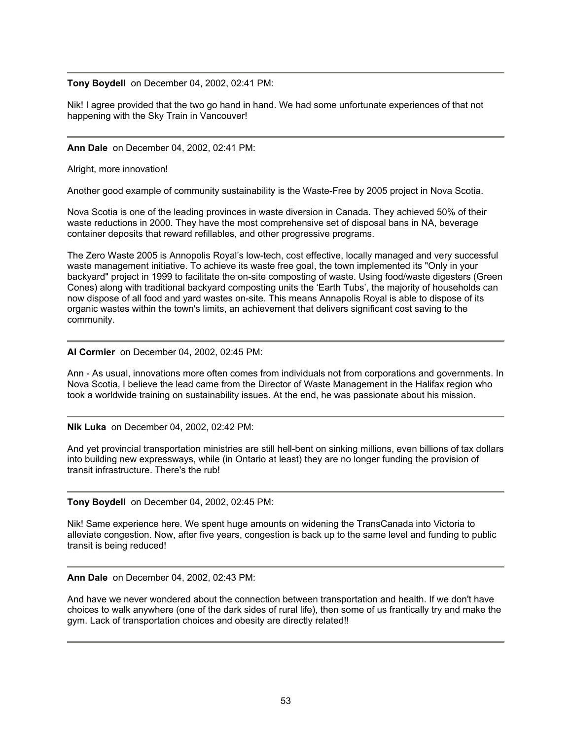---

**Tony Boydell** on December 04, 2002, 02:41 PM:

Nik! I agree provided that the two go hand in hand. We had some unfortunate experiences of that not happening with the Sky Train in Vancouver!

---

**Ann Dale** on December 04, 2002, 02:41 PM:

Alright, more innovation!

Another good example of community sustainability is the Waste-Free by 2005 project in Nova Scotia.

Nova Scotia is one of the leading provinces in waste diversion in Canada. They achieved 50% of their waste reductions in 2000. They have the most comprehensive set of disposal bans in NA, beverage container deposits that reward refillables, and other progressive programs.

The Zero Waste 2005 is Annopolis Royal's low-tech, cost effective, locally managed and very successful waste management initiative. To achieve its waste free goal, the town implemented its "Only in your backyard" project in 1999 to facilitate the on-site composting of waste. Using food/waste digesters (Green Cones) along with traditional backyard composting units the 'Earth Tubs', the majority of households can now dispose of all food and yard wastes on-site. This means Annapolis Royal is able to dispose of its organic wastes within the town's limits, an achievement that delivers significant cost saving to the community.

---

**Al Cormier** on December 04, 2002, 02:45 PM:

Ann - As usual, innovations more often comes from individuals not from corporations and governments. In Nova Scotia, I believe the lead came from the Director of Waste Management in the Halifax region who took a worldwide training on sustainability issues. At the end, he was passionate about his mission.

---

**Nik Luka** on December 04, 2002, 02:42 PM:

And yet provincial transportation ministries are still hell-bent on sinking millions, even billions of tax dollars into building new expressways, while (in Ontario at least) they are no longer funding the provision of transit infrastructure. There's the rub!

---

**Tony Boydell** on December 04, 2002, 02:45 PM:

Nik! Same experience here. We spent huge amounts on widening the TransCanada into Victoria to alleviate congestion. Now, after five years, congestion is back up to the same level and funding to public transit is being reduced!

---

**Ann Dale** on December 04, 2002, 02:43 PM:

And have we never wondered about the connection between transportation and health. If we don't have choices to walk anywhere (one of the dark sides of rural life), then some of us frantically try and make the gym. Lack of transportation choices and obesity are directly related!!

---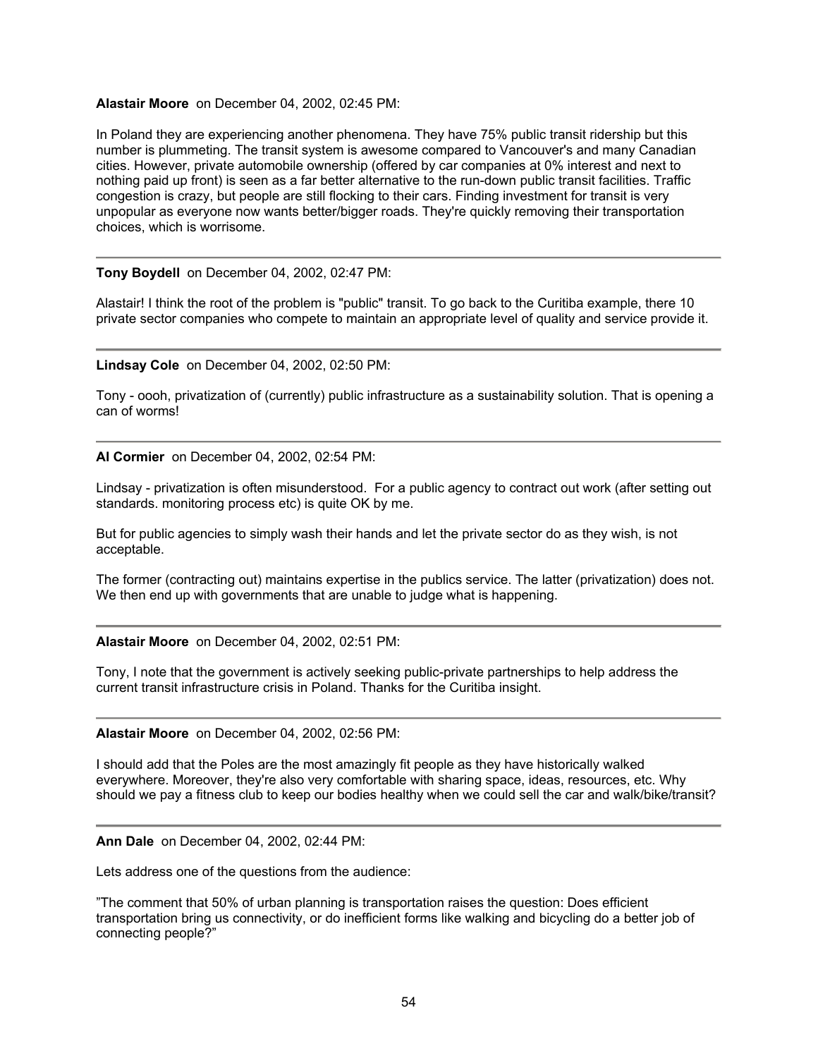**Alastair Moore** on December 04, 2002, 02:45 PM:

In Poland they are experiencing another phenomena. They have 75% public transit ridership but this number is plummeting. The transit system is awesome compared to Vancouver's and many Canadian cities. However, private automobile ownership (offered by car companies at 0% interest and next to nothing paid up front) is seen as a far better alternative to the run-down public transit facilities. Traffic congestion is crazy, but people are still flocking to their cars. Finding investment for transit is very unpopular as everyone now wants better/bigger roads. They're quickly removing their transportation choices, which is worrisome.

---

**Tony Boydell** on December 04, 2002, 02:47 PM:

Alastair! I think the root of the problem is "public" transit. To go back to the Curitiba example, there 10 private sector companies who compete to maintain an appropriate level of quality and service provide it.

---

**Lindsay Cole** on December 04, 2002, 02:50 PM:

Tony - oooh, privatization of (currently) public infrastructure as a sustainability solution. That is opening a can of worms!

---

**Al Cormier** on December 04, 2002, 02:54 PM:

Lindsay - privatization is often misunderstood. For a public agency to contract out work (after setting out standards. monitoring process etc) is quite OK by me.

But for public agencies to simply wash their hands and let the private sector do as they wish, is not acceptable.

The former (contracting out) maintains expertise in the publics service. The latter (privatization) does not. We then end up with governments that are unable to judge what is happening.

---

**Alastair Moore** on December 04, 2002, 02:51 PM:

Tony, I note that the government is actively seeking public-private partnerships to help address the current transit infrastructure crisis in Poland. Thanks for the Curitiba insight.

---

**Alastair Moore** on December 04, 2002, 02:56 PM:

I should add that the Poles are the most amazingly fit people as they have historically walked everywhere. Moreover, they're also very comfortable with sharing space, ideas, resources, etc. Why should we pay a fitness club to keep our bodies healthy when we could sell the car and walk/bike/transit?

---

**Ann Dale** on December 04, 2002, 02:44 PM:

Lets address one of the questions from the audience:

"The comment that 50% of urban planning is transportation raises the question: Does efficient transportation bring us connectivity, or do inefficient forms like walking and bicycling do a better job of connecting people?"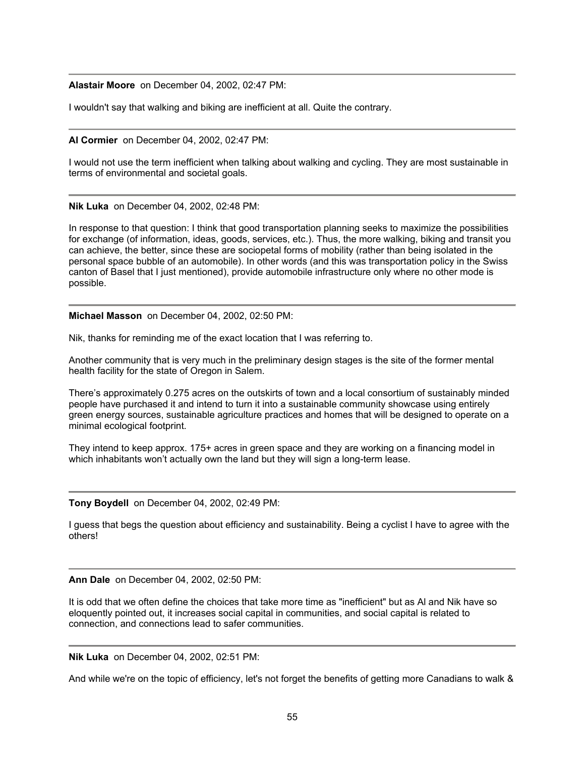---

**Alastair Moore** on December 04, 2002, 02:47 PM:

I wouldn't say that walking and biking are inefficient at all. Quite the contrary.

---

**Al Cormier** on December 04, 2002, 02:47 PM:

I would not use the term inefficient when talking about walking and cycling. They are most sustainable in terms of environmental and societal goals.

---

**Nik Luka** on December 04, 2002, 02:48 PM:

In response to that question: I think that good transportation planning seeks to maximize the possibilities for exchange (of information, ideas, goods, services, etc.). Thus, the more walking, biking and transit you can achieve, the better, since these are sociopetal forms of mobility (rather than being isolated in the personal space bubble of an automobile). In other words (and this was transportation policy in the Swiss canton of Basel that I just mentioned), provide automobile infrastructure only where no other mode is possible.

---

**Michael Masson** on December 04, 2002, 02:50 PM:

Nik, thanks for reminding me of the exact location that I was referring to.

Another community that is very much in the preliminary design stages is the site of the former mental health facility for the state of Oregon in Salem.

There's approximately 0.275 acres on the outskirts of town and a local consortium of sustainably minded people have purchased it and intend to turn it into a sustainable community showcase using entirely green energy sources, sustainable agriculture practices and homes that will be designed to operate on a minimal ecological footprint.

They intend to keep approx. 175+ acres in green space and they are working on a financing model in which inhabitants won't actually own the land but they will sign a long-term lease.

---

**Tony Boydell** on December 04, 2002, 02:49 PM:

I guess that begs the question about efficiency and sustainability. Being a cyclist I have to agree with the others!

---

**Ann Dale** on December 04, 2002, 02:50 PM:

It is odd that we often define the choices that take more time as "inefficient" but as Al and Nik have so eloquently pointed out, it increases social capital in communities, and social capital is related to connection, and connections lead to safer communities.

---

**Nik Luka** on December 04, 2002, 02:51 PM:

And while we're on the topic of efficiency, let's not forget the benefits of getting more Canadians to walk &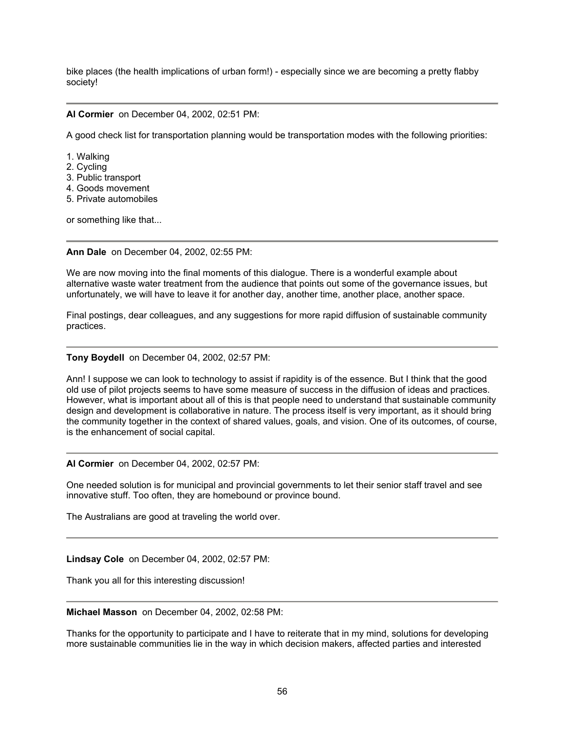bike places (the health implications of urban form!) - especially since we are becoming a pretty flabby society!

---

**Al Cormier** on December 04, 2002, 02:51 PM:

A good check list for transportation planning would be transportation modes with the following priorities:

1. Walking
2. Cycling
3. Public transport
4. Goods movement
5. Private automobiles

or something like that...

---

**Ann Dale** on December 04, 2002, 02:55 PM:

We are now moving into the final moments of this dialogue. There is a wonderful example about alternative waste water treatment from the audience that points out some of the governance issues, but unfortunately, we will have to leave it for another day, another time, another place, another space.

Final postings, dear colleagues, and any suggestions for more rapid diffusion of sustainable community practices.

---

**Tony Boydell** on December 04, 2002, 02:57 PM:

Ann! I suppose we can look to technology to assist if rapidity is of the essence. But I think that the good old use of pilot projects seems to have some measure of success in the diffusion of ideas and practices. However, what is important about all of this is that people need to understand that sustainable community design and development is collaborative in nature. The process itself is very important, as it should bring the community together in the context of shared values, goals, and vision. One of its outcomes, of course, is the enhancement of social capital.

---

**Al Cormier** on December 04, 2002, 02:57 PM:

One needed solution is for municipal and provincial governments to let their senior staff travel and see innovative stuff. Too often, they are homebound or province bound.

The Australians are good at traveling the world over.

---

**Lindsay Cole** on December 04, 2002, 02:57 PM:

Thank you all for this interesting discussion!

---

**Michael Masson** on December 04, 2002, 02:58 PM:

Thanks for the opportunity to participate and I have to reiterate that in my mind, solutions for developing more sustainable communities lie in the way in which decision makers, affected parties and interested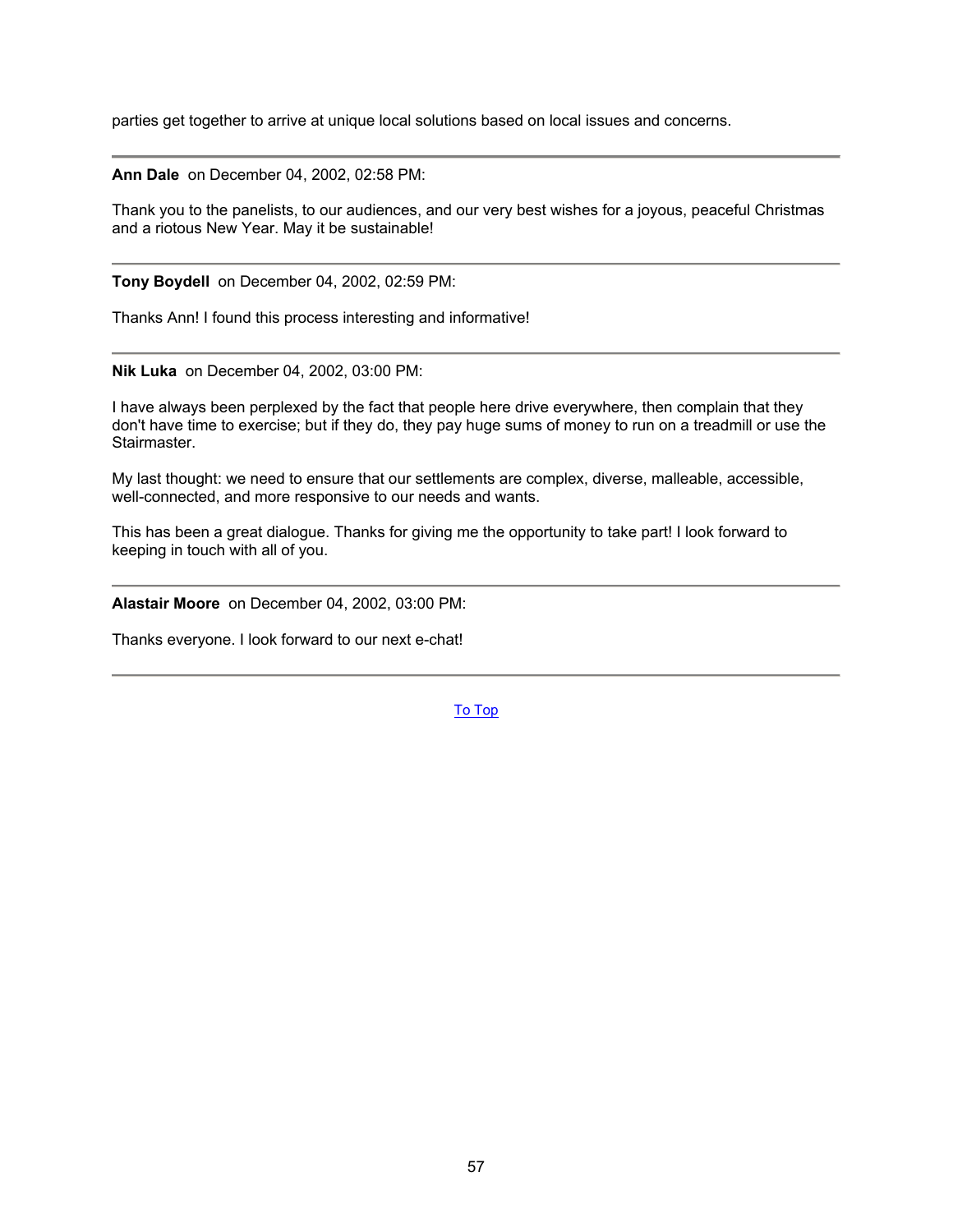parties get together to arrive at unique local solutions based on local issues and concerns.

---

**Ann Dale** on December 04, 2002, 02:58 PM:

Thank you to the panelists, to our audiences, and our very best wishes for a joyous, peaceful Christmas and a riotous New Year. May it be sustainable!

---

**Tony Boydell** on December 04, 2002, 02:59 PM:

Thanks Ann! I found this process interesting and informative!

---

**Nik Luka** on December 04, 2002, 03:00 PM:

I have always been perplexed by the fact that people here drive everywhere, then complain that they don't have time to exercise; but if they do, they pay huge sums of money to run on a treadmill or use the Stairmaster.

My last thought: we need to ensure that our settlements are complex, diverse, malleable, accessible, well-connected, and more responsive to our needs and wants.

This has been a great dialogue. Thanks for giving me the opportunity to take part! I look forward to keeping in touch with all of you.

---

**Alastair Moore** on December 04, 2002, 03:00 PM:

Thanks everyone. I look forward to our next e-chat!

---

To Top